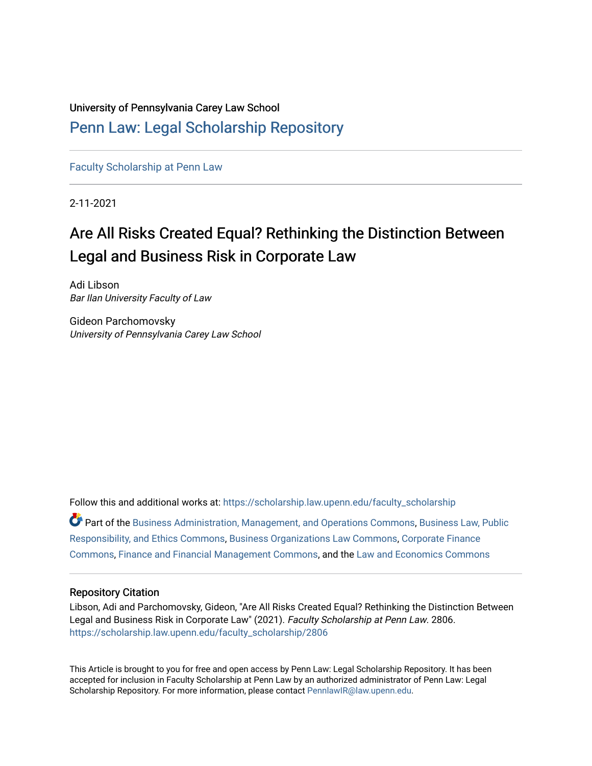University of Pennsylvania Carey Law School

# Penn Law: Legal Scholarship Repository

Faculty Scholarship at Penn Law

2-11-2021

# Are All Risks Created Equal? Rethinking the Distinction Between Legal and Business Risk in Corporate Law

Adi Libson
*Bar Ilan University Faculty of Law*

Gideon Parchomovsky
*University of Pennsylvania Carey Law School*

Follow this and additional works at: https://scholarship.law.upenn.edu/faculty_scholarship

Part of the Business Administration, Management, and Operations Commons, Business Law, Public Responsibility, and Ethics Commons, Business Organizations Law Commons, Corporate Finance Commons, Finance and Financial Management Commons, and the Law and Economics Commons

## Repository Citation

Libson, Adi and Parchomovsky, Gideon, "Are All Risks Created Equal? Rethinking the Distinction Between Legal and Business Risk in Corporate Law" (2021). *Faculty Scholarship at Penn Law*. 2806.
https://scholarship.law.upenn.edu/faculty_scholarship/2806

This Article is brought to you for free and open access by Penn Law: Legal Scholarship Repository. It has been accepted for inclusion in Faculty Scholarship at Penn Law by an authorized administrator of Penn Law: Legal Scholarship Repository. For more information, please contact PennlawIR@law.upenn.edu.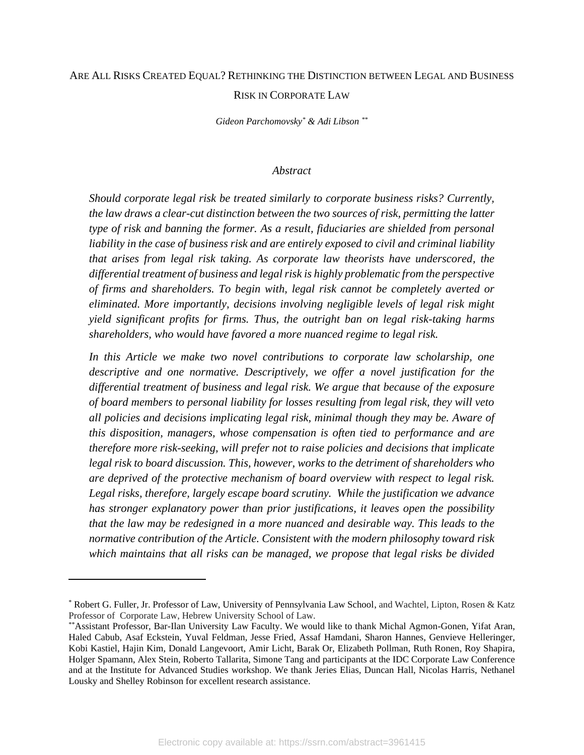# ARE ALL RISKS CREATED EQUAL? RETHINKING THE DISTINCTION BETWEEN LEGAL AND BUSINESS RISK IN CORPORATE LAW

*Gideon Parchomovsky[*] & Adi Libson [**]*

## *Abstract*

*Should corporate legal risk be treated similarly to corporate business risks? Currently, the law draws a clear-cut distinction between the two sources of risk, permitting the latter type of risk and banning the former. As a result, fiduciaries are shielded from personal liability in the case of business risk and are entirely exposed to civil and criminal liability that arises from legal risk taking. As corporate law theorists have underscored, the differential treatment of business and legal risk is highly problematic from the perspective of firms and shareholders. To begin with, legal risk cannot be completely averted or eliminated. More importantly, decisions involving negligible levels of legal risk might yield significant profits for firms. Thus, the outright ban on legal risk-taking harms shareholders, who would have favored a more nuanced regime to legal risk.*

*In this Article we make two novel contributions to corporate law scholarship, one descriptive and one normative. Descriptively, we offer a novel justification for the differential treatment of business and legal risk. We argue that because of the exposure of board members to personal liability for losses resulting from legal risk, they will veto all policies and decisions implicating legal risk, minimal though they may be. Aware of this disposition, managers, whose compensation is often tied to performance and are therefore more risk-seeking, will prefer not to raise policies and decisions that implicate legal risk to board discussion. This, however, works to the detriment of shareholders who are deprived of the protective mechanism of board overview with respect to legal risk. Legal risks, therefore, largely escape board scrutiny. While the justification we advance has stronger explanatory power than prior justifications, it leaves open the possibility that the law may be redesigned in a more nuanced and desirable way. This leads to the normative contribution of the Article. Consistent with the modern philosophy toward risk which maintains that all risks can be managed, we propose that legal risks be divided*

---

[*] Robert G. Fuller, Jr. Professor of Law, University of Pennsylvania Law School, and Wachtel, Lipton, Rosen & Katz Professor of Corporate Law, Hebrew University School of Law.

[**] Assistant Professor, Bar-Ilan University Law Faculty. We would like to thank Michal Agmon-Gonen, Yifat Aran, Haled Cabub, Asaf Eckstein, Yuval Feldman, Jesse Fried, Assaf Hamdani, Sharon Hannes, Genvieve Helleringer, Kobi Kastiel, Hajin Kim, Donald Langevoort, Amir Licht, Barak Or, Elizabeth Pollman, Ruth Ronen, Roy Shapira, Holger Spamann, Alex Stein, Roberto Tallarita, Simone Tang and participants at the IDC Corporate Law Conference and at the Institute for Advanced Studies workshop. We thank Jeries Elias, Duncan Hall, Nicolas Harris, Nethanel Lousky and Shelley Robinson for excellent research assistance.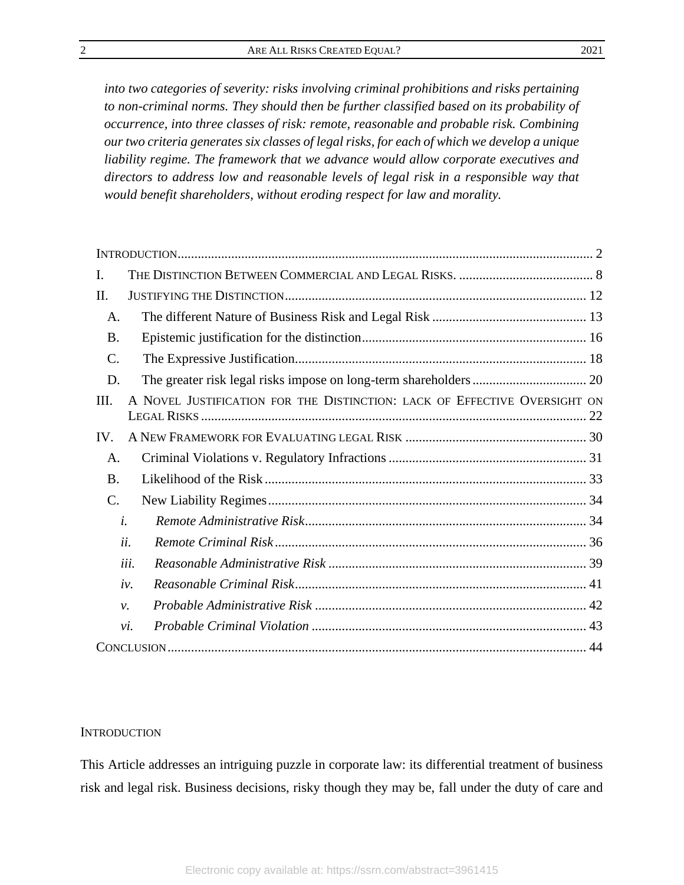*into two categories of severity: risks involving criminal prohibitions and risks pertaining to non-criminal norms. They should then be further classified based on its probability of occurrence, into three classes of risk: remote, reasonable and probable risk. Combining our two criteria generates six classes of legal risks, for each of which we develop a unique liability regime. The framework that we advance would allow corporate executives and directors to address low and reasonable levels of legal risk in a responsible way that would benefit shareholders, without eroding respect for law and morality.*

INTRODUCTION ........................................................................................................................ 2

I. THE DISTINCTION BETWEEN COMMERCIAL AND LEGAL RISKS. ........................................ 8

II. JUSTIFYING THE DISTINCTION ........................................................................................ 12

- A. The different Nature of Business Risk and Legal Risk ............................................. 13
- B. Epistemic justification for the distinction ................................................................. 16
- C. The Expressive Justification ..................................................................................... 18
- D. The greater risk legal risks impose on long-term shareholders ................................. 20

III. A NOVEL JUSTIFICATION FOR THE DISTINCTION: LACK OF EFFECTIVE OVERSIGHT ON LEGAL RISKS ................................................................................................................. 22

IV. A NEW FRAMEWORK FOR EVALUATING LEGAL RISK ..................................................... 30

- A. Criminal Violations v. Regulatory Infractions .......................................................... 31
- B. Likelihood of the Risk ............................................................................................... 33
- C. New Liability Regimes .............................................................................................. 34
  - *i. Remote Administrative Risk* .................................................................................. 34
  - *ii. Remote Criminal Risk* ........................................................................................... 36
  - *iii. Reasonable Administrative Risk* ........................................................................... 39
  - *iv. Reasonable Criminal Risk* ..................................................................................... 41
  - *v. Probable Administrative Risk* ................................................................................ 42
  - *vi. Probable Criminal Violation* ................................................................................. 43

CONCLUSION .......................................................................................................................... 44

## INTRODUCTION

This Article addresses an intriguing puzzle in corporate law: its differential treatment of business risk and legal risk. Business decisions, risky though they may be, fall under the duty of care and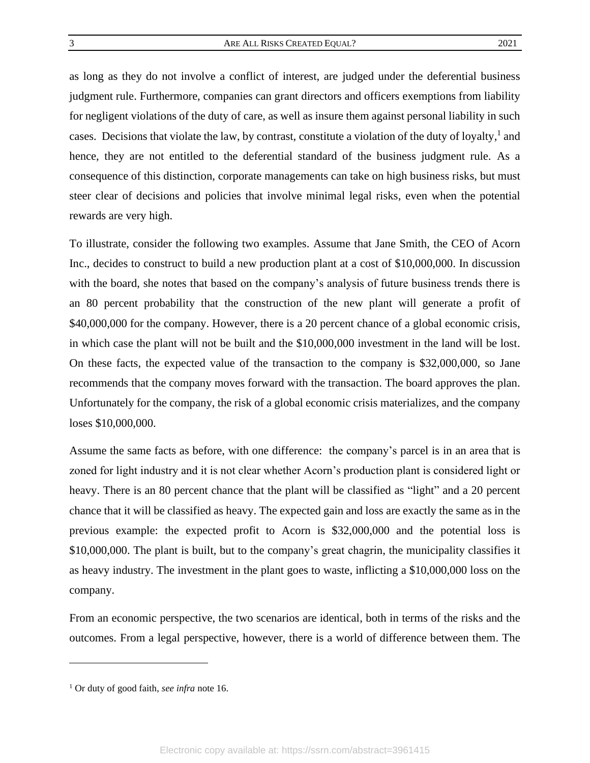as long as they do not involve a conflict of interest, are judged under the deferential business judgment rule. Furthermore, companies can grant directors and officers exemptions from liability for negligent violations of the duty of care, as well as insure them against personal liability in such cases. Decisions that violate the law, by contrast, constitute a violation of the duty of loyalty,[1] and hence, they are not entitled to the deferential standard of the business judgment rule. As a consequence of this distinction, corporate managements can take on high business risks, but must steer clear of decisions and policies that involve minimal legal risks, even when the potential rewards are very high.

To illustrate, consider the following two examples. Assume that Jane Smith, the CEO of Acorn Inc., decides to construct to build a new production plant at a cost of $10,000,000. In discussion with the board, she notes that based on the company's analysis of future business trends there is an 80 percent probability that the construction of the new plant will generate a profit of $40,000,000 for the company. However, there is a 20 percent chance of a global economic crisis, in which case the plant will not be built and the $10,000,000 investment in the land will be lost. On these facts, the expected value of the transaction to the company is $32,000,000, so Jane recommends that the company moves forward with the transaction. The board approves the plan. Unfortunately for the company, the risk of a global economic crisis materializes, and the company loses $10,000,000.

Assume the same facts as before, with one difference: the company's parcel is in an area that is zoned for light industry and it is not clear whether Acorn's production plant is considered light or heavy. There is an 80 percent chance that the plant will be classified as "light" and a 20 percent chance that it will be classified as heavy. The expected gain and loss are exactly the same as in the previous example: the expected profit to Acorn is $32,000,000 and the potential loss is $10,000,000. The plant is built, but to the company's great chagrin, the municipality classifies it as heavy industry. The investment in the plant goes to waste, inflicting a $10,000,000 loss on the company.

From an economic perspective, the two scenarios are identical, both in terms of the risks and the outcomes. From a legal perspective, however, there is a world of difference between them. The

---

[1] Or duty of good faith, *see infra* note 16.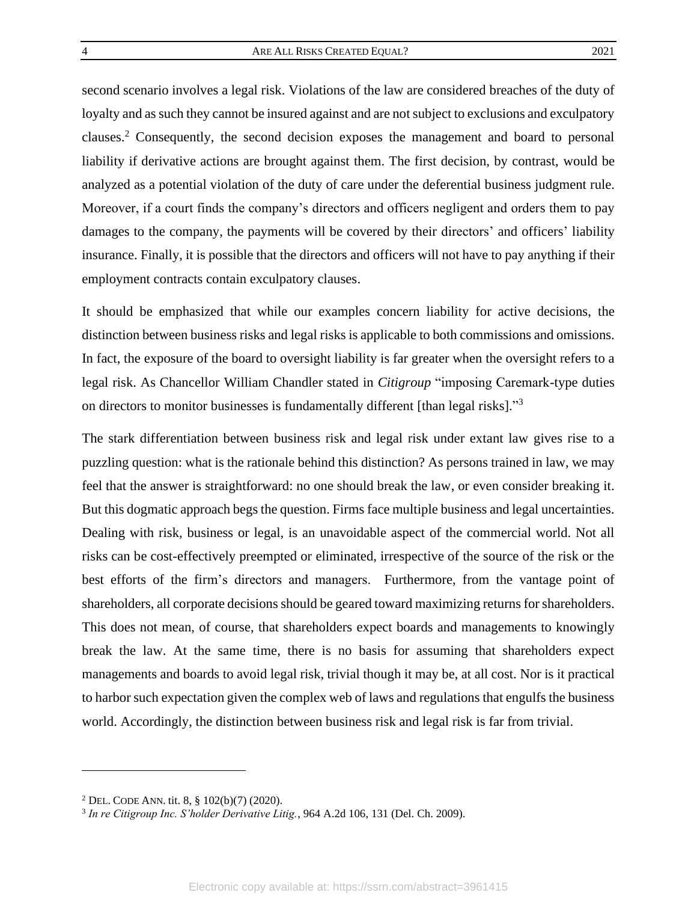second scenario involves a legal risk. Violations of the law are considered breaches of the duty of loyalty and as such they cannot be insured against and are not subject to exclusions and exculpatory clauses.[2] Consequently, the second decision exposes the management and board to personal liability if derivative actions are brought against them. The first decision, by contrast, would be analyzed as a potential violation of the duty of care under the deferential business judgment rule. Moreover, if a court finds the company's directors and officers negligent and orders them to pay damages to the company, the payments will be covered by their directors' and officers' liability insurance. Finally, it is possible that the directors and officers will not have to pay anything if their employment contracts contain exculpatory clauses.

It should be emphasized that while our examples concern liability for active decisions, the distinction between business risks and legal risks is applicable to both commissions and omissions. In fact, the exposure of the board to oversight liability is far greater when the oversight refers to a legal risk. As Chancellor William Chandler stated in *Citigroup* "imposing Caremark-type duties on directors to monitor businesses is fundamentally different [than legal risks]."[3]

The stark differentiation between business risk and legal risk under extant law gives rise to a puzzling question: what is the rationale behind this distinction? As persons trained in law, we may feel that the answer is straightforward: no one should break the law, or even consider breaking it. But this dogmatic approach begs the question. Firms face multiple business and legal uncertainties. Dealing with risk, business or legal, is an unavoidable aspect of the commercial world. Not all risks can be cost-effectively preempted or eliminated, irrespective of the source of the risk or the best efforts of the firm's directors and managers. Furthermore, from the vantage point of shareholders, all corporate decisions should be geared toward maximizing returns for shareholders. This does not mean, of course, that shareholders expect boards and managements to knowingly break the law. At the same time, there is no basis for assuming that shareholders expect managements and boards to avoid legal risk, trivial though it may be, at all cost. Nor is it practical to harbor such expectation given the complex web of laws and regulations that engulfs the business world. Accordingly, the distinction between business risk and legal risk is far from trivial.

---

[2] DEL. CODE ANN. tit. 8, § 102(b)(7) (2020).

[3] *In re Citigroup Inc. S'holder Derivative Litig.*, 964 A.2d 106, 131 (Del. Ch. 2009).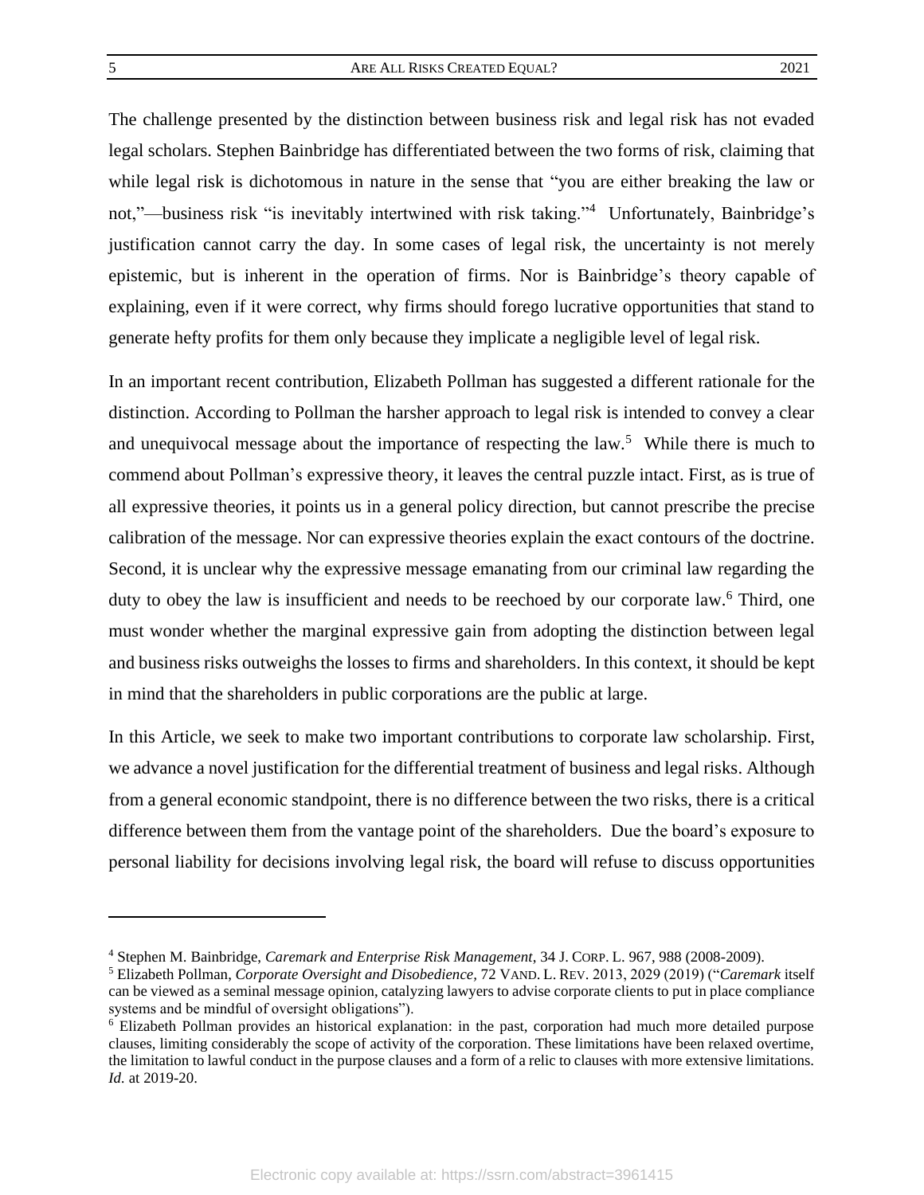The challenge presented by the distinction between business risk and legal risk has not evaded legal scholars. Stephen Bainbridge has differentiated between the two forms of risk, claiming that while legal risk is dichotomous in nature in the sense that "you are either breaking the law or not,"—business risk "is inevitably intertwined with risk taking."[4] Unfortunately, Bainbridge's justification cannot carry the day. In some cases of legal risk, the uncertainty is not merely epistemic, but is inherent in the operation of firms. Nor is Bainbridge's theory capable of explaining, even if it were correct, why firms should forego lucrative opportunities that stand to generate hefty profits for them only because they implicate a negligible level of legal risk.

In an important recent contribution, Elizabeth Pollman has suggested a different rationale for the distinction. According to Pollman the harsher approach to legal risk is intended to convey a clear and unequivocal message about the importance of respecting the law.[5] While there is much to commend about Pollman's expressive theory, it leaves the central puzzle intact. First, as is true of all expressive theories, it points us in a general policy direction, but cannot prescribe the precise calibration of the message. Nor can expressive theories explain the exact contours of the doctrine. Second, it is unclear why the expressive message emanating from our criminal law regarding the duty to obey the law is insufficient and needs to be reechoed by our corporate law.[6] Third, one must wonder whether the marginal expressive gain from adopting the distinction between legal and business risks outweighs the losses to firms and shareholders. In this context, it should be kept in mind that the shareholders in public corporations are the public at large.

In this Article, we seek to make two important contributions to corporate law scholarship. First, we advance a novel justification for the differential treatment of business and legal risks. Although from a general economic standpoint, there is no difference between the two risks, there is a critical difference between them from the vantage point of the shareholders. Due the board's exposure to personal liability for decisions involving legal risk, the board will refuse to discuss opportunities

---

[4] Stephen M. Bainbridge, *Caremark and Enterprise Risk Management*, 34 J. CORP. L. 967, 988 (2008-2009).

[5] Elizabeth Pollman, *Corporate Oversight and Disobedience*, 72 VAND. L. REV. 2013, 2029 (2019) ("*Caremark* itself can be viewed as a seminal message opinion, catalyzing lawyers to advise corporate clients to put in place compliance systems and be mindful of oversight obligations").

[6] Elizabeth Pollman provides an historical explanation: in the past, corporation had much more detailed purpose clauses, limiting considerably the scope of activity of the corporation. These limitations have been relaxed overtime, the limitation to lawful conduct in the purpose clauses and a form of a relic to clauses with more extensive limitations. *Id.* at 2019-20.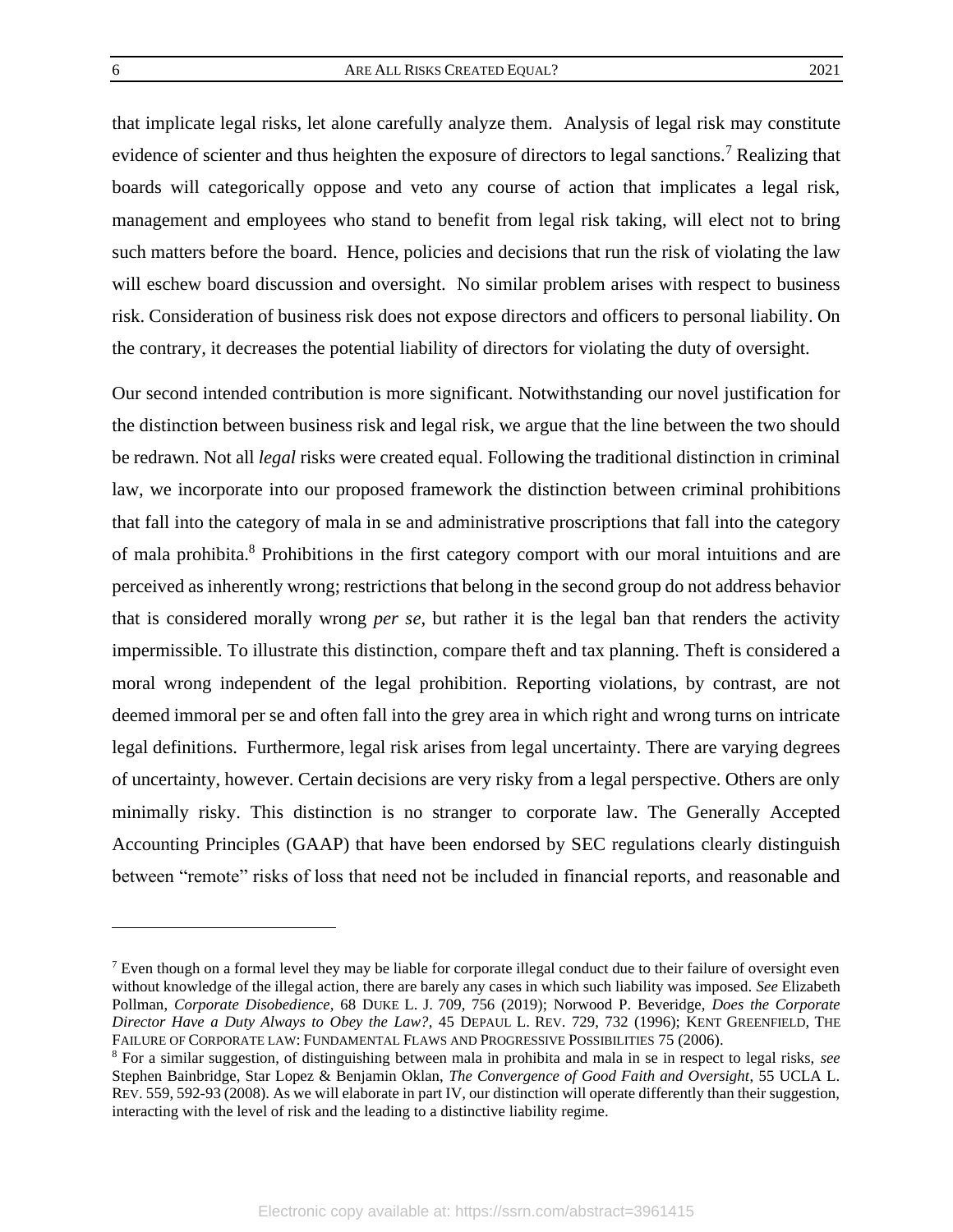that implicate legal risks, let alone carefully analyze them. Analysis of legal risk may constitute evidence of scienter and thus heighten the exposure of directors to legal sanctions.[7] Realizing that boards will categorically oppose and veto any course of action that implicates a legal risk, management and employees who stand to benefit from legal risk taking, will elect not to bring such matters before the board. Hence, policies and decisions that run the risk of violating the law will eschew board discussion and oversight. No similar problem arises with respect to business risk. Consideration of business risk does not expose directors and officers to personal liability. On the contrary, it decreases the potential liability of directors for violating the duty of oversight.

Our second intended contribution is more significant. Notwithstanding our novel justification for the distinction between business risk and legal risk, we argue that the line between the two should be redrawn. Not all *legal* risks were created equal. Following the traditional distinction in criminal law, we incorporate into our proposed framework the distinction between criminal prohibitions that fall into the category of mala in se and administrative proscriptions that fall into the category of mala prohibita.[8] Prohibitions in the first category comport with our moral intuitions and are perceived as inherently wrong; restrictions that belong in the second group do not address behavior that is considered morally wrong *per se*, but rather it is the legal ban that renders the activity impermissible. To illustrate this distinction, compare theft and tax planning. Theft is considered a moral wrong independent of the legal prohibition. Reporting violations, by contrast, are not deemed immoral per se and often fall into the grey area in which right and wrong turns on intricate legal definitions. Furthermore, legal risk arises from legal uncertainty. There are varying degrees of uncertainty, however. Certain decisions are very risky from a legal perspective. Others are only minimally risky. This distinction is no stranger to corporate law. The Generally Accepted Accounting Principles (GAAP) that have been endorsed by SEC regulations clearly distinguish between "remote" risks of loss that need not be included in financial reports, and reasonable and

---

[7] Even though on a formal level they may be liable for corporate illegal conduct due to their failure of oversight even without knowledge of the illegal action, there are barely any cases in which such liability was imposed. *See* Elizabeth Pollman, *Corporate Disobedience*, 68 DUKE L. J. 709, 756 (2019); Norwood P. Beveridge, *Does the Corporate Director Have a Duty Always to Obey the Law?*, 45 DEPAUL L. REV. 729, 732 (1996); KENT GREENFIELD, THE FAILURE OF CORPORATE LAW: FUNDAMENTAL FLAWS AND PROGRESSIVE POSSIBILITIES 75 (2006).

[8] For a similar suggestion, of distinguishing between mala in prohibita and mala in se in respect to legal risks, *see* Stephen Bainbridge, Star Lopez & Benjamin Oklan, *The Convergence of Good Faith and Oversight*, 55 UCLA L. REV. 559, 592-93 (2008). As we will elaborate in part IV, our distinction will operate differently than their suggestion, interacting with the level of risk and the leading to a distinctive liability regime.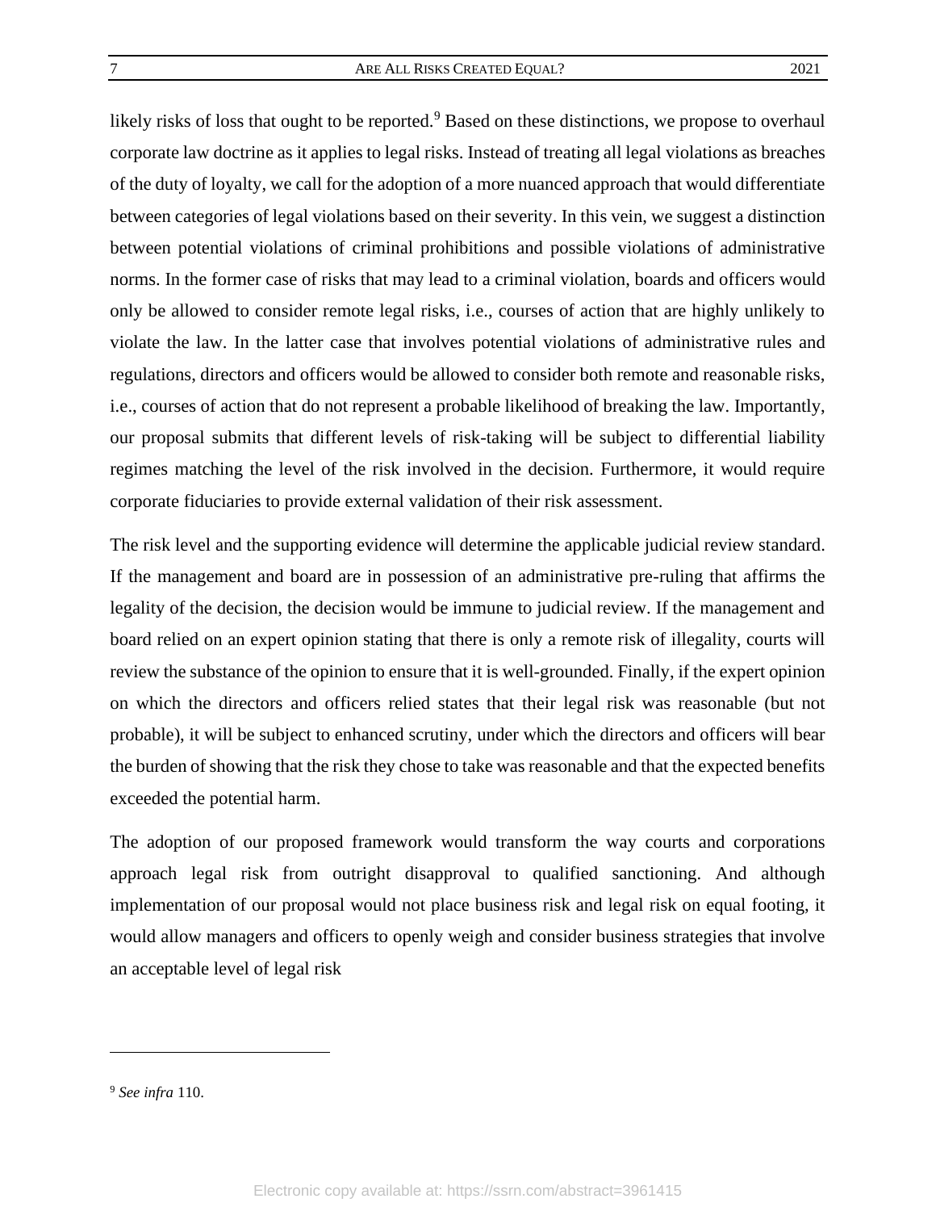likely risks of loss that ought to be reported.[9] Based on these distinctions, we propose to overhaul corporate law doctrine as it applies to legal risks. Instead of treating all legal violations as breaches of the duty of loyalty, we call for the adoption of a more nuanced approach that would differentiate between categories of legal violations based on their severity. In this vein, we suggest a distinction between potential violations of criminal prohibitions and possible violations of administrative norms. In the former case of risks that may lead to a criminal violation, boards and officers would only be allowed to consider remote legal risks, i.e., courses of action that are highly unlikely to violate the law. In the latter case that involves potential violations of administrative rules and regulations, directors and officers would be allowed to consider both remote and reasonable risks, i.e., courses of action that do not represent a probable likelihood of breaking the law. Importantly, our proposal submits that different levels of risk-taking will be subject to differential liability regimes matching the level of the risk involved in the decision. Furthermore, it would require corporate fiduciaries to provide external validation of their risk assessment.

The risk level and the supporting evidence will determine the applicable judicial review standard. If the management and board are in possession of an administrative pre-ruling that affirms the legality of the decision, the decision would be immune to judicial review. If the management and board relied on an expert opinion stating that there is only a remote risk of illegality, courts will review the substance of the opinion to ensure that it is well-grounded. Finally, if the expert opinion on which the directors and officers relied states that their legal risk was reasonable (but not probable), it will be subject to enhanced scrutiny, under which the directors and officers will bear the burden of showing that the risk they chose to take was reasonable and that the expected benefits exceeded the potential harm.

The adoption of our proposed framework would transform the way courts and corporations approach legal risk from outright disapproval to qualified sanctioning. And although implementation of our proposal would not place business risk and legal risk on equal footing, it would allow managers and officers to openly weigh and consider business strategies that involve an acceptable level of legal risk

---

[9] *See infra* 110.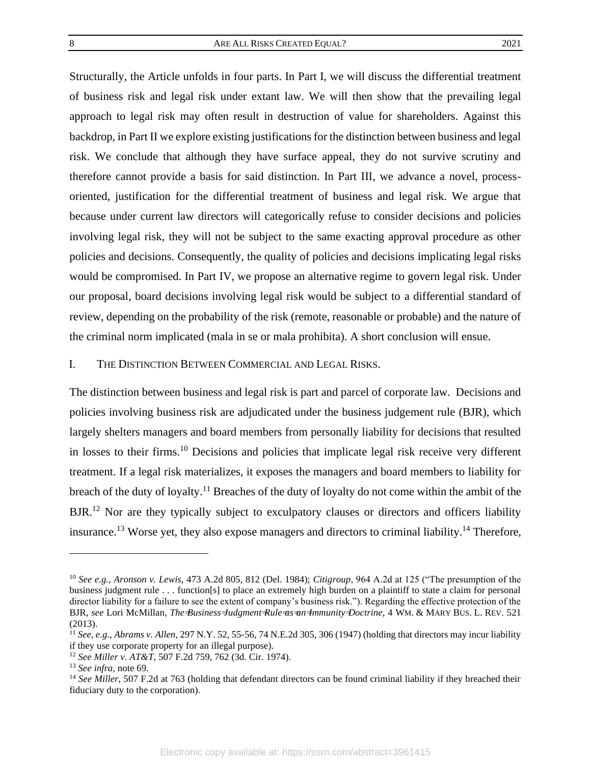Structurally, the Article unfolds in four parts. In Part I, we will discuss the differential treatment of business risk and legal risk under extant law. We will then show that the prevailing legal approach to legal risk may often result in destruction of value for shareholders. Against this backdrop, in Part II we explore existing justifications for the distinction between business and legal risk. We conclude that although they have surface appeal, they do not survive scrutiny and therefore cannot provide a basis for said distinction. In Part III, we advance a novel, process-oriented, justification for the differential treatment of business and legal risk. We argue that because under current law directors will categorically refuse to consider decisions and policies involving legal risk, they will not be subject to the same exacting approval procedure as other policies and decisions. Consequently, the quality of policies and decisions implicating legal risks would be compromised. In Part IV, we propose an alternative regime to govern legal risk. Under our proposal, board decisions involving legal risk would be subject to a differential standard of review, depending on the probability of the risk (remote, reasonable or probable) and the nature of the criminal norm implicated (mala in se or mala prohibita). A short conclusion will ensue.

## I. THE DISTINCTION BETWEEN COMMERCIAL AND LEGAL RISKS.

The distinction between business and legal risk is part and parcel of corporate law. Decisions and policies involving business risk are adjudicated under the business judgement rule (BJR), which largely shelters managers and board members from personally liability for decisions that resulted in losses to their firms.[10] Decisions and policies that implicate legal risk receive very different treatment. If a legal risk materializes, it exposes the managers and board members to liability for breach of the duty of loyalty.[11] Breaches of the duty of loyalty do not come within the ambit of the BJR.[12] Nor are they typically subject to exculpatory clauses or directors and officers liability insurance.[13] Worse yet, they also expose managers and directors to criminal liability.[14] Therefore,

---

[10] *See e.g.*, *Aronson v. Lewis*, 473 A.2d 805, 812 (Del. 1984); *Citigroup*, 964 A.2d at 125 ("The presumption of the business judgment rule . . . function[s] to place an extremely high burden on a plaintiff to state a claim for personal director liability for a failure to see the extent of company's business risk."). Regarding the effective protection of the BJR, *see* Lori McMillan, *The Business Judgment Rule as an Immunity Doctrine*, 4 WM. & MARY BUS. L. REV. 521 (2013).

[11] *See*, *e.g*., *Abrams v. Allen*, 297 N.Y. 52, 55-56, 74 N.E.2d 305, 306 (1947) (holding that directors may incur liability if they use corporate property for an illegal purpose).

[12] *See Miller v. AT&T*, 507 F.2d 759, 762 (3d. Cir. 1974).

[13] *See infra*, note 69.

[14] *See Miller*, 507 F.2d at 763 (holding that defendant directors can be found criminal liability if they breached their fiduciary duty to the corporation).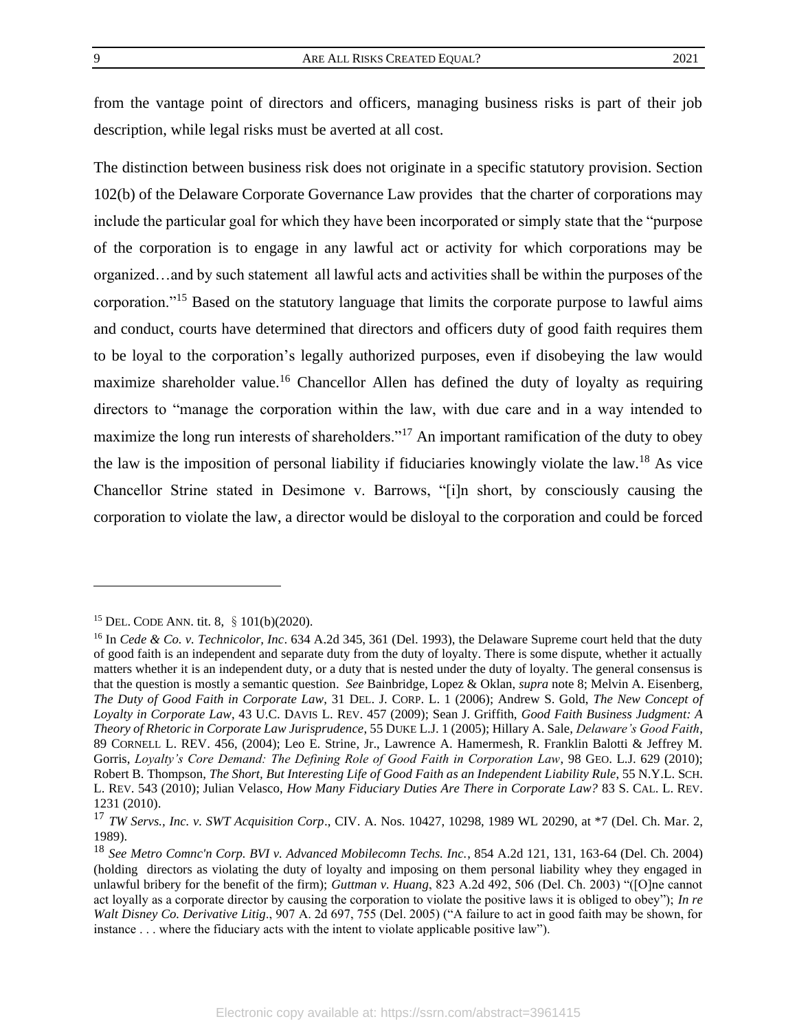from the vantage point of directors and officers, managing business risks is part of their job description, while legal risks must be averted at all cost.

The distinction between business risk does not originate in a specific statutory provision. Section 102(b) of the Delaware Corporate Governance Law provides that the charter of corporations may include the particular goal for which they have been incorporated or simply state that the "purpose of the corporation is to engage in any lawful act or activity for which corporations may be organized…and by such statement all lawful acts and activities shall be within the purposes of the corporation."[15] Based on the statutory language that limits the corporate purpose to lawful aims and conduct, courts have determined that directors and officers duty of good faith requires them to be loyal to the corporation's legally authorized purposes, even if disobeying the law would maximize shareholder value.[16] Chancellor Allen has defined the duty of loyalty as requiring directors to "manage the corporation within the law, with due care and in a way intended to maximize the long run interests of shareholders."[17] An important ramification of the duty to obey the law is the imposition of personal liability if fiduciaries knowingly violate the law.[18] As vice Chancellor Strine stated in Desimone v. Barrows, "[i]n short, by consciously causing the corporation to violate the law, a director would be disloyal to the corporation and could be forced

---

[15] DEL. CODE ANN. tit. 8, § 101(b)(2020).

[16] In *Cede & Co. v. Technicolor, Inc*. 634 A.2d 345, 361 (Del. 1993), the Delaware Supreme court held that the duty of good faith is an independent and separate duty from the duty of loyalty. There is some dispute, whether it actually matters whether it is an independent duty, or a duty that is nested under the duty of loyalty. The general consensus is that the question is mostly a semantic question. *See* Bainbridge, Lopez & Oklan, *supra* note 8; Melvin A. Eisenberg, *The Duty of Good Faith in Corporate Law*, 31 DEL. J. CORP. L. 1 (2006); Andrew S. Gold, *The New Concept of Loyalty in Corporate Law*, 43 U.C. DAVIS L. REV. 457 (2009); Sean J. Griffith, *Good Faith Business Judgment: A Theory of Rhetoric in Corporate Law Jurisprudence*, 55 DUKE L.J. 1 (2005); Hillary A. Sale, *Delaware's Good Faith*, 89 CORNELL L. REV. 456, (2004); Leo E. Strine, Jr., Lawrence A. Hamermesh, R. Franklin Balotti & Jeffrey M. Gorris, *Loyalty's Core Demand: The Defining Role of Good Faith in Corporation Law*, 98 GEO. L.J. 629 (2010); Robert B. Thompson, *The Short, But Interesting Life of Good Faith as an Independent Liability Rule*, 55 N.Y.L. SCH. L. REV. 543 (2010); Julian Velasco, *How Many Fiduciary Duties Are There in Corporate Law?* 83 S. CAL. L. REV. 1231 (2010).

[17] *TW Servs., Inc. v. SWT Acquisition Corp*., CIV. A. Nos. 10427, 10298, 1989 WL 20290, at *7 (Del. Ch. Mar. 2, 1989).

[18] *See Metro Comnc'n Corp. BVI v. Advanced Mobilecomn Techs. Inc.*, 854 A.2d 121, 131, 163-64 (Del. Ch. 2004) (holding directors as violating the duty of loyalty and imposing on them personal liability whey they engaged in unlawful bribery for the benefit of the firm); *Guttman v. Huang*, 823 A.2d 492, 506 (Del. Ch. 2003) "([O]ne cannot act loyally as a corporate director by causing the corporation to violate the positive laws it is obliged to obey"); *In re Walt Disney Co. Derivative Litig*., 907 A. 2d 697, 755 (Del. 2005) ("A failure to act in good faith may be shown, for instance . . . where the fiduciary acts with the intent to violate applicable positive law").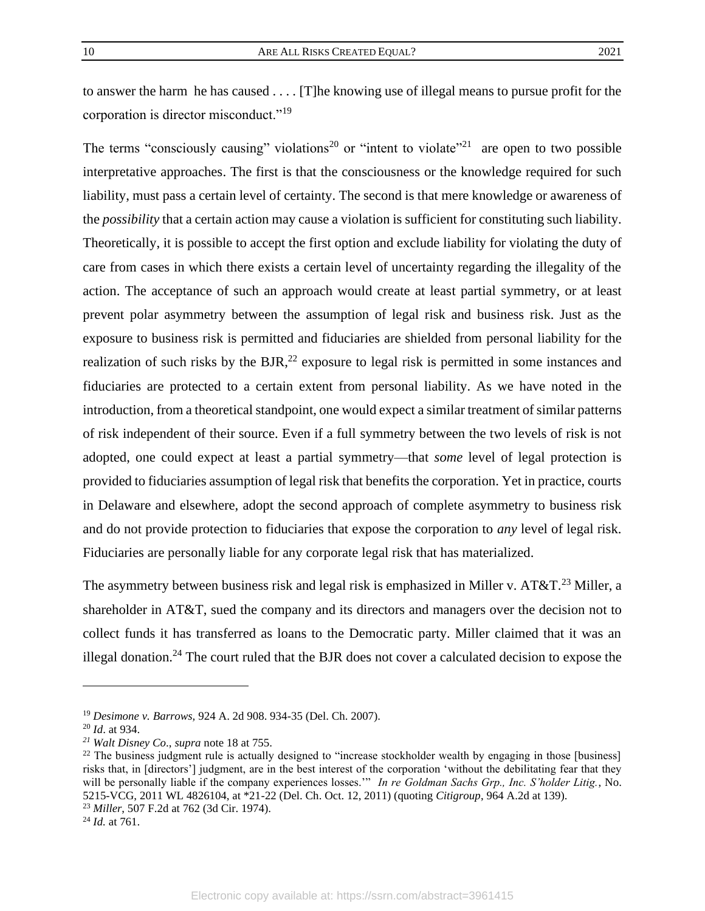to answer the harm he has caused . . . . [T]he knowing use of illegal means to pursue profit for the corporation is director misconduct."[19]

The terms "consciously causing" violations[20] or "intent to violate"[21] are open to two possible interpretative approaches. The first is that the consciousness or the knowledge required for such liability, must pass a certain level of certainty. The second is that mere knowledge or awareness of the *possibility* that a certain action may cause a violation is sufficient for constituting such liability. Theoretically, it is possible to accept the first option and exclude liability for violating the duty of care from cases in which there exists a certain level of uncertainty regarding the illegality of the action. The acceptance of such an approach would create at least partial symmetry, or at least prevent polar asymmetry between the assumption of legal risk and business risk. Just as the exposure to business risk is permitted and fiduciaries are shielded from personal liability for the realization of such risks by the BJR,[22] exposure to legal risk is permitted in some instances and fiduciaries are protected to a certain extent from personal liability. As we have noted in the introduction, from a theoretical standpoint, one would expect a similar treatment of similar patterns of risk independent of their source. Even if a full symmetry between the two levels of risk is not adopted, one could expect at least a partial symmetry—that *some* level of legal protection is provided to fiduciaries assumption of legal risk that benefits the corporation. Yet in practice, courts in Delaware and elsewhere, adopt the second approach of complete asymmetry to business risk and do not provide protection to fiduciaries that expose the corporation to *any* level of legal risk. Fiduciaries are personally liable for any corporate legal risk that has materialized.

The asymmetry between business risk and legal risk is emphasized in Miller v. AT&T.[23] Miller, a shareholder in AT&T, sued the company and its directors and managers over the decision not to collect funds it has transferred as loans to the Democratic party. Miller claimed that it was an illegal donation.[24] The court ruled that the BJR does not cover a calculated decision to expose the

---

[19] *Desimone v. Barrows,* 924 A. 2d 908. 934-35 (Del. Ch. 2007).

[20] *Id*. at 934.

[21] *Walt Disney Co*., *supra* note 18 at 755.

[22] The business judgment rule is actually designed to "increase stockholder wealth by engaging in those [business] risks that, in [directors'] judgment, are in the best interest of the corporation 'without the debilitating fear that they will be personally liable if the company experiences losses.'" *In re Goldman Sachs Grp., Inc. S'holder Litig.*, No. 5215-VCG, 2011 WL 4826104, at *21-22 (Del. Ch. Oct. 12, 2011) (quoting *Citigroup*, 964 A.2d at 139).

[23] *Miller*, 507 F.2d at 762 (3d Cir. 1974).

[24] *Id.* at 761.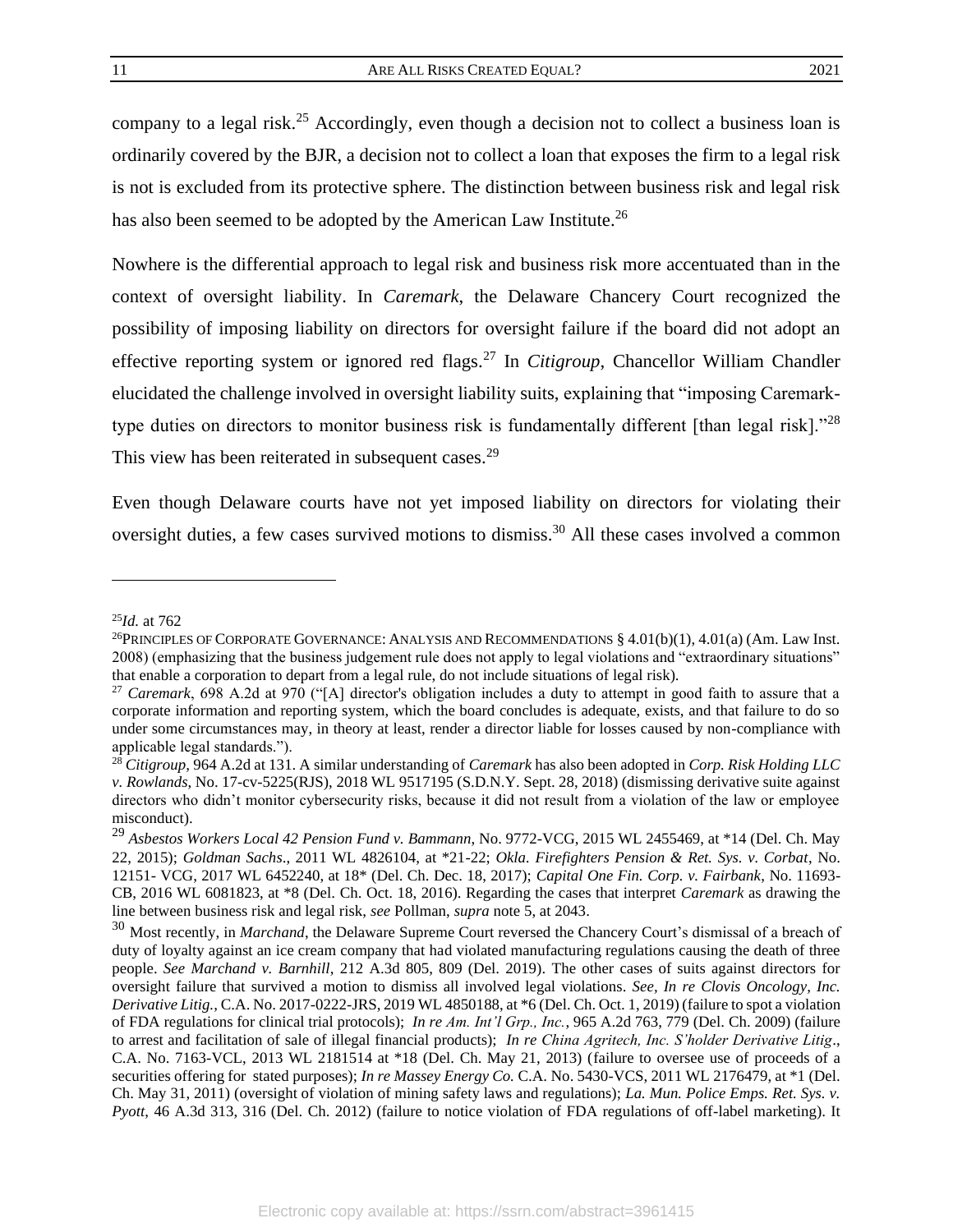company to a legal risk.[25] Accordingly, even though a decision not to collect a business loan is ordinarily covered by the BJR, a decision not to collect a loan that exposes the firm to a legal risk is not is excluded from its protective sphere. The distinction between business risk and legal risk has also been seemed to be adopted by the American Law Institute.[26]

Nowhere is the differential approach to legal risk and business risk more accentuated than in the context of oversight liability. In *Caremark*, the Delaware Chancery Court recognized the possibility of imposing liability on directors for oversight failure if the board did not adopt an effective reporting system or ignored red flags.[27] In *Citigroup*, Chancellor William Chandler elucidated the challenge involved in oversight liability suits, explaining that "imposing Caremark-type duties on directors to monitor business risk is fundamentally different [than legal risk]."[28] This view has been reiterated in subsequent cases.[29]

Even though Delaware courts have not yet imposed liability on directors for violating their oversight duties, a few cases survived motions to dismiss.[30] All these cases involved a common

---

[25] *Id.* at 762

[26] PRINCIPLES OF CORPORATE GOVERNANCE: ANALYSIS AND RECOMMENDATIONS § 4.01(b)(1), 4.01(a) (Am. Law Inst. 2008) (emphasizing that the business judgement rule does not apply to legal violations and "extraordinary situations" that enable a corporation to depart from a legal rule, do not include situations of legal risk).

[27] *Caremark*, 698 A.2d at 970 ("[A] director's obligation includes a duty to attempt in good faith to assure that a corporate information and reporting system, which the board concludes is adequate, exists, and that failure to do so under some circumstances may, in theory at least, render a director liable for losses caused by non-compliance with applicable legal standards.").

[28] *Citigroup*, 964 A.2d at 131. A similar understanding of *Caremark* has also been adopted in *Corp. Risk Holding LLC v. Rowlands*, No. 17-cv-5225(RJS), 2018 WL 9517195 (S.D.N.Y. Sept. 28, 2018) (dismissing derivative suite against directors who didn't monitor cybersecurity risks, because it did not result from a violation of the law or employee misconduct).

[29] *Asbestos Workers Local 42 Pension Fund v. Bammann*, No. 9772-VCG, 2015 WL 2455469, at *14 (Del. Ch. May 22, 2015); *Goldman Sachs*., 2011 WL 4826104, at *21-22; *Okla. Firefighters Pension & Ret. Sys. v. Corbat*, No. 12151- VCG, 2017 WL 6452240, at 18* (Del. Ch. Dec. 18, 2017); *Capital One Fin. Corp. v. Fairbank*, No. 11693-CB, 2016 WL 6081823, at *8 (Del. Ch. Oct. 18, 2016). Regarding the cases that interpret *Caremark* as drawing the line between business risk and legal risk, *see* Pollman, *supra* note 5, at 2043.

[30] Most recently, in *Marchand*, the Delaware Supreme Court reversed the Chancery Court's dismissal of a breach of duty of loyalty against an ice cream company that had violated manufacturing regulations causing the death of three people. *See Marchand v. Barnhill*, 212 A.3d 805, 809 (Del. 2019). The other cases of suits against directors for oversight failure that survived a motion to dismiss all involved legal violations. *See, In re Clovis Oncology, Inc. Derivative Litig.*, C.A. No. 2017-0222-JRS, 2019 WL 4850188, at *6 (Del. Ch. Oct. 1, 2019) (failure to spot a violation of FDA regulations for clinical trial protocols); *In re Am. Int'l Grp., Inc.*, 965 A.2d 763, 779 (Del. Ch. 2009) (failure to arrest and facilitation of sale of illegal financial products); *In re China Agritech, Inc. S'holder Derivative Litig*., C.A. No. 7163-VCL, 2013 WL 2181514 at *18 (Del. Ch. May 21, 2013) (failure to oversee use of proceeds of a securities offering for stated purposes); *In re Massey Energy Co.* C.A. No. 5430-VCS, 2011 WL 2176479, at *1 (Del. Ch. May 31, 2011) (oversight of violation of mining safety laws and regulations); *La. Mun. Police Emps. Ret. Sys. v. Pyott*, 46 A.3d 313, 316 (Del. Ch. 2012) (failure to notice violation of FDA regulations of off-label marketing). It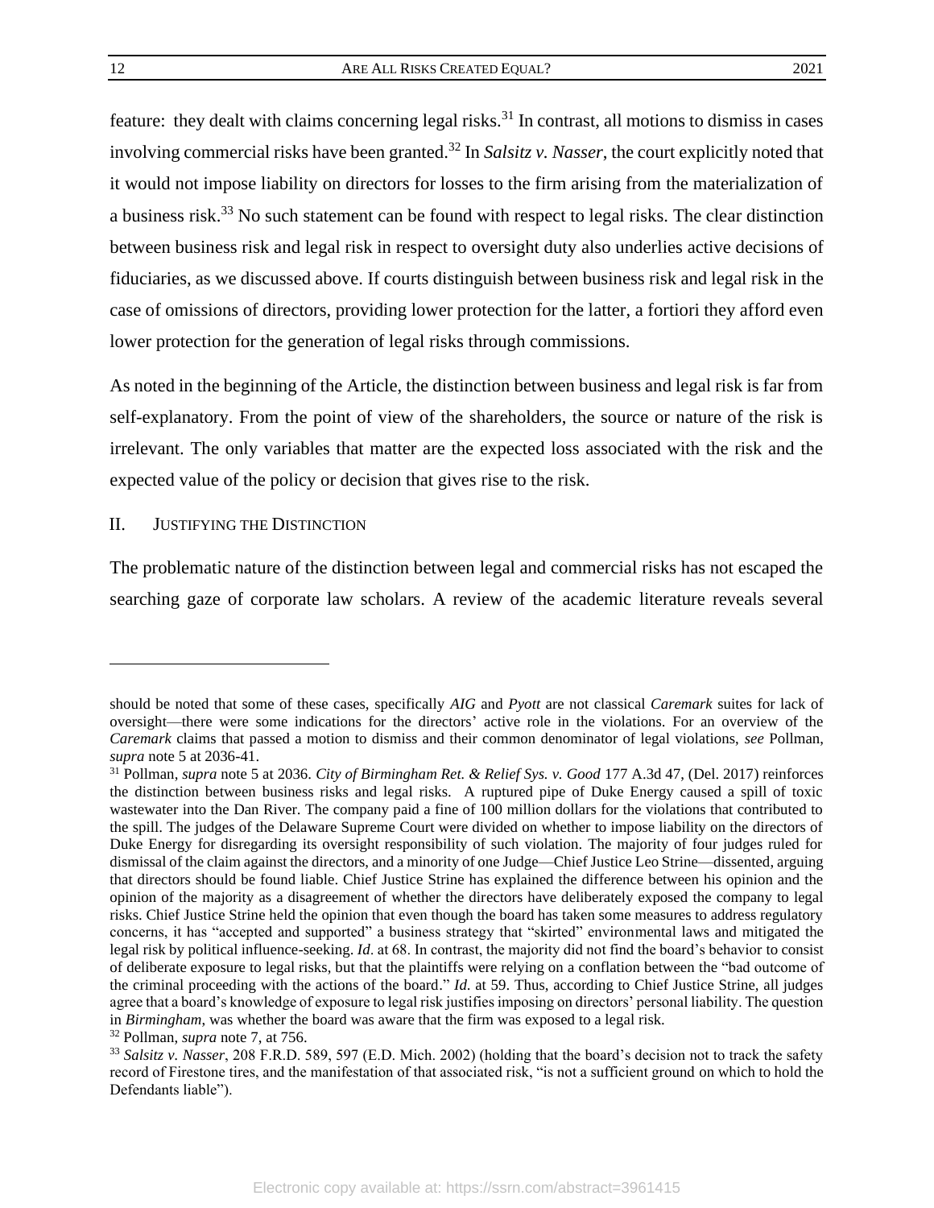feature: they dealt with claims concerning legal risks.[31] In contrast, all motions to dismiss in cases involving commercial risks have been granted.[32] In ***Salsitz v. Nasser***, the court explicitly noted that it would not impose liability on directors for losses to the firm arising from the materialization of a business risk.[33] No such statement can be found with respect to legal risks. The clear distinction between business risk and legal risk in respect to oversight duty also underlies active decisions of fiduciaries, as we discussed above. If courts distinguish between business risk and legal risk in the case of omissions of directors, providing lower protection for the latter, a fortiori they afford even lower protection for the generation of legal risks through commissions.

As noted in the beginning of the Article, the distinction between business and legal risk is far from self-explanatory. From the point of view of the shareholders, the source or nature of the risk is irrelevant. The only variables that matter are the expected loss associated with the risk and the expected value of the policy or decision that gives rise to the risk.

## II. JUSTIFYING THE DISTINCTION

The problematic nature of the distinction between legal and commercial risks has not escaped the searching gaze of corporate law scholars. A review of the academic literature reveals several

---

should be noted that some of these cases, specifically *AIG* and *Pyott* are not classical *Caremark* suites for lack of oversight—there were some indications for the directors' active role in the violations. For an overview of the *Caremark* claims that passed a motion to dismiss and their common denominator of legal violations, *see* Pollman, *supra* note 5 at 2036-41.

[31] Pollman, *supra* note 5 at 2036. *City of Birmingham Ret. & Relief Sys. v. Good* 177 A.3d 47, (Del. 2017) reinforces the distinction between business risks and legal risks. A ruptured pipe of Duke Energy caused a spill of toxic wastewater into the Dan River. The company paid a fine of 100 million dollars for the violations that contributed to the spill. The judges of the Delaware Supreme Court were divided on whether to impose liability on the directors of Duke Energy for disregarding its oversight responsibility of such violation. The majority of four judges ruled for dismissal of the claim against the directors, and a minority of one Judge—Chief Justice Leo Strine—dissented, arguing that directors should be found liable. Chief Justice Strine has explained the difference between his opinion and the opinion of the majority as a disagreement of whether the directors have deliberately exposed the company to legal risks. Chief Justice Strine held the opinion that even though the board has taken some measures to address regulatory concerns, it has "accepted and supported" a business strategy that "skirted" environmental laws and mitigated the legal risk by political influence-seeking. *Id*. at 68. In contrast, the majority did not find the board's behavior to consist of deliberate exposure to legal risks, but that the plaintiffs were relying on a conflation between the "bad outcome of the criminal proceeding with the actions of the board." *Id.* at 59. Thus, according to Chief Justice Strine, all judges agree that a board's knowledge of exposure to legal risk justifies imposing on directors' personal liability. The question in *Birmingham*, was whether the board was aware that the firm was exposed to a legal risk.

[32] Pollman, *supra* note 7, at 756.

[33] *Salsitz v. Nasser*, 208 F.R.D. 589, 597 (E.D. Mich. 2002) (holding that the board's decision not to track the safety record of Firestone tires, and the manifestation of that associated risk, "is not a sufficient ground on which to hold the Defendants liable").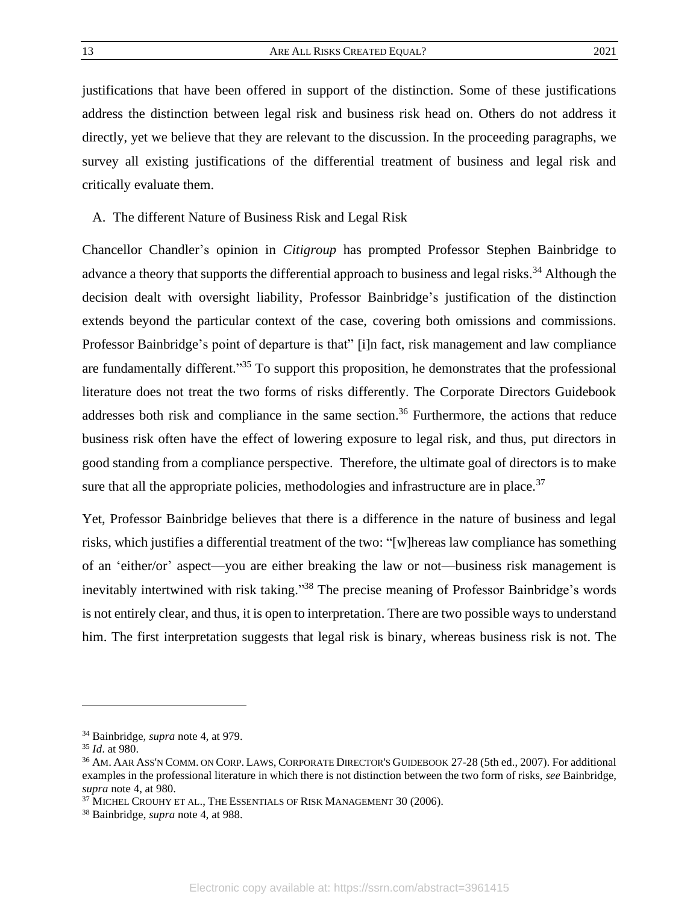justifications that have been offered in support of the distinction. Some of these justifications address the distinction between legal risk and business risk head on. Others do not address it directly, yet we believe that they are relevant to the discussion. In the proceeding paragraphs, we survey all existing justifications of the differential treatment of business and legal risk and critically evaluate them.

## A. The different Nature of Business Risk and Legal Risk

Chancellor Chandler's opinion in *Citigroup* has prompted Professor Stephen Bainbridge to advance a theory that supports the differential approach to business and legal risks.[34] Although the decision dealt with oversight liability, Professor Bainbridge's justification of the distinction extends beyond the particular context of the case, covering both omissions and commissions. Professor Bainbridge's point of departure is that" [i]n fact, risk management and law compliance are fundamentally different."[35] To support this proposition, he demonstrates that the professional literature does not treat the two forms of risks differently. The Corporate Directors Guidebook addresses both risk and compliance in the same section.[36] Furthermore, the actions that reduce business risk often have the effect of lowering exposure to legal risk, and thus, put directors in good standing from a compliance perspective. Therefore, the ultimate goal of directors is to make sure that all the appropriate policies, methodologies and infrastructure are in place.[37]

Yet, Professor Bainbridge believes that there is a difference in the nature of business and legal risks, which justifies a differential treatment of the two: "[w]hereas law compliance has something of an 'either/or' aspect—you are either breaking the law or not—business risk management is inevitably intertwined with risk taking."[38] The precise meaning of Professor Bainbridge's words is not entirely clear, and thus, it is open to interpretation. There are two possible ways to understand him. The first interpretation suggests that legal risk is binary, whereas business risk is not. The

---

[34] Bainbridge, *supra* note 4, at 979.

[35] *Id*. at 980.

[36] AM. AAR ASS'N COMM. ON CORP. LAWS, CORPORATE DIRECTOR'S GUIDEBOOK 27-28 (5th ed., 2007). For additional examples in the professional literature in which there is not distinction between the two form of risks, *see* Bainbridge, *supra* note 4, at 980.

[37] MICHEL CROUHY ET AL., THE ESSENTIALS OF RISK MANAGEMENT 30 (2006).

[38] Bainbridge, *supra* note 4, at 988.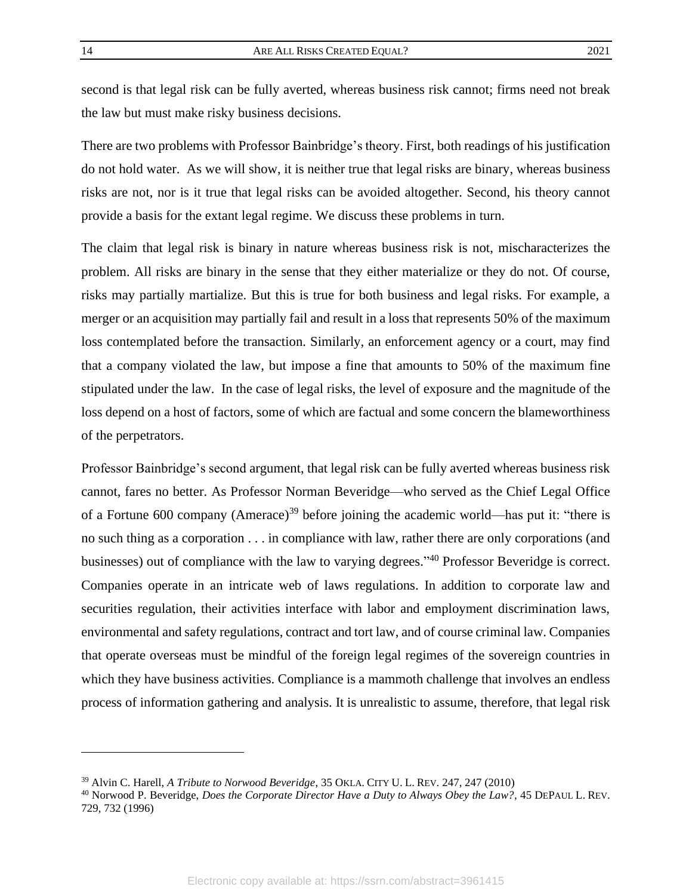second is that legal risk can be fully averted, whereas business risk cannot; firms need not break the law but must make risky business decisions.

There are two problems with Professor Bainbridge's theory. First, both readings of his justification do not hold water. As we will show, it is neither true that legal risks are binary, whereas business risks are not, nor is it true that legal risks can be avoided altogether. Second, his theory cannot provide a basis for the extant legal regime. We discuss these problems in turn.

The claim that legal risk is binary in nature whereas business risk is not, mischaracterizes the problem. All risks are binary in the sense that they either materialize or they do not. Of course, risks may partially martialize. But this is true for both business and legal risks. For example, a merger or an acquisition may partially fail and result in a loss that represents 50% of the maximum loss contemplated before the transaction. Similarly, an enforcement agency or a court, may find that a company violated the law, but impose a fine that amounts to 50% of the maximum fine stipulated under the law. In the case of legal risks, the level of exposure and the magnitude of the loss depend on a host of factors, some of which are factual and some concern the blameworthiness of the perpetrators.

Professor Bainbridge's second argument, that legal risk can be fully averted whereas business risk cannot, fares no better. As Professor Norman Beveridge—who served as the Chief Legal Office of a Fortune 600 company (Amerace)[39] before joining the academic world—has put it: "there is no such thing as a corporation . . . in compliance with law, rather there are only corporations (and businesses) out of compliance with the law to varying degrees."[40] Professor Beveridge is correct. Companies operate in an intricate web of laws regulations. In addition to corporate law and securities regulation, their activities interface with labor and employment discrimination laws, environmental and safety regulations, contract and tort law, and of course criminal law. Companies that operate overseas must be mindful of the foreign legal regimes of the sovereign countries in which they have business activities. Compliance is a mammoth challenge that involves an endless process of information gathering and analysis. It is unrealistic to assume, therefore, that legal risk

---

[39] Alvin C. Harell, *A Tribute to Norwood Beveridge*, 35 OKLA. CITY U. L. REV. 247, 247 (2010)

[40] Norwood P. Beveridge, *Does the Corporate Director Have a Duty to Always Obey the Law?*, 45 DEPAUL L. REV. 729, 732 (1996)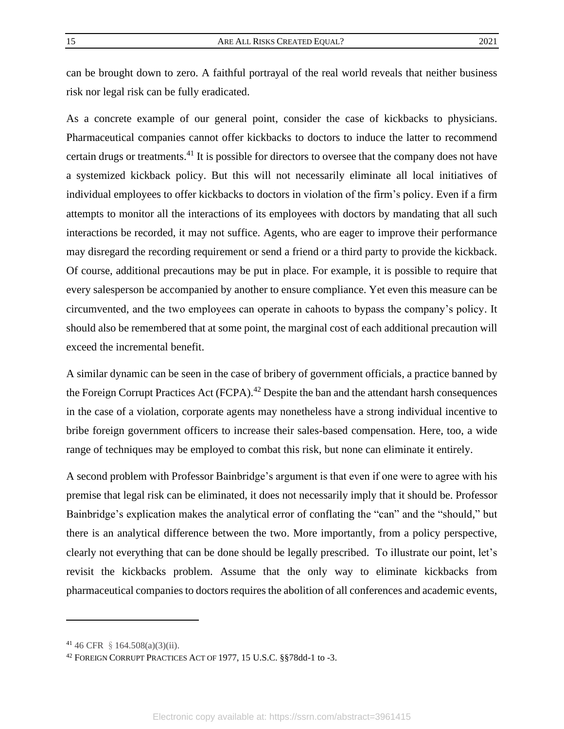can be brought down to zero. A faithful portrayal of the real world reveals that neither business risk nor legal risk can be fully eradicated.

As a concrete example of our general point, consider the case of kickbacks to physicians. Pharmaceutical companies cannot offer kickbacks to doctors to induce the latter to recommend certain drugs or treatments.[41] It is possible for directors to oversee that the company does not have a systemized kickback policy. But this will not necessarily eliminate all local initiatives of individual employees to offer kickbacks to doctors in violation of the firm's policy. Even if a firm attempts to monitor all the interactions of its employees with doctors by mandating that all such interactions be recorded, it may not suffice. Agents, who are eager to improve their performance may disregard the recording requirement or send a friend or a third party to provide the kickback. Of course, additional precautions may be put in place. For example, it is possible to require that every salesperson be accompanied by another to ensure compliance. Yet even this measure can be circumvented, and the two employees can operate in cahoots to bypass the company's policy. It should also be remembered that at some point, the marginal cost of each additional precaution will exceed the incremental benefit.

A similar dynamic can be seen in the case of bribery of government officials, a practice banned by the Foreign Corrupt Practices Act (FCPA).[42] Despite the ban and the attendant harsh consequences in the case of a violation, corporate agents may nonetheless have a strong individual incentive to bribe foreign government officers to increase their sales-based compensation. Here, too, a wide range of techniques may be employed to combat this risk, but none can eliminate it entirely.

A second problem with Professor Bainbridge's argument is that even if one were to agree with his premise that legal risk can be eliminated, it does not necessarily imply that it should be. Professor Bainbridge's explication makes the analytical error of conflating the "can" and the "should," but there is an analytical difference between the two. More importantly, from a policy perspective, clearly not everything that can be done should be legally prescribed. To illustrate our point, let's revisit the kickbacks problem. Assume that the only way to eliminate kickbacks from pharmaceutical companies to doctors requires the abolition of all conferences and academic events,

---

[41] 46 CFR § 164.508(a)(3)(ii).

[42] FOREIGN CORRUPT PRACTICES ACT OF 1977, 15 U.S.C. §§78dd-1 to -3.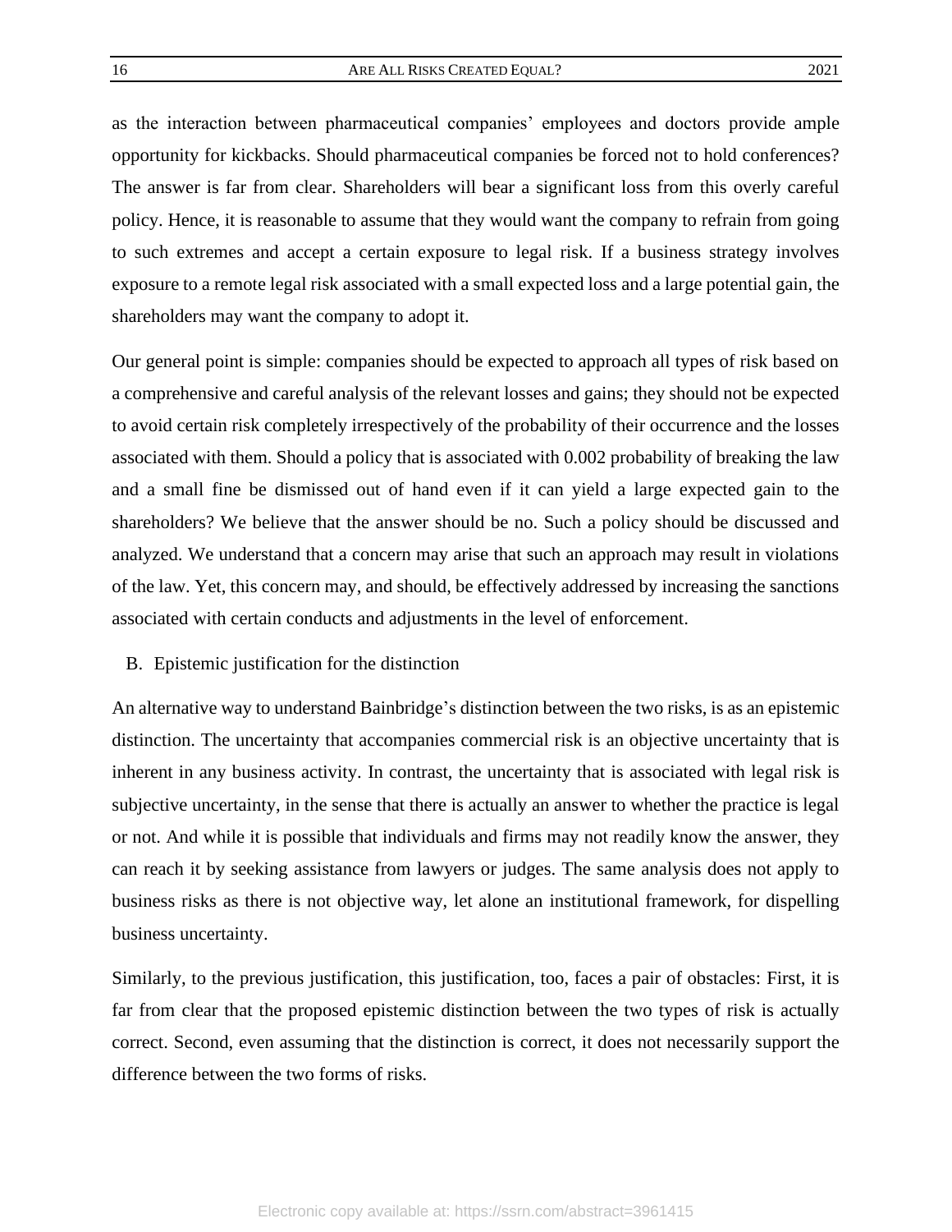as the interaction between pharmaceutical companies' employees and doctors provide ample opportunity for kickbacks. Should pharmaceutical companies be forced not to hold conferences? The answer is far from clear. Shareholders will bear a significant loss from this overly careful policy. Hence, it is reasonable to assume that they would want the company to refrain from going to such extremes and accept a certain exposure to legal risk. If a business strategy involves exposure to a remote legal risk associated with a small expected loss and a large potential gain, the shareholders may want the company to adopt it.

Our general point is simple: companies should be expected to approach all types of risk based on a comprehensive and careful analysis of the relevant losses and gains; they should not be expected to avoid certain risk completely irrespectively of the probability of their occurrence and the losses associated with them. Should a policy that is associated with 0.002 probability of breaking the law and a small fine be dismissed out of hand even if it can yield a large expected gain to the shareholders? We believe that the answer should be no. Such a policy should be discussed and analyzed. We understand that a concern may arise that such an approach may result in violations of the law. Yet, this concern may, and should, be effectively addressed by increasing the sanctions associated with certain conducts and adjustments in the level of enforcement.

### B. Epistemic justification for the distinction

An alternative way to understand Bainbridge's distinction between the two risks, is as an epistemic distinction. The uncertainty that accompanies commercial risk is an objective uncertainty that is inherent in any business activity. In contrast, the uncertainty that is associated with legal risk is subjective uncertainty, in the sense that there is actually an answer to whether the practice is legal or not. And while it is possible that individuals and firms may not readily know the answer, they can reach it by seeking assistance from lawyers or judges. The same analysis does not apply to business risks as there is not objective way, let alone an institutional framework, for dispelling business uncertainty.

Similarly, to the previous justification, this justification, too, faces a pair of obstacles: First, it is far from clear that the proposed epistemic distinction between the two types of risk is actually correct. Second, even assuming that the distinction is correct, it does not necessarily support the difference between the two forms of risks.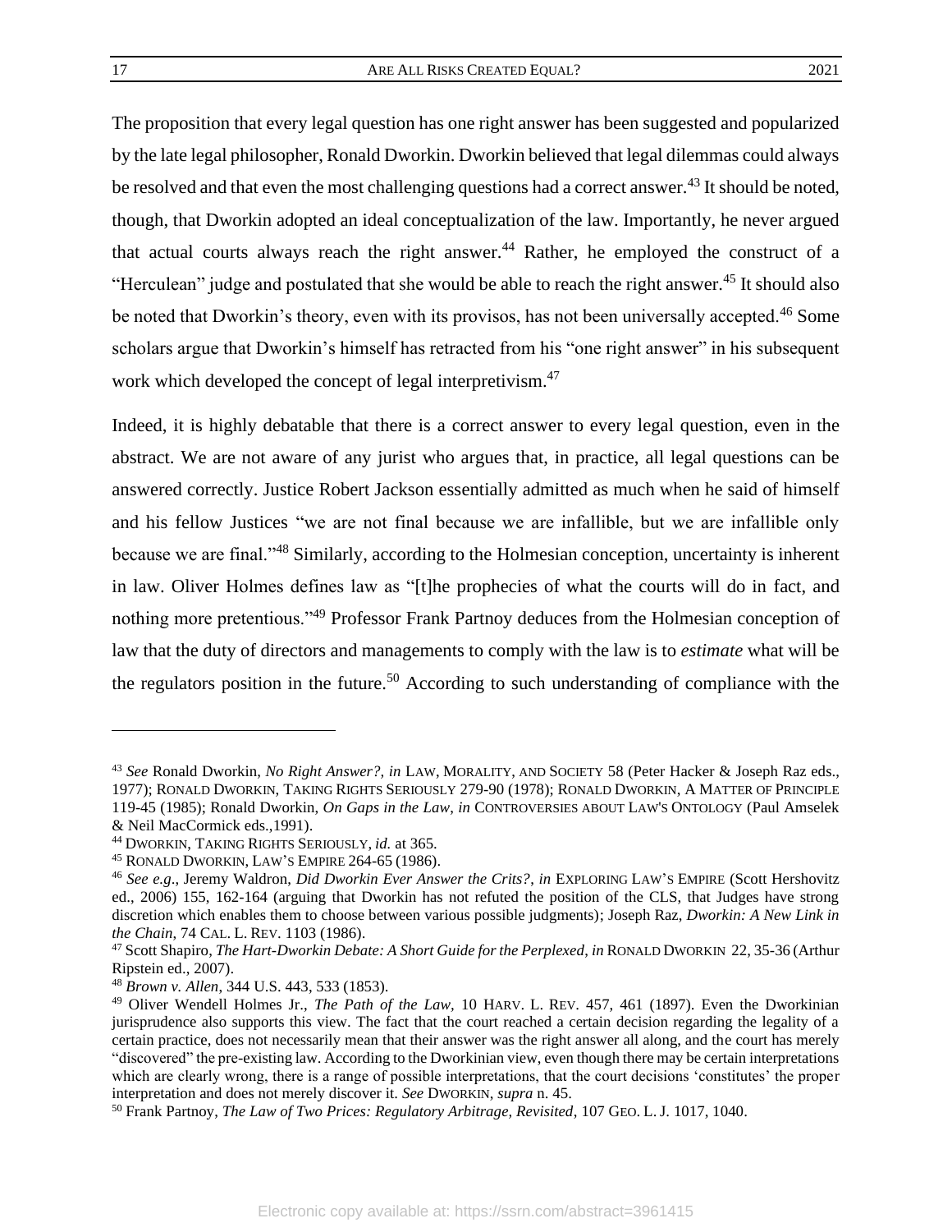The proposition that every legal question has one right answer has been suggested and popularized by the late legal philosopher, Ronald Dworkin. Dworkin believed that legal dilemmas could always be resolved and that even the most challenging questions had a correct answer.[43] It should be noted, though, that Dworkin adopted an ideal conceptualization of the law. Importantly, he never argued that actual courts always reach the right answer.[44] Rather, he employed the construct of a "Herculean" judge and postulated that she would be able to reach the right answer.[45] It should also be noted that Dworkin's theory, even with its provisos, has not been universally accepted.[46] Some scholars argue that Dworkin's himself has retracted from his "one right answer" in his subsequent work which developed the concept of legal interpretivism.[47]

Indeed, it is highly debatable that there is a correct answer to every legal question, even in the abstract. We are not aware of any jurist who argues that, in practice, all legal questions can be answered correctly. Justice Robert Jackson essentially admitted as much when he said of himself and his fellow Justices "we are not final because we are infallible, but we are infallible only because we are final."[48] Similarly, according to the Holmesian conception, uncertainty is inherent in law. Oliver Holmes defines law as "[t]he prophecies of what the courts will do in fact, and nothing more pretentious."[49] Professor Frank Partnoy deduces from the Holmesian conception of law that the duty of directors and managements to comply with the law is to *estimate* what will be the regulators position in the future.[50] According to such understanding of compliance with the

---

[43] *See* Ronald Dworkin, *No Right Answer?, in* LAW, MORALITY, AND SOCIETY 58 (Peter Hacker & Joseph Raz eds., 1977); RONALD DWORKIN, TAKING RIGHTS SERIOUSLY 279-90 (1978); RONALD DWORKIN, A MATTER OF PRINCIPLE 119-45 (1985); Ronald Dworkin, *On Gaps in the Law*, *in* CONTROVERSIES ABOUT LAW'S ONTOLOGY (Paul Amselek & Neil MacCormick eds.,1991).

[44] DWORKIN, TAKING RIGHTS SERIOUSLY, *id.* at 365.

[45] RONALD DWORKIN, LAW'S EMPIRE 264-65 (1986).

[46] *See e.g*., Jeremy Waldron, *Did Dworkin Ever Answer the Crits?*, *in* EXPLORING LAW'S EMPIRE (Scott Hershovitz ed., 2006) 155, 162-164 (arguing that Dworkin has not refuted the position of the CLS, that Judges have strong discretion which enables them to choose between various possible judgments); Joseph Raz, *Dworkin: A New Link in the Chain*, 74 CAL. L. REV. 1103 (1986).

[47] Scott Shapiro, *The Hart-Dworkin Debate: A Short Guide for the Perplexed*, *in* RONALD DWORKIN 22, 35-36 (Arthur Ripstein ed., 2007).

[48] *Brown v. Allen*, 344 U.S. 443, 533 (1853).

[49] Oliver Wendell Holmes Jr., *The Path of the Law,* 10 HARV. L. REV. 457, 461 (1897). Even the Dworkinian jurisprudence also supports this view. The fact that the court reached a certain decision regarding the legality of a certain practice, does not necessarily mean that their answer was the right answer all along, and the court has merely "discovered" the pre-existing law. According to the Dworkinian view, even though there may be certain interpretations which are clearly wrong, there is a range of possible interpretations, that the court decisions 'constitutes' the proper interpretation and does not merely discover it. *See* DWORKIN, *supra* n. 45.

[50] Frank Partnoy, *The Law of Two Prices: Regulatory Arbitrage, Revisited*, 107 GEO. L. J. 1017, 1040.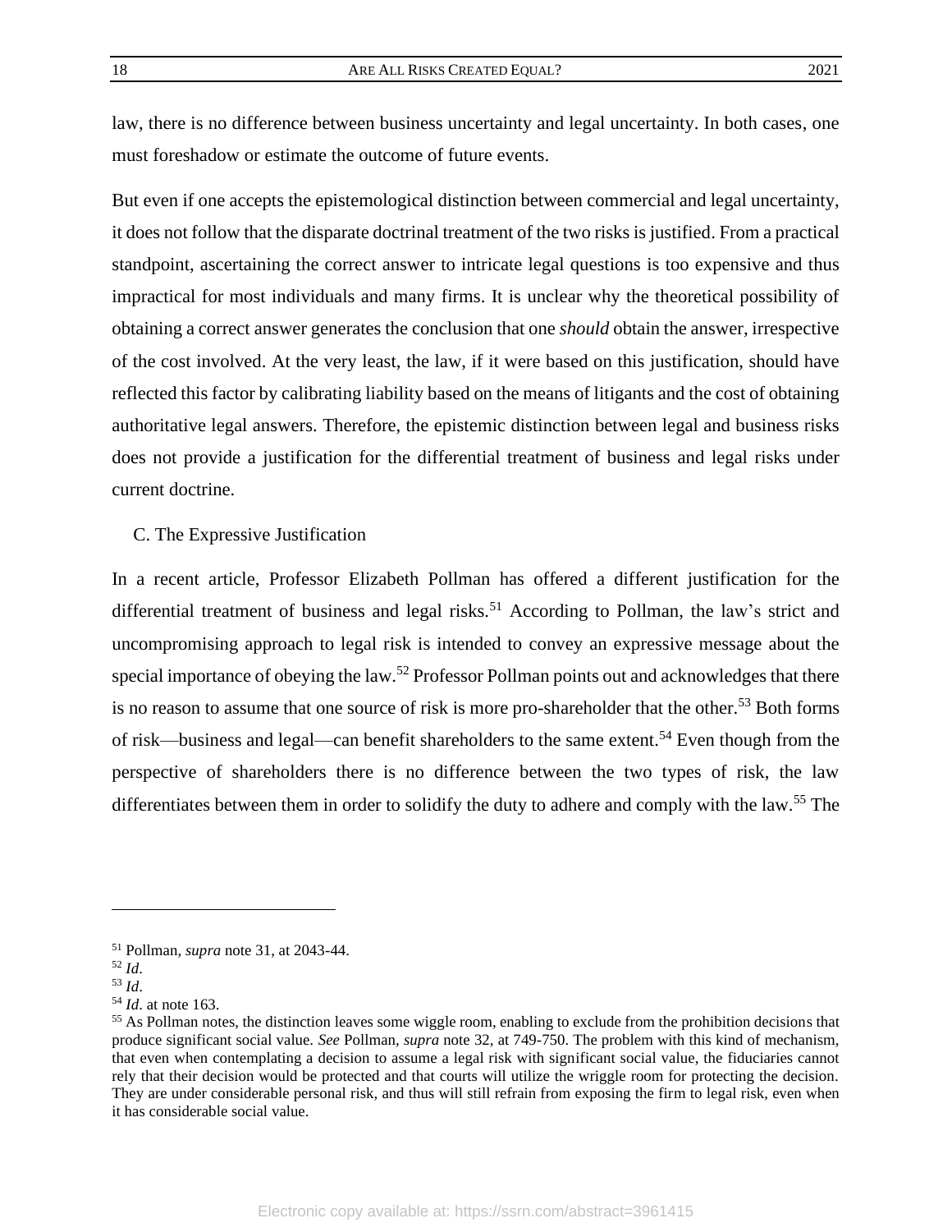law, there is no difference between business uncertainty and legal uncertainty. In both cases, one must foreshadow or estimate the outcome of future events.

But even if one accepts the epistemological distinction between commercial and legal uncertainty, it does not follow that the disparate doctrinal treatment of the two risks is justified. From a practical standpoint, ascertaining the correct answer to intricate legal questions is too expensive and thus impractical for most individuals and many firms. It is unclear why the theoretical possibility of obtaining a correct answer generates the conclusion that one *should* obtain the answer, irrespective of the cost involved. At the very least, the law, if it were based on this justification, should have reflected this factor by calibrating liability based on the means of litigants and the cost of obtaining authoritative legal answers. Therefore, the epistemic distinction between legal and business risks does not provide a justification for the differential treatment of business and legal risks under current doctrine.

### C. The Expressive Justification

In a recent article, Professor Elizabeth Pollman has offered a different justification for the differential treatment of business and legal risks.[51] According to Pollman, the law's strict and uncompromising approach to legal risk is intended to convey an expressive message about the special importance of obeying the law.[52] Professor Pollman points out and acknowledges that there is no reason to assume that one source of risk is more pro-shareholder that the other.[53] Both forms of risk—business and legal—can benefit shareholders to the same extent.[54] Even though from the perspective of shareholders there is no difference between the two types of risk, the law differentiates between them in order to solidify the duty to adhere and comply with the law.[55] The

---

[51] Pollman, *supra* note 31, at 2043-44.

[52] *Id*.

[53] *Id*.

[54] *Id*. at note 163.

[55] As Pollman notes, the distinction leaves some wiggle room, enabling to exclude from the prohibition decisions that produce significant social value. *See* Pollman, *supra* note 32, at 749-750. The problem with this kind of mechanism, that even when contemplating a decision to assume a legal risk with significant social value, the fiduciaries cannot rely that their decision would be protected and that courts will utilize the wriggle room for protecting the decision. They are under considerable personal risk, and thus will still refrain from exposing the firm to legal risk, even when it has considerable social value.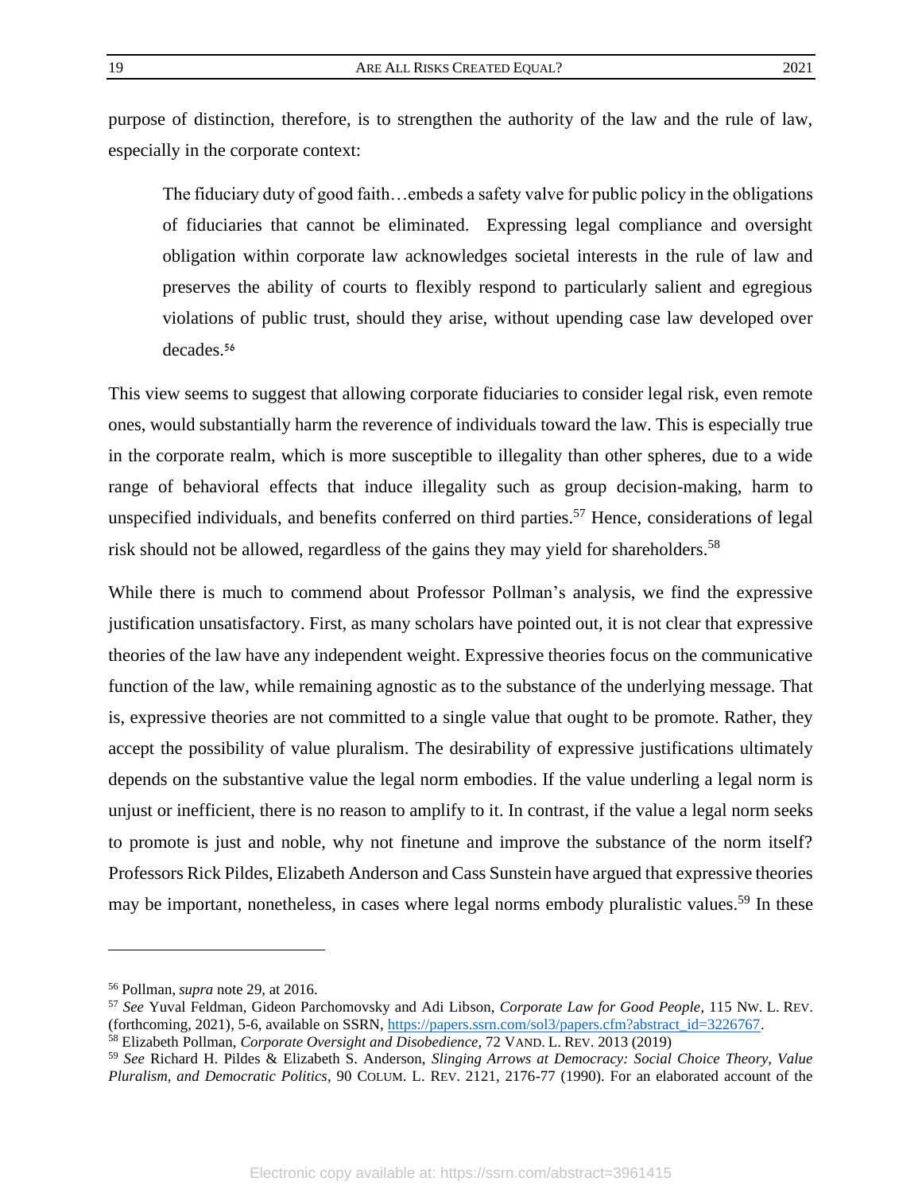purpose of distinction, therefore, is to strengthen the authority of the law and the rule of law, especially in the corporate context:

> The fiduciary duty of good faith…embeds a safety valve for public policy in the obligations of fiduciaries that cannot be eliminated. Expressing legal compliance and oversight obligation within corporate law acknowledges societal interests in the rule of law and preserves the ability of courts to flexibly respond to particularly salient and egregious violations of public trust, should they arise, without upending case law developed over decades.[56]

This view seems to suggest that allowing corporate fiduciaries to consider legal risk, even remote ones, would substantially harm the reverence of individuals toward the law. This is especially true in the corporate realm, which is more susceptible to illegality than other spheres, due to a wide range of behavioral effects that induce illegality such as group decision-making, harm to unspecified individuals, and benefits conferred on third parties.[57] Hence, considerations of legal risk should not be allowed, regardless of the gains they may yield for shareholders.[58]

While there is much to commend about Professor Pollman's analysis, we find the expressive justification unsatisfactory. First, as many scholars have pointed out, it is not clear that expressive theories of the law have any independent weight. Expressive theories focus on the communicative function of the law, while remaining agnostic as to the substance of the underlying message. That is, expressive theories are not committed to a single value that ought to be promote. Rather, they accept the possibility of value pluralism. The desirability of expressive justifications ultimately depends on the substantive value the legal norm embodies. If the value underling a legal norm is unjust or inefficient, there is no reason to amplify to it. In contrast, if the value a legal norm seeks to promote is just and noble, why not finetune and improve the substance of the norm itself? Professors Rick Pildes, Elizabeth Anderson and Cass Sunstein have argued that expressive theories may be important, nonetheless, in cases where legal norms embody pluralistic values.[59] In these

---

[56] Pollman, *supra* note 29, at 2016.

[57] *See* Yuval Feldman, Gideon Parchomovsky and Adi Libson, *Corporate Law for Good People*, 115 NW. L. REV. (forthcoming, 2021), 5-6, available on SSRN, https://papers.ssrn.com/sol3/papers.cfm?abstract_id=3226767.

[58] Elizabeth Pollman, *Corporate Oversight and Disobedience*, 72 VAND. L. REV. 2013 (2019)

[59] *See* Richard H. Pildes & Elizabeth S. Anderson, *Slinging Arrows at Democracy: Social Choice Theory, Value Pluralism, and Democratic Politics*, 90 COLUM. L. REV. 2121, 2176-77 (1990). For an elaborated account of the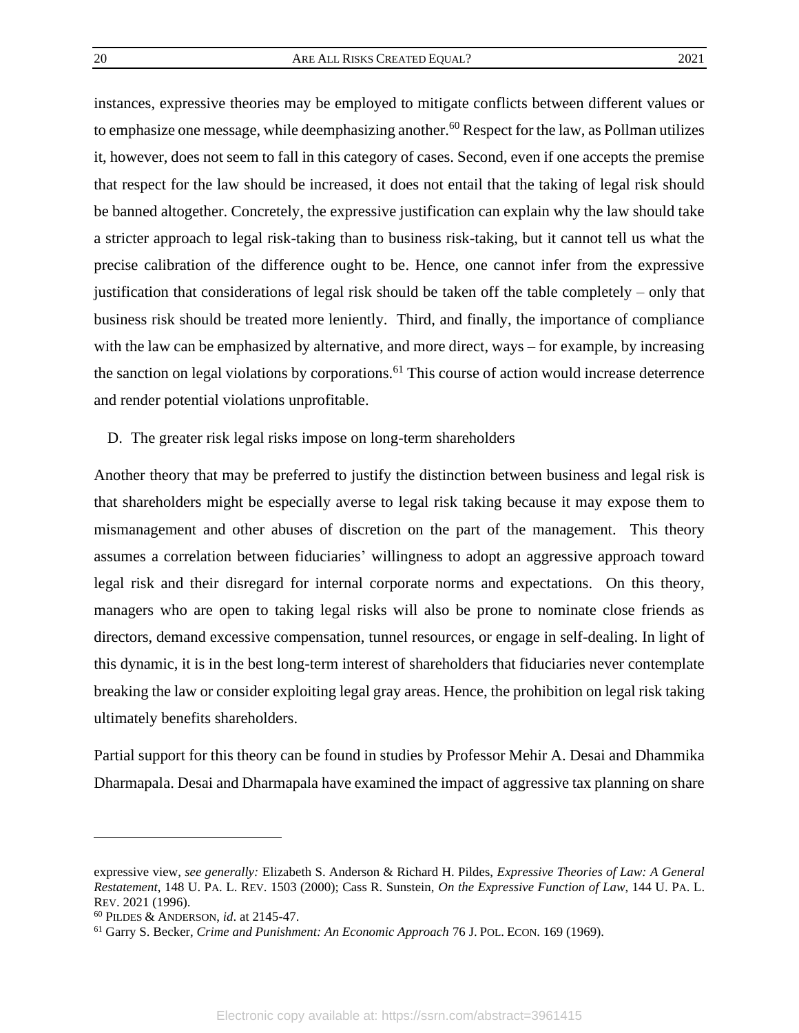instances, expressive theories may be employed to mitigate conflicts between different values or to emphasize one message, while deemphasizing another.[60] Respect for the law, as Pollman utilizes it, however, does not seem to fall in this category of cases. Second, even if one accepts the premise that respect for the law should be increased, it does not entail that the taking of legal risk should be banned altogether. Concretely, the expressive justification can explain why the law should take a stricter approach to legal risk-taking than to business risk-taking, but it cannot tell us what the precise calibration of the difference ought to be. Hence, one cannot infer from the expressive justification that considerations of legal risk should be taken off the table completely – only that business risk should be treated more leniently. Third, and finally, the importance of compliance with the law can be emphasized by alternative, and more direct, ways – for example, by increasing the sanction on legal violations by corporations.[61] This course of action would increase deterrence and render potential violations unprofitable.

## D. The greater risk legal risks impose on long-term shareholders

Another theory that may be preferred to justify the distinction between business and legal risk is that shareholders might be especially averse to legal risk taking because it may expose them to mismanagement and other abuses of discretion on the part of the management. This theory assumes a correlation between fiduciaries' willingness to adopt an aggressive approach toward legal risk and their disregard for internal corporate norms and expectations. On this theory, managers who are open to taking legal risks will also be prone to nominate close friends as directors, demand excessive compensation, tunnel resources, or engage in self-dealing. In light of this dynamic, it is in the best long-term interest of shareholders that fiduciaries never contemplate breaking the law or consider exploiting legal gray areas. Hence, the prohibition on legal risk taking ultimately benefits shareholders.

Partial support for this theory can be found in studies by Professor Mehir A. Desai and Dhammika Dharmapala. Desai and Dharmapala have examined the impact of aggressive tax planning on share

---

expressive view, *see generally:* Elizabeth S. Anderson & Richard H. Pildes, *Expressive Theories of Law: A General Restatement*, 148 U. PA. L. REV. 1503 (2000); Cass R. Sunstein, *On the Expressive Function of Law*, 144 U. PA. L. REV. 2021 (1996).

[60] PILDES & ANDERSON, *id*. at 2145-47.

[61] Garry S. Becker, *Crime and Punishment: An Economic Approach* 76 J. POL. ECON. 169 (1969).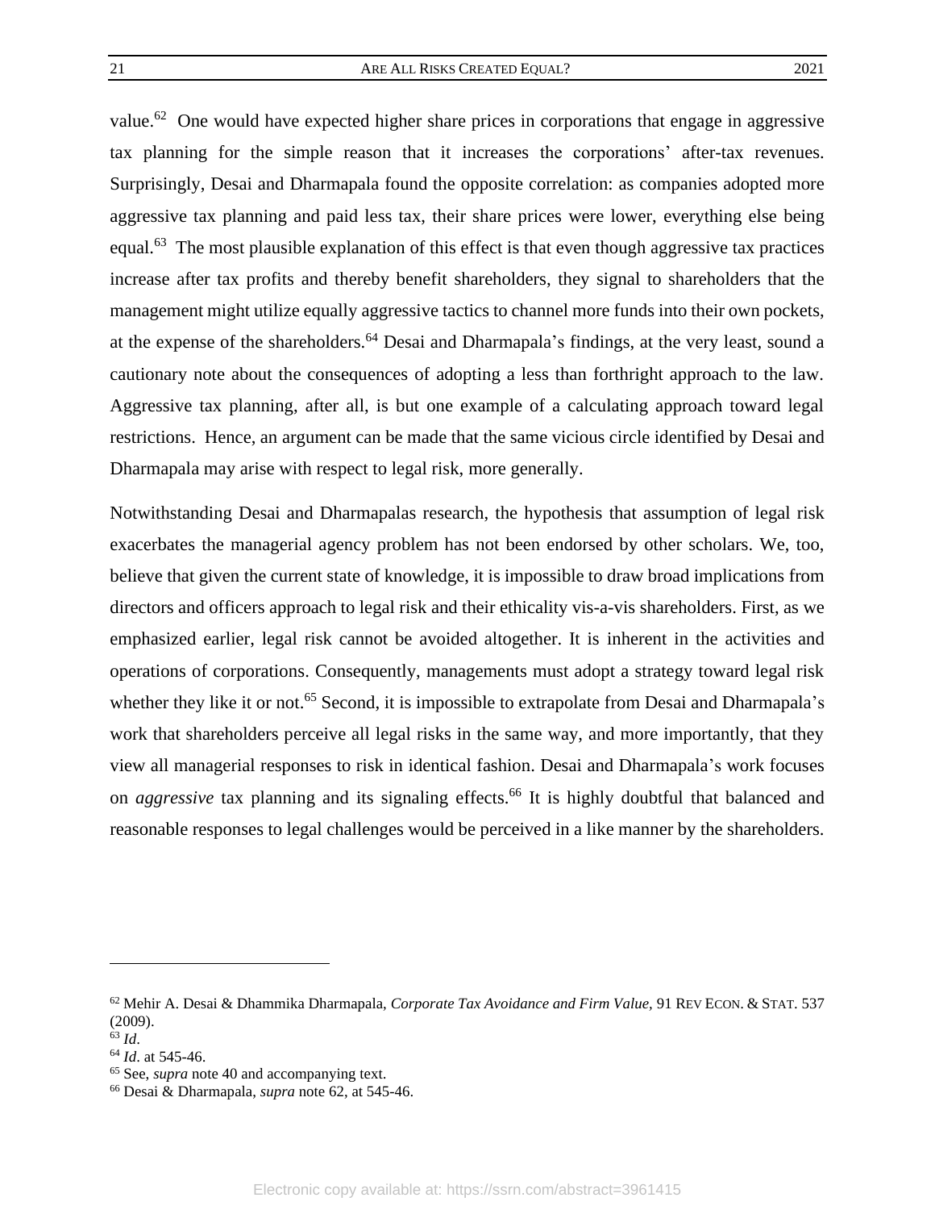value.[62] One would have expected higher share prices in corporations that engage in aggressive tax planning for the simple reason that it increases the corporations' after-tax revenues. Surprisingly, Desai and Dharmapala found the opposite correlation: as companies adopted more aggressive tax planning and paid less tax, their share prices were lower, everything else being equal.[63] The most plausible explanation of this effect is that even though aggressive tax practices increase after tax profits and thereby benefit shareholders, they signal to shareholders that the management might utilize equally aggressive tactics to channel more funds into their own pockets, at the expense of the shareholders.[64] Desai and Dharmapala's findings, at the very least, sound a cautionary note about the consequences of adopting a less than forthright approach to the law. Aggressive tax planning, after all, is but one example of a calculating approach toward legal restrictions. Hence, an argument can be made that the same vicious circle identified by Desai and Dharmapala may arise with respect to legal risk, more generally.

Notwithstanding Desai and Dharmapalas research, the hypothesis that assumption of legal risk exacerbates the managerial agency problem has not been endorsed by other scholars. We, too, believe that given the current state of knowledge, it is impossible to draw broad implications from directors and officers approach to legal risk and their ethicality vis-a-vis shareholders. First, as we emphasized earlier, legal risk cannot be avoided altogether. It is inherent in the activities and operations of corporations. Consequently, managements must adopt a strategy toward legal risk whether they like it or not.[65] Second, it is impossible to extrapolate from Desai and Dharmapala's work that shareholders perceive all legal risks in the same way, and more importantly, that they view all managerial responses to risk in identical fashion. Desai and Dharmapala's work focuses on *aggressive* tax planning and its signaling effects.[66] It is highly doubtful that balanced and reasonable responses to legal challenges would be perceived in a like manner by the shareholders.

---

[62] Mehir A. Desai & Dhammika Dharmapala, *Corporate Tax Avoidance and Firm Value,* 91 REV ECON. & STAT. 537 (2009).

[63] *Id*.

[64] *Id*. at 545-46.

[65] See, *supra* note 40 and accompanying text.

[66] Desai & Dharmapala, *supra* note 62, at 545-46.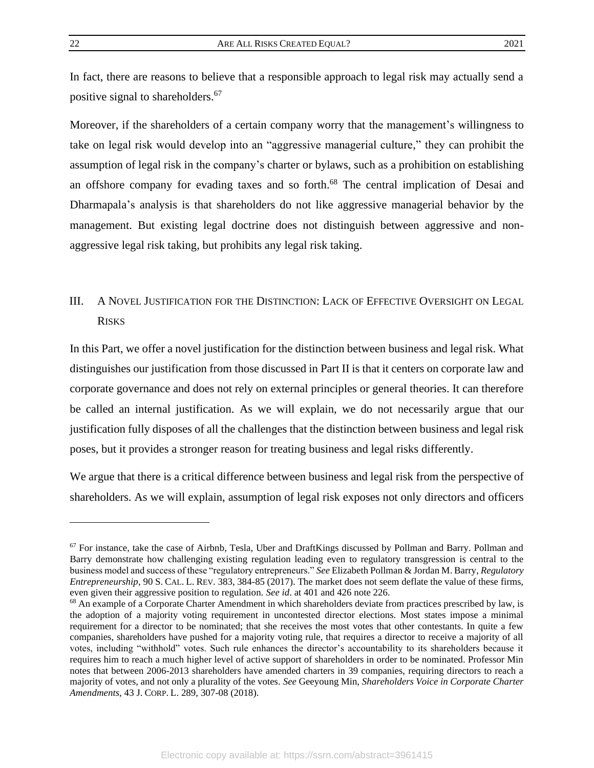In fact, there are reasons to believe that a responsible approach to legal risk may actually send a positive signal to shareholders.[67]

Moreover, if the shareholders of a certain company worry that the management's willingness to take on legal risk would develop into an "aggressive managerial culture," they can prohibit the assumption of legal risk in the company's charter or bylaws, such as a prohibition on establishing an offshore company for evading taxes and so forth.[68] The central implication of Desai and Dharmapala's analysis is that shareholders do not like aggressive managerial behavior by the management. But existing legal doctrine does not distinguish between aggressive and non-aggressive legal risk taking, but prohibits any legal risk taking.

## III. A Novel Justification for the Distinction: Lack of Effective Oversight on Legal Risks

In this Part, we offer a novel justification for the distinction between business and legal risk. What distinguishes our justification from those discussed in Part II is that it centers on corporate law and corporate governance and does not rely on external principles or general theories. It can therefore be called an internal justification. As we will explain, we do not necessarily argue that our justification fully disposes of all the challenges that the distinction between business and legal risk poses, but it provides a stronger reason for treating business and legal risks differently.

We argue that there is a critical difference between business and legal risk from the perspective of shareholders. As we will explain, assumption of legal risk exposes not only directors and officers

---

[67] For instance, take the case of Airbnb, Tesla, Uber and DraftKings discussed by Pollman and Barry. Pollman and Barry demonstrate how challenging existing regulation leading even to regulatory transgression is central to the business model and success of these "regulatory entrepreneurs." *See* Elizabeth Pollman & Jordan M. Barry, *Regulatory Entrepreneurship*, 90 S. CAL. L. REV. 383, 384-85 (2017). The market does not seem deflate the value of these firms, even given their aggressive position to regulation. *See id*. at 401 and 426 note 226.

[68] An example of a Corporate Charter Amendment in which shareholders deviate from practices prescribed by law, is the adoption of a majority voting requirement in uncontested director elections. Most states impose a minimal requirement for a director to be nominated; that she receives the most votes that other contestants. In quite a few companies, shareholders have pushed for a majority voting rule, that requires a director to receive a majority of all votes, including "withhold" votes. Such rule enhances the director's accountability to its shareholders because it requires him to reach a much higher level of active support of shareholders in order to be nominated. Professor Min notes that between 2006-2013 shareholders have amended charters in 39 companies, requiring directors to reach a majority of votes, and not only a plurality of the votes. *See* Geeyoung Min, *Shareholders Voice in Corporate Charter Amendments*, 43 J. CORP. L. 289, 307-08 (2018).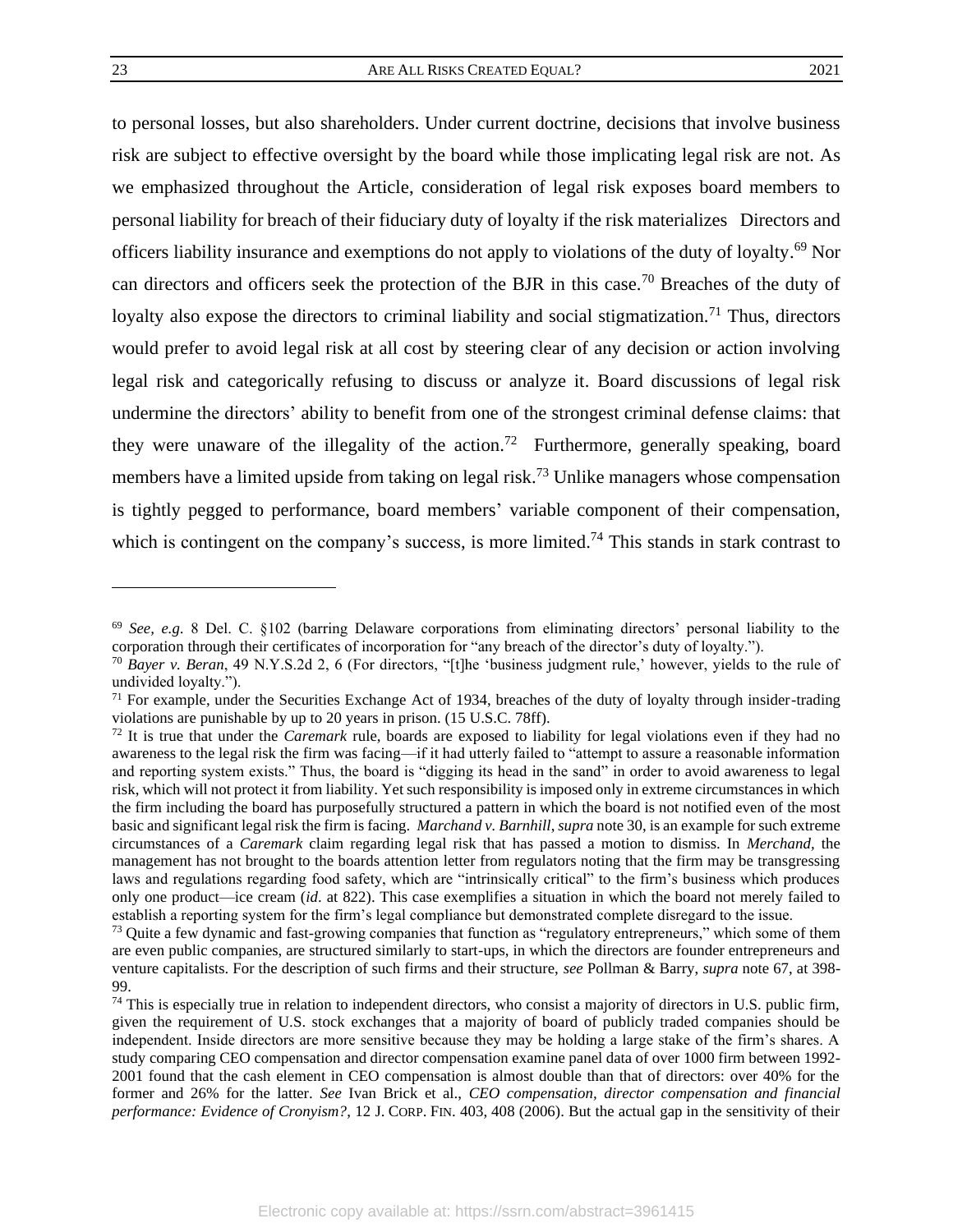to personal losses, but also shareholders. Under current doctrine, decisions that involve business risk are subject to effective oversight by the board while those implicating legal risk are not. As we emphasized throughout the Article, consideration of legal risk exposes board members to personal liability for breach of their fiduciary duty of loyalty if the risk materializes  Directors and officers liability insurance and exemptions do not apply to violations of the duty of loyalty.[69] Nor can directors and officers seek the protection of the BJR in this case.[70] Breaches of the duty of loyalty also expose the directors to criminal liability and social stigmatization.[71] Thus, directors would prefer to avoid legal risk at all cost by steering clear of any decision or action involving legal risk and categorically refusing to discuss or analyze it. Board discussions of legal risk undermine the directors' ability to benefit from one of the strongest criminal defense claims: that they were unaware of the illegality of the action.[72]  Furthermore, generally speaking, board members have a limited upside from taking on legal risk.[73] Unlike managers whose compensation is tightly pegged to performance, board members' variable component of their compensation, which is contingent on the company's success, is more limited.[74] This stands in stark contrast to

---

[69] *See, e.g.* 8 Del. C. §102 (barring Delaware corporations from eliminating directors' personal liability to the corporation through their certificates of incorporation for "any breach of the director's duty of loyalty.").

[70] *Bayer v. Beran*, 49 N.Y.S.2d 2, 6 (For directors, "[t]he 'business judgment rule,' however, yields to the rule of undivided loyalty.").

[71] For example, under the Securities Exchange Act of 1934, breaches of the duty of loyalty through insider-trading violations are punishable by up to 20 years in prison. (15 U.S.C. 78ff).

[72] It is true that under the *Caremark* rule, boards are exposed to liability for legal violations even if they had no awareness to the legal risk the firm was facing—if it had utterly failed to "attempt to assure a reasonable information and reporting system exists." Thus, the board is "digging its head in the sand" in order to avoid awareness to legal risk, which will not protect it from liability. Yet such responsibility is imposed only in extreme circumstances in which the firm including the board has purposefully structured a pattern in which the board is not notified even of the most basic and significant legal risk the firm is facing. *Marchand v. Barnhill*, *supra* note 30, is an example for such extreme circumstances of a *Caremark* claim regarding legal risk that has passed a motion to dismiss. In *Merchand*, the management has not brought to the boards attention letter from regulators noting that the firm may be transgressing laws and regulations regarding food safety, which are "intrinsically critical" to the firm's business which produces only one product—ice cream (*id*. at 822). This case exemplifies a situation in which the board not merely failed to establish a reporting system for the firm's legal compliance but demonstrated complete disregard to the issue.

[73] Quite a few dynamic and fast-growing companies that function as "regulatory entrepreneurs," which some of them are even public companies, are structured similarly to start-ups, in which the directors are founder entrepreneurs and venture capitalists. For the description of such firms and their structure, *see* Pollman & Barry, *supra* note 67, at 398-99.

[74] This is especially true in relation to independent directors, who consist a majority of directors in U.S. public firm, given the requirement of U.S. stock exchanges that a majority of board of publicly traded companies should be independent. Inside directors are more sensitive because they may be holding a large stake of the firm's shares. A study comparing CEO compensation and director compensation examine panel data of over 1000 firm between 1992-2001 found that the cash element in CEO compensation is almost double than that of directors: over 40% for the former and 26% for the latter. *See* Ivan Brick et al., *CEO compensation, director compensation and financial performance: Evidence of Cronyism?*, 12 J. CORP. FIN. 403, 408 (2006). But the actual gap in the sensitivity of their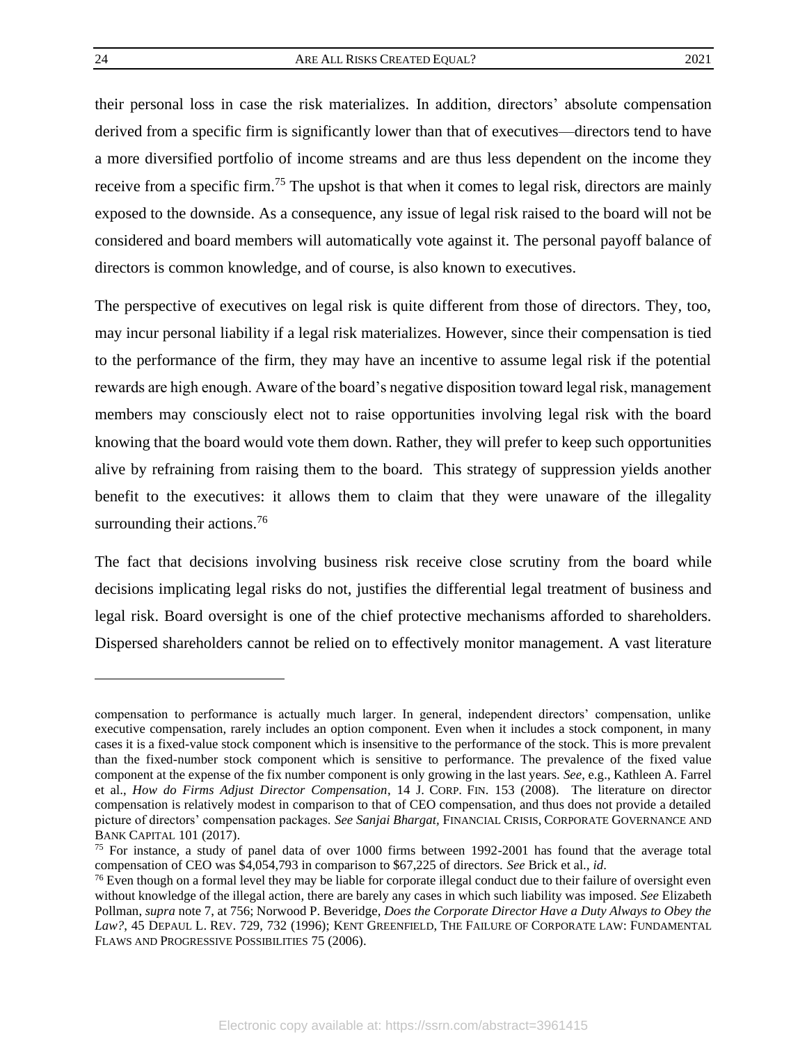their personal loss in case the risk materializes. In addition, directors' absolute compensation derived from a specific firm is significantly lower than that of executives—directors tend to have a more diversified portfolio of income streams and are thus less dependent on the income they receive from a specific firm.[75] The upshot is that when it comes to legal risk, directors are mainly exposed to the downside. As a consequence, any issue of legal risk raised to the board will not be considered and board members will automatically vote against it. The personal payoff balance of directors is common knowledge, and of course, is also known to executives.

The perspective of executives on legal risk is quite different from those of directors. They, too, may incur personal liability if a legal risk materializes. However, since their compensation is tied to the performance of the firm, they may have an incentive to assume legal risk if the potential rewards are high enough. Aware of the board's negative disposition toward legal risk, management members may consciously elect not to raise opportunities involving legal risk with the board knowing that the board would vote them down. Rather, they will prefer to keep such opportunities alive by refraining from raising them to the board. This strategy of suppression yields another benefit to the executives: it allows them to claim that they were unaware of the illegality surrounding their actions.[76]

The fact that decisions involving business risk receive close scrutiny from the board while decisions implicating legal risks do not, justifies the differential legal treatment of business and legal risk. Board oversight is one of the chief protective mechanisms afforded to shareholders. Dispersed shareholders cannot be relied on to effectively monitor management. A vast literature

---

compensation to performance is actually much larger. In general, independent directors' compensation, unlike executive compensation, rarely includes an option component. Even when it includes a stock component, in many cases it is a fixed-value stock component which is insensitive to the performance of the stock. This is more prevalent than the fixed-number stock component which is sensitive to performance. The prevalence of the fixed value component at the expense of the fix number component is only growing in the last years. *See*, e.g., Kathleen A. Farrel et al., *How do Firms Adjust Director Compensation*, 14 J. CORP. FIN. 153 (2008). The literature on director compensation is relatively modest in comparison to that of CEO compensation, and thus does not provide a detailed picture of directors' compensation packages. *See Sanjai Bhargat,* FINANCIAL CRISIS, CORPORATE GOVERNANCE AND BANK CAPITAL 101 (2017).

[75] For instance, a study of panel data of over 1000 firms between 1992-2001 has found that the average total compensation of CEO was $4,054,793 in comparison to $67,225 of directors. *See* Brick et al., *id*.

[76] Even though on a formal level they may be liable for corporate illegal conduct due to their failure of oversight even without knowledge of the illegal action, there are barely any cases in which such liability was imposed. *See* Elizabeth Pollman, *supra* note 7, at 756; Norwood P. Beveridge, *Does the Corporate Director Have a Duty Always to Obey the Law?*, 45 DEPAUL L. REV. 729, 732 (1996); KENT GREENFIELD, THE FAILURE OF CORPORATE LAW: FUNDAMENTAL FLAWS AND PROGRESSIVE POSSIBILITIES 75 (2006).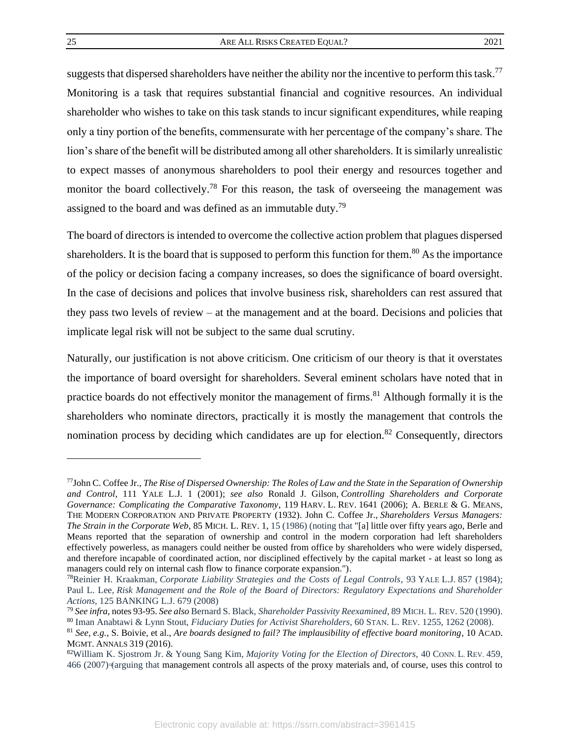suggests that dispersed shareholders have neither the ability nor the incentive to perform this task.[77] Monitoring is a task that requires substantial financial and cognitive resources. An individual shareholder who wishes to take on this task stands to incur significant expenditures, while reaping only a tiny portion of the benefits, commensurate with her percentage of the company's share. The lion's share of the benefit will be distributed among all other shareholders. It is similarly unrealistic to expect masses of anonymous shareholders to pool their energy and resources together and monitor the board collectively.[78] For this reason, the task of overseeing the management was assigned to the board and was defined as an immutable duty.[79]

The board of directors is intended to overcome the collective action problem that plagues dispersed shareholders. It is the board that is supposed to perform this function for them.[80] As the importance of the policy or decision facing a company increases, so does the significance of board oversight. In the case of decisions and polices that involve business risk, shareholders can rest assured that they pass two levels of review – at the management and at the board. Decisions and policies that implicate legal risk will not be subject to the same dual scrutiny.

Naturally, our justification is not above criticism. One criticism of our theory is that it overstates the importance of board oversight for shareholders. Several eminent scholars have noted that in practice boards do not effectively monitor the management of firms.[81] Although formally it is the shareholders who nominate directors, practically it is mostly the management that controls the nomination process by deciding which candidates are up for election.[82] Consequently, directors

---

[77] John C. Coffee Jr., *The Rise of Dispersed Ownership: The Roles of Law and the State in the Separation of Ownership and Control*, 111 YALE L.J. 1 (2001); *see also* Ronald J. Gilson, *Controlling Shareholders and Corporate Governance: Complicating the Comparative Taxonomy*, 119 HARV. L. REV. 1641 (2006); A. BERLE & G. MEANS, THE MODERN CORPORATION AND PRIVATE PROPERTY (1932). John C. Coffee Jr., *Shareholders Versus Managers: The Strain in the Corporate Web*, 85 MICH. L. REV. 1, 15 (1986) (noting that "[a] little over fifty years ago, Berle and Means reported that the separation of ownership and control in the modern corporation had left shareholders effectively powerless, as managers could neither be ousted from office by shareholders who were widely dispersed, and therefore incapable of coordinated action, nor disciplined effectively by the capital market - at least so long as managers could rely on internal cash flow to finance corporate expansion.").

[78] Reinier H. Kraakman, *Corporate Liability Strategies and the Costs of Legal Controls*, 93 YALE L.J. 857 (1984); Paul L. Lee, *Risk Management and the Role of the Board of Directors: Regulatory Expectations and Shareholder Actions*, 125 BANKING L.J. 679 (2008)

[79] *See infra*, notes 93-95. *See also* Bernard S. Black, *Shareholder Passivity Reexamined*, 89 MICH. L. REV. 520 (1990).

[80] Iman Anabtawi & Lynn Stout, *Fiduciary Duties for Activist Shareholders*, 60 STAN. L. REV. 1255, 1262 (2008).

[81] *See, e.g.*, S. Boivie, et al., *Are boards designed to fail? The implausibility of effective board monitoring*, 10 ACAD. MGMT. ANNALS 319 (2016).

[82] William K. Sjostrom Jr. & Young Sang Kim, *Majority Voting for the Election of Directors*, 40 CONN. L. REV. 459, 466 (2007) (arguing that management controls all aspects of the proxy materials and, of course, uses this control to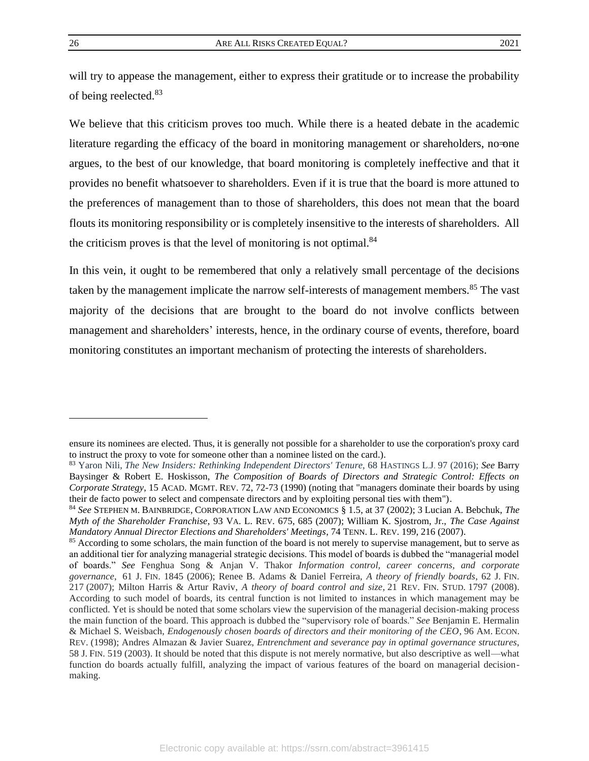will try to appease the management, either to express their gratitude or to increase the probability of being reelected.[83]

We believe that this criticism proves too much. While there is a heated debate in the academic literature regarding the efficacy of the board in monitoring management or shareholders, no-one argues, to the best of our knowledge, that board monitoring is completely ineffective and that it provides no benefit whatsoever to shareholders. Even if it is true that the board is more attuned to the preferences of management than to those of shareholders, this does not mean that the board flouts its monitoring responsibility or is completely insensitive to the interests of shareholders. All the criticism proves is that the level of monitoring is not optimal.[84]

In this vein, it ought to be remembered that only a relatively small percentage of the decisions taken by the management implicate the narrow self-interests of management members.[85] The vast majority of the decisions that are brought to the board do not involve conflicts between management and shareholders' interests, hence, in the ordinary course of events, therefore, board monitoring constitutes an important mechanism of protecting the interests of shareholders.

---

ensure its nominees are elected. Thus, it is generally not possible for a shareholder to use the corporation's proxy card to instruct the proxy to vote for someone other than a nominee listed on the card.).

[83] Yaron Nili, *The New Insiders: Rethinking Independent Directors' Tenure*, 68 HASTINGS L.J. 97 (2016); *See* Barry Baysinger & Robert E. Hoskisson, *The Composition of Boards of Directors and Strategic Control: Effects on Corporate Strategy*, 15 ACAD. MGMT. REV. 72, 72-73 (1990) (noting that "managers dominate their boards by using their de facto power to select and compensate directors and by exploiting personal ties with them").

[84] *See* STEPHEN M. BAINBRIDGE, CORPORATION LAW AND ECONOMICS § 1.5, at 37 (2002); 3 Lucian A. Bebchuk, *The Myth of the Shareholder Franchise*, 93 VA. L. REV. 675, 685 (2007); William K. Sjostrom, Jr., *The Case Against Mandatory Annual Director Elections and Shareholders' Meetings*, 74 TENN. L. REV. 199, 216 (2007).

[85] According to some scholars, the main function of the board is not merely to supervise management, but to serve as an additional tier for analyzing managerial strategic decisions. This model of boards is dubbed the "managerial model of boards." *See* Fenghua Song & Anjan V. Thakor *Information control, career concerns, and corporate governance*, 61 J. FIN. 1845 (2006); Renee B. Adams & Daniel Ferreira, *A theory of friendly boards*, 62 J. FIN. 217 (2007); Milton Harris & Artur Raviv, *A theory of board control and size*, 21 REV. FIN. STUD. 1797 (2008). According to such model of boards, its central function is not limited to instances in which management may be conflicted. Yet is should be noted that some scholars view the supervision of the managerial decision-making process the main function of the board. This approach is dubbed the "supervisory role of boards." *See* Benjamin E. Hermalin & Michael S. Weisbach, *Endogenously chosen boards of directors and their monitoring of the CEO*, 96 AM. ECON. REV. (1998); Andres Almazan & Javier Suarez, *Entrenchment and severance pay in optimal governance structures*, 58 J. FIN. 519 (2003). It should be noted that this dispute is not merely normative, but also descriptive as well—what function do boards actually fulfill, analyzing the impact of various features of the board on managerial decision-making.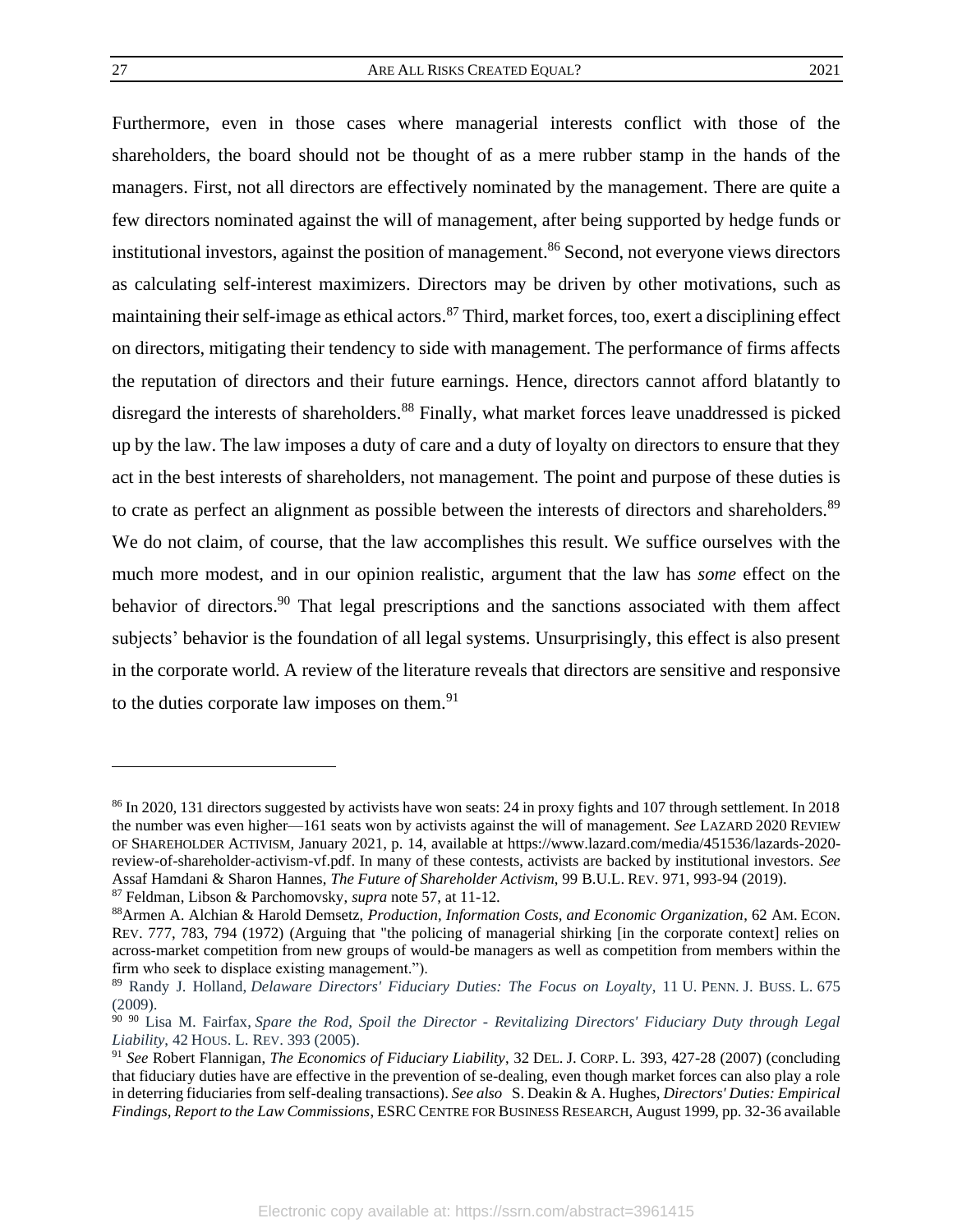Furthermore, even in those cases where managerial interests conflict with those of the shareholders, the board should not be thought of as a mere rubber stamp in the hands of the managers. First, not all directors are effectively nominated by the management. There are quite a few directors nominated against the will of management, after being supported by hedge funds or institutional investors, against the position of management.[86] Second, not everyone views directors as calculating self-interest maximizers. Directors may be driven by other motivations, such as maintaining their self-image as ethical actors.[87] Third, market forces, too, exert a disciplining effect on directors, mitigating their tendency to side with management. The performance of firms affects the reputation of directors and their future earnings. Hence, directors cannot afford blatantly to disregard the interests of shareholders.[88] Finally, what market forces leave unaddressed is picked up by the law. The law imposes a duty of care and a duty of loyalty on directors to ensure that they act in the best interests of shareholders, not management. The point and purpose of these duties is to crate as perfect an alignment as possible between the interests of directors and shareholders.[89] We do not claim, of course, that the law accomplishes this result. We suffice ourselves with the much more modest, and in our opinion realistic, argument that the law has *some* effect on the behavior of directors.[90] That legal prescriptions and the sanctions associated with them affect subjects' behavior is the foundation of all legal systems. Unsurprisingly, this effect is also present in the corporate world. A review of the literature reveals that directors are sensitive and responsive to the duties corporate law imposes on them.[91]

---

[86] In 2020, 131 directors suggested by activists have won seats: 24 in proxy fights and 107 through settlement. In 2018 the number was even higher—161 seats won by activists against the will of management. *See* LAZARD 2020 REVIEW OF SHAREHOLDER ACTIVISM, January 2021, p. 14, available at https://www.lazard.com/media/451536/lazards-2020-review-of-shareholder-activism-vf.pdf. In many of these contests, activists are backed by institutional investors. *See* Assaf Hamdani & Sharon Hannes, *The Future of Shareholder Activism*, 99 B.U.L. REV. 971, 993-94 (2019).

[87] Feldman, Libson & Parchomovsky, *supra* note 57, at 11-12.

[88] Armen A. Alchian & Harold Demsetz, *Production, Information Costs, and Economic Organization*, 62 AM. ECON. REV. 777, 783, 794 (1972) (Arguing that "the policing of managerial shirking [in the corporate context] relies on across-market competition from new groups of would-be managers as well as competition from members within the firm who seek to displace existing management.").

[89] Randy J. Holland, *Delaware Directors' Fiduciary Duties: The Focus on Loyalty*, 11 U. PENN. J. BUSS. L. 675 (2009).

[90] [90] Lisa M. Fairfax, *Spare the Rod, Spoil the Director - Revitalizing Directors' Fiduciary Duty through Legal Liability*, 42 HOUS. L. REV. 393 (2005).

[91] *See* Robert Flannigan, *The Economics of Fiduciary Liability*, 32 DEL. J. CORP. L. 393, 427-28 (2007) (concluding that fiduciary duties have are effective in the prevention of se-dealing, even though market forces can also play a role in deterring fiduciaries from self-dealing transactions). *See also* S. Deakin & A. Hughes, *Directors' Duties: Empirical Findings, Report to the Law Commissions*, ESRC CENTRE FOR BUSINESS RESEARCH, August 1999, pp. 32-36 available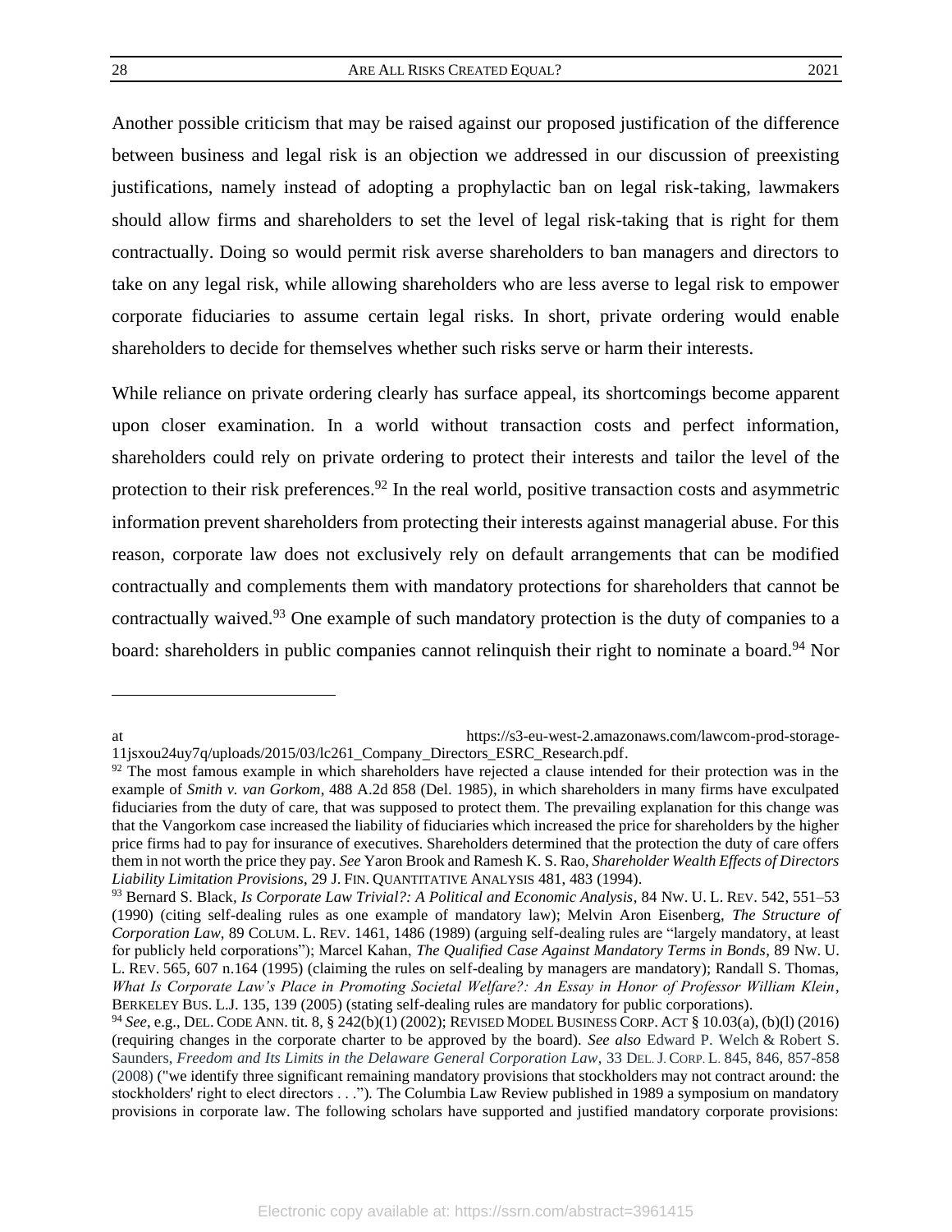Another possible criticism that may be raised against our proposed justification of the difference between business and legal risk is an objection we addressed in our discussion of preexisting justifications, namely instead of adopting a prophylactic ban on legal risk-taking, lawmakers should allow firms and shareholders to set the level of legal risk-taking that is right for them contractually. Doing so would permit risk averse shareholders to ban managers and directors to take on any legal risk, while allowing shareholders who are less averse to legal risk to empower corporate fiduciaries to assume certain legal risks. In short, private ordering would enable shareholders to decide for themselves whether such risks serve or harm their interests.

While reliance on private ordering clearly has surface appeal, its shortcomings become apparent upon closer examination. In a world without transaction costs and perfect information, shareholders could rely on private ordering to protect their interests and tailor the level of the protection to their risk preferences.[92] In the real world, positive transaction costs and asymmetric information prevent shareholders from protecting their interests against managerial abuse. For this reason, corporate law does not exclusively rely on default arrangements that can be modified contractually and complements them with mandatory protections for shareholders that cannot be contractually waived.[93] One example of such mandatory protection is the duty of companies to a board: shareholders in public companies cannot relinquish their right to nominate a board.[94] Nor

---

at https://s3-eu-west-2.amazonaws.com/lawcom-prod-storage-11jsxou24uy7q/uploads/2015/03/lc261_Company_Directors_ESRC_Research.pdf.

[92] The most famous example in which shareholders have rejected a clause intended for their protection was in the example of *Smith v. van Gorkom*, 488 A.2d 858 (Del. 1985), in which shareholders in many firms have exculpated fiduciaries from the duty of care, that was supposed to protect them. The prevailing explanation for this change was that the Vangorkom case increased the liability of fiduciaries which increased the price for shareholders by the higher price firms had to pay for insurance of executives. Shareholders determined that the protection the duty of care offers them in not worth the price they pay. *See* Yaron Brook and Ramesh K. S. Rao, *Shareholder Wealth Effects of Directors Liability Limitation Provisions*, 29 J. FIN. QUANTITATIVE ANALYSIS 481, 483 (1994).

[93] Bernard S. Black, *Is Corporate Law Trivial?: A Political and Economic Analysis*, 84 NW. U. L. REV. 542, 551–53 (1990) (citing self-dealing rules as one example of mandatory law); Melvin Aron Eisenberg, *The Structure of Corporation Law*, 89 COLUM. L. REV. 1461, 1486 (1989) (arguing self-dealing rules are "largely mandatory, at least for publicly held corporations"); Marcel Kahan, *The Qualified Case Against Mandatory Terms in Bonds*, 89 NW. U. L. REV. 565, 607 n.164 (1995) (claiming the rules on self-dealing by managers are mandatory); Randall S. Thomas, *What Is Corporate Law's Place in Promoting Societal Welfare?: An Essay in Honor of Professor William Klein*, BERKELEY BUS. L.J. 135, 139 (2005) (stating self-dealing rules are mandatory for public corporations).

[94] *See*, e.g., DEL. CODE ANN. tit. 8, § 242(b)(1) (2002); REVISED MODEL BUSINESS CORP. ACT § 10.03(a), (b)(l) (2016) (requiring changes in the corporate charter to be approved by the board). *See also* Edward P. Welch & Robert S. Saunders, *Freedom and Its Limits in the Delaware General Corporation Law*, 33 DEL. J. CORP. L. 845, 846, 857-858 (2008) ("we identify three significant remaining mandatory provisions that stockholders may not contract around: the stockholders' right to elect directors . . ."). The Columbia Law Review published in 1989 a symposium on mandatory provisions in corporate law. The following scholars have supported and justified mandatory corporate provisions: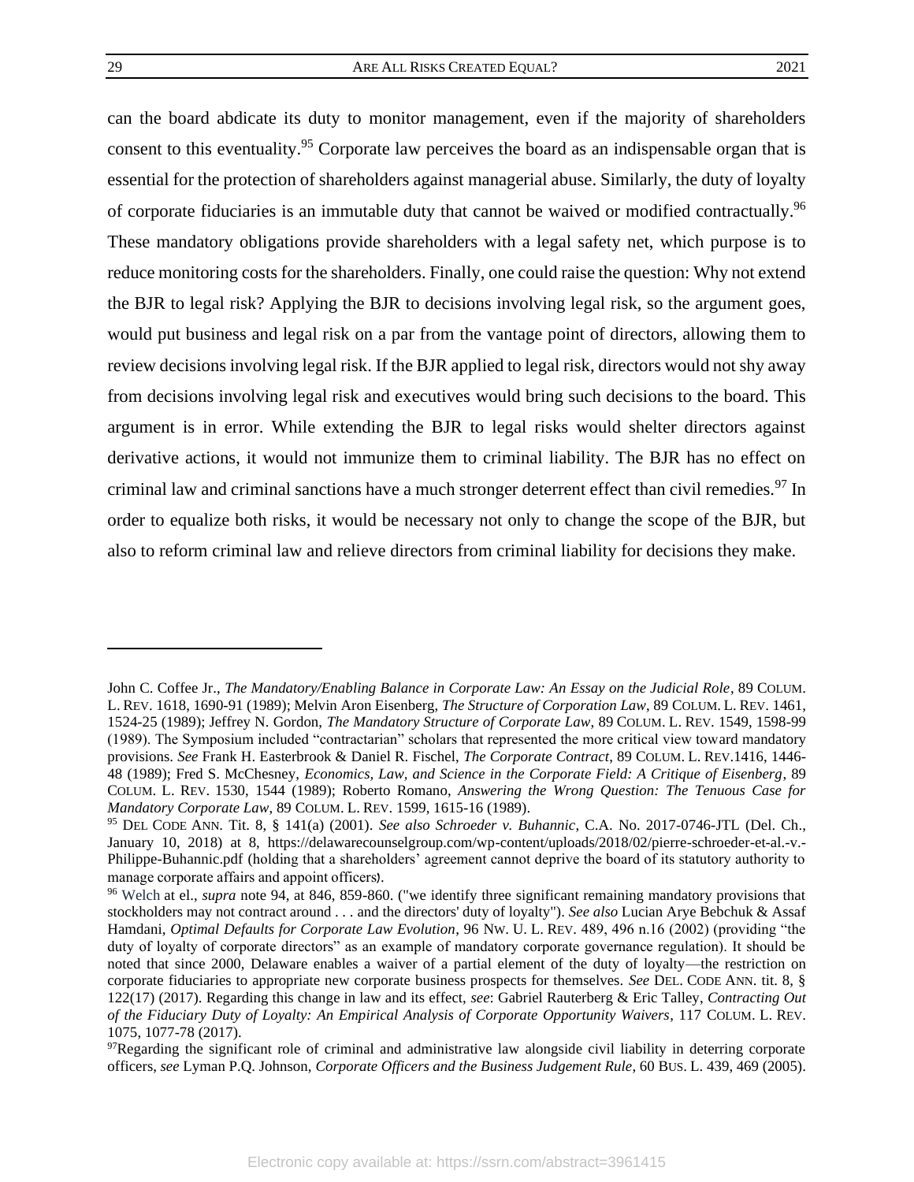can the board abdicate its duty to monitor management, even if the majority of shareholders consent to this eventuality.[95] Corporate law perceives the board as an indispensable organ that is essential for the protection of shareholders against managerial abuse. Similarly, the duty of loyalty of corporate fiduciaries is an immutable duty that cannot be waived or modified contractually.[96] These mandatory obligations provide shareholders with a legal safety net, which purpose is to reduce monitoring costs for the shareholders. Finally, one could raise the question: Why not extend the BJR to legal risk? Applying the BJR to decisions involving legal risk, so the argument goes, would put business and legal risk on a par from the vantage point of directors, allowing them to review decisions involving legal risk. If the BJR applied to legal risk, directors would not shy away from decisions involving legal risk and executives would bring such decisions to the board. This argument is in error. While extending the BJR to legal risks would shelter directors against derivative actions, it would not immunize them to criminal liability. The BJR has no effect on criminal law and criminal sanctions have a much stronger deterrent effect than civil remedies.[97] In order to equalize both risks, it would be necessary not only to change the scope of the BJR, but also to reform criminal law and relieve directors from criminal liability for decisions they make.

---

John C. Coffee Jr., *The Mandatory/Enabling Balance in Corporate Law: An Essay on the Judicial Role*, 89 COLUM. L. REV. 1618, 1690-91 (1989); Melvin Aron Eisenberg, *The Structure of Corporation Law*, 89 COLUM. L. REV. 1461, 1524-25 (1989); Jeffrey N. Gordon, *The Mandatory Structure of Corporate Law*, 89 COLUM. L. REV. 1549, 1598-99 (1989). The Symposium included "contractarian" scholars that represented the more critical view toward mandatory provisions. *See* Frank H. Easterbrook & Daniel R. Fischel, *The Corporate Contract*, 89 COLUM. L. REV.1416, 1446-48 (1989); Fred S. McChesney, *Economics, Law, and Science in the Corporate Field: A Critique of Eisenberg*, 89 COLUM. L. REV. 1530, 1544 (1989); Roberto Romano, *Answering the Wrong Question: The Tenuous Case for Mandatory Corporate Law*, 89 COLUM. L. REV. 1599, 1615-16 (1989).

[95] DEL CODE ANN. Tit. 8, § 141(a) (2001). *See also Schroeder v. Buhannic*, C.A. No. 2017-0746-JTL (Del. Ch., January 10, 2018) at 8, https://delawarecounselgroup.com/wp-content/uploads/2018/02/pierre-schroeder-et-al.-v.-Philippe-Buhannic.pdf (holding that a shareholders' agreement cannot deprive the board of its statutory authority to manage corporate affairs and appoint officers).

[96] Welch at el., *supra* note 94, at 846, 859-860. ("we identify three significant remaining mandatory provisions that stockholders may not contract around . . . and the directors' duty of loyalty"). *See also* Lucian Arye Bebchuk & Assaf Hamdani, *Optimal Defaults for Corporate Law Evolution*, 96 NW. U. L. REV. 489, 496 n.16 (2002) (providing "the duty of loyalty of corporate directors" as an example of mandatory corporate governance regulation). It should be noted that since 2000, Delaware enables a waiver of a partial element of the duty of loyalty—the restriction on corporate fiduciaries to appropriate new corporate business prospects for themselves. *See* DEL. CODE ANN. tit. 8, § 122(17) (2017). Regarding this change in law and its effect, *see*: Gabriel Rauterberg & Eric Talley, *Contracting Out of the Fiduciary Duty of Loyalty: An Empirical Analysis of Corporate Opportunity Waivers*, 117 COLUM. L. REV. 1075, 1077-78 (2017).

[97] Regarding the significant role of criminal and administrative law alongside civil liability in deterring corporate officers, *see* Lyman P.Q. Johnson, *Corporate Officers and the Business Judgement Rule*, 60 BUS. L. 439, 469 (2005).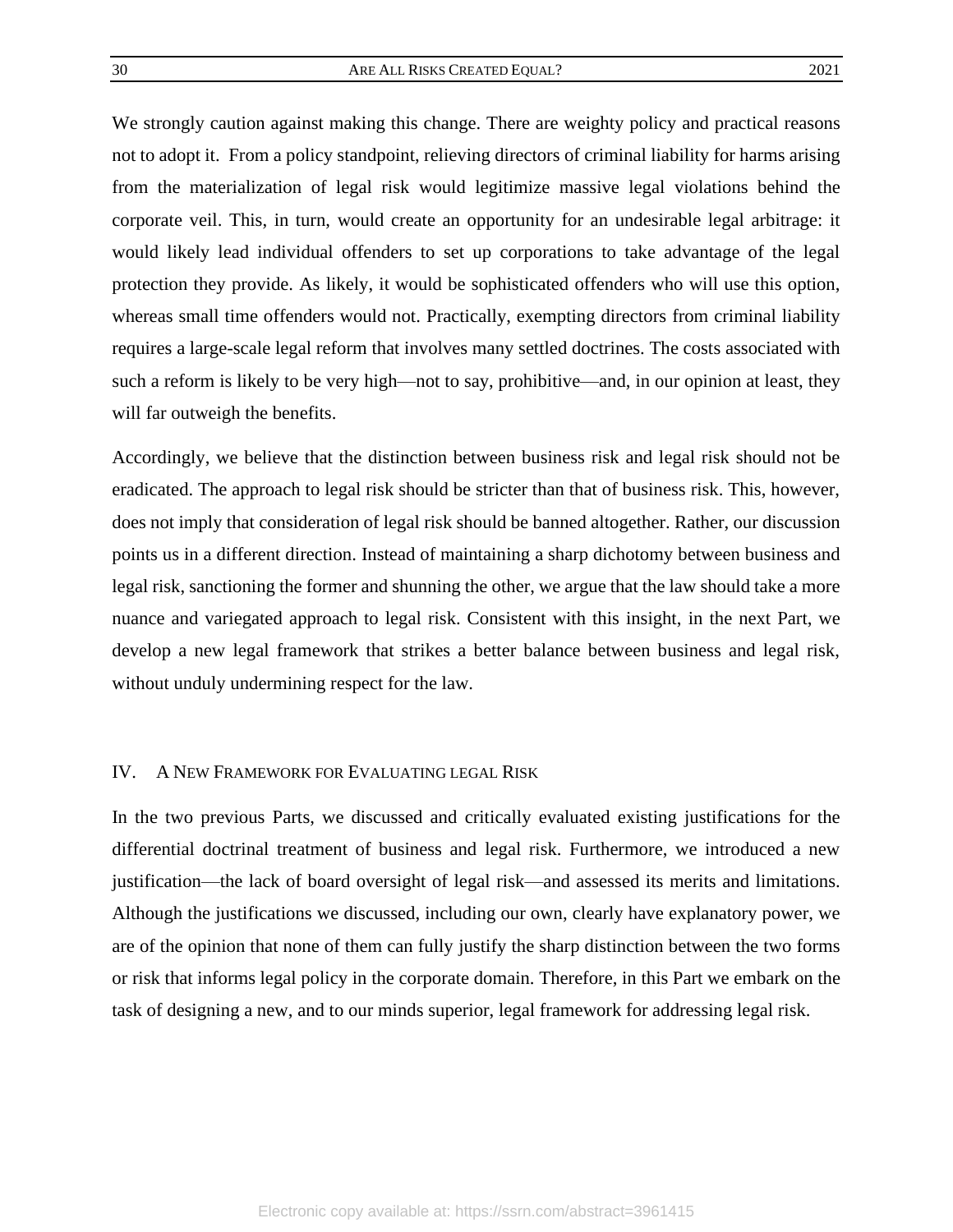We strongly caution against making this change. There are weighty policy and practical reasons not to adopt it. From a policy standpoint, relieving directors of criminal liability for harms arising from the materialization of legal risk would legitimize massive legal violations behind the corporate veil. This, in turn, would create an opportunity for an undesirable legal arbitrage: it would likely lead individual offenders to set up corporations to take advantage of the legal protection they provide. As likely, it would be sophisticated offenders who will use this option, whereas small time offenders would not. Practically, exempting directors from criminal liability requires a large-scale legal reform that involves many settled doctrines. The costs associated with such a reform is likely to be very high—not to say, prohibitive—and, in our opinion at least, they will far outweigh the benefits.

Accordingly, we believe that the distinction between business risk and legal risk should not be eradicated. The approach to legal risk should be stricter than that of business risk. This, however, does not imply that consideration of legal risk should be banned altogether. Rather, our discussion points us in a different direction. Instead of maintaining a sharp dichotomy between business and legal risk, sanctioning the former and shunning the other, we argue that the law should take a more nuance and variegated approach to legal risk. Consistent with this insight, in the next Part, we develop a new legal framework that strikes a better balance between business and legal risk, without unduly undermining respect for the law.

## IV. A New Framework for Evaluating legal Risk

In the two previous Parts, we discussed and critically evaluated existing justifications for the differential doctrinal treatment of business and legal risk. Furthermore, we introduced a new justification—the lack of board oversight of legal risk—and assessed its merits and limitations. Although the justifications we discussed, including our own, clearly have explanatory power, we are of the opinion that none of them can fully justify the sharp distinction between the two forms or risk that informs legal policy in the corporate domain. Therefore, in this Part we embark on the task of designing a new, and to our minds superior, legal framework for addressing legal risk.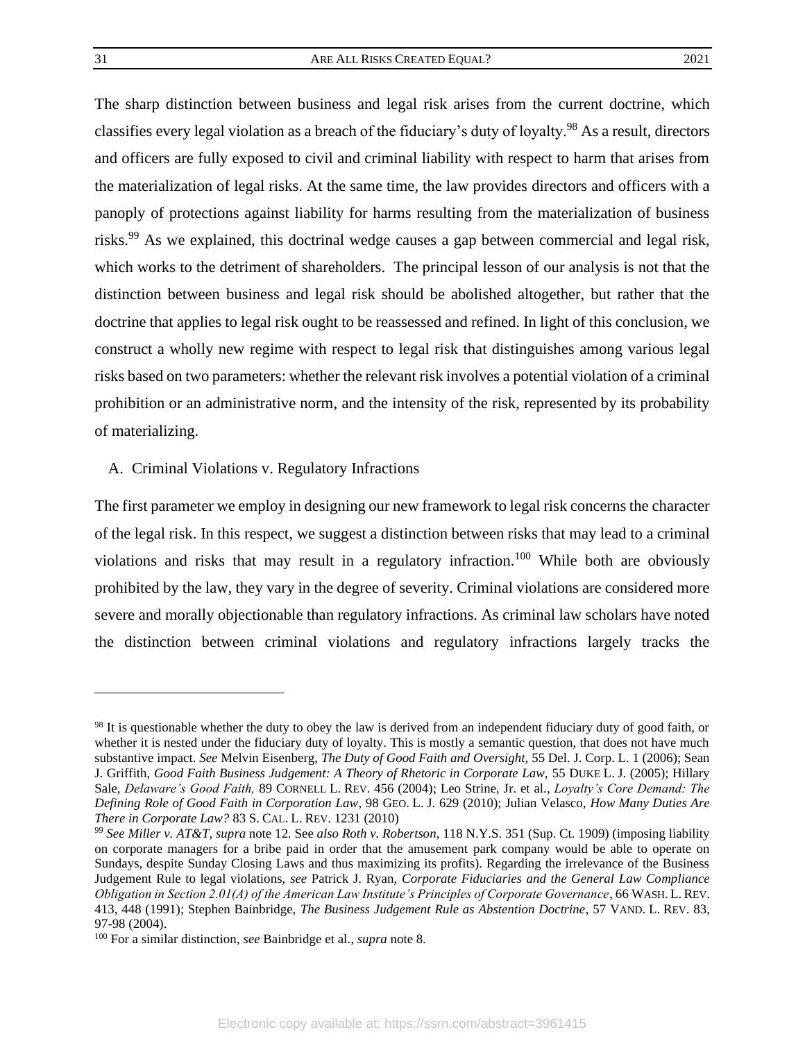The sharp distinction between business and legal risk arises from the current doctrine, which classifies every legal violation as a breach of the fiduciary's duty of loyalty.[98] As a result, directors and officers are fully exposed to civil and criminal liability with respect to harm that arises from the materialization of legal risks. At the same time, the law provides directors and officers with a panoply of protections against liability for harms resulting from the materialization of business risks.[99] As we explained, this doctrinal wedge causes a gap between commercial and legal risk, which works to the detriment of shareholders. The principal lesson of our analysis is not that the distinction between business and legal risk should be abolished altogether, but rather that the doctrine that applies to legal risk ought to be reassessed and refined. In light of this conclusion, we construct a wholly new regime with respect to legal risk that distinguishes among various legal risks based on two parameters: whether the relevant risk involves a potential violation of a criminal prohibition or an administrative norm, and the intensity of the risk, represented by its probability of materializing.

## A. Criminal Violations v. Regulatory Infractions

The first parameter we employ in designing our new framework to legal risk concerns the character of the legal risk. In this respect, we suggest a distinction between risks that may lead to a criminal violations and risks that may result in a regulatory infraction.[100] While both are obviously prohibited by the law, they vary in the degree of severity. Criminal violations are considered more severe and morally objectionable than regulatory infractions. As criminal law scholars have noted the distinction between criminal violations and regulatory infractions largely tracks the

---

[98] It is questionable whether the duty to obey the law is derived from an independent fiduciary duty of good faith, or whether it is nested under the fiduciary duty of loyalty. This is mostly a semantic question, that does not have much substantive impact. *See* Melvin Eisenberg, *The Duty of Good Faith and Oversight,* 55 Del. J. Corp. L. 1 (2006); Sean J. Griffith, *Good Faith Business Judgement: A Theory of Rhetoric in Corporate Law*, 55 DUKE L. J. (2005); Hillary Sale, *Delaware's Good Faith,* 89 CORNELL L. REV. 456 (2004); Leo Strine, Jr. et al., *Loyalty's Core Demand: The Defining Role of Good Faith in Corporation Law*, 98 GEO. L. J. 629 (2010); Julian Velasco, *How Many Duties Are There in Corporate Law?* 83 S. CAL. L. REV. 1231 (2010)

[99] *See Miller v. AT&T, supra* note 12. See *also Roth v. Robertson*, 118 N.Y.S. 351 (Sup. Ct. 1909) (imposing liability on corporate managers for a bribe paid in order that the amusement park company would be able to operate on Sundays, despite Sunday Closing Laws and thus maximizing its profits). Regarding the irrelevance of the Business Judgement Rule to legal violations, *see* Patrick J. Ryan, *Corporate Fiduciaries and the General Law Compliance Obligation in Section 2.01(A) of the American Law Institute's Principles of Corporate Governance*, 66 WASH. L. REV. 413, 448 (1991); Stephen Bainbridge, *The Business Judgement Rule as Abstention Doctrine*, 57 VAND. L. REV. 83, 97-98 (2004).

[100] For a similar distinction, *see* Bainbridge et al., *supra* note 8.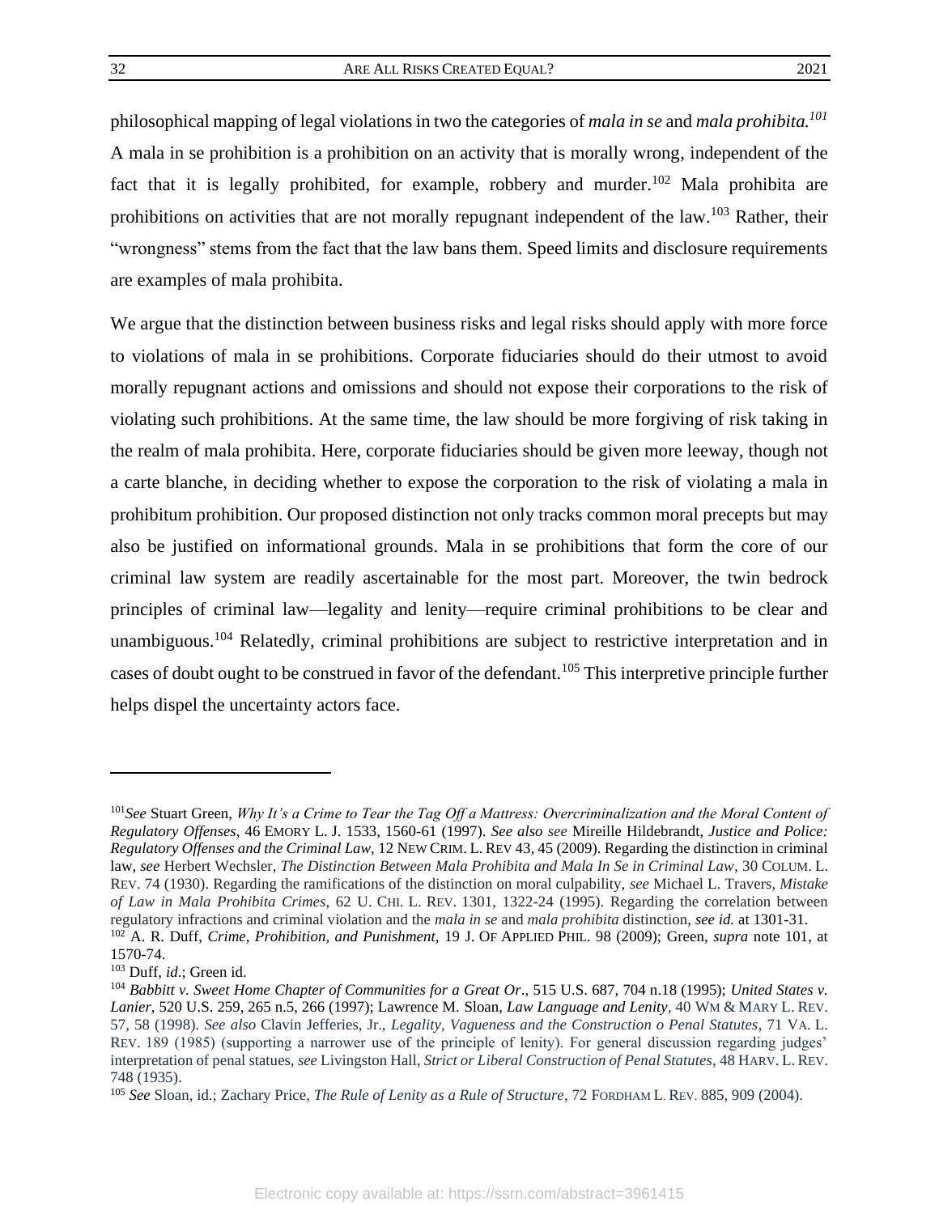philosophical mapping of legal violations in two the categories of *mala in se* and *mala prohibita.*[101] A mala in se prohibition is a prohibition on an activity that is morally wrong, independent of the fact that it is legally prohibited, for example, robbery and murder.[102] Mala prohibita are prohibitions on activities that are not morally repugnant independent of the law.[103] Rather, their "wrongness" stems from the fact that the law bans them. Speed limits and disclosure requirements are examples of mala prohibita.

We argue that the distinction between business risks and legal risks should apply with more force to violations of mala in se prohibitions. Corporate fiduciaries should do their utmost to avoid morally repugnant actions and omissions and should not expose their corporations to the risk of violating such prohibitions. At the same time, the law should be more forgiving of risk taking in the realm of mala prohibita. Here, corporate fiduciaries should be given more leeway, though not a carte blanche, in deciding whether to expose the corporation to the risk of violating a mala in prohibitum prohibition. Our proposed distinction not only tracks common moral precepts but may also be justified on informational grounds. Mala in se prohibitions that form the core of our criminal law system are readily ascertainable for the most part. Moreover, the twin bedrock principles of criminal law—legality and lenity—require criminal prohibitions to be clear and unambiguous.[104] Relatedly, criminal prohibitions are subject to restrictive interpretation and in cases of doubt ought to be construed in favor of the defendant.[105] This interpretive principle further helps dispel the uncertainty actors face.

---

[101] *See* Stuart Green, *Why It's a Crime to Tear the Tag Off a Mattress: Overcriminalization and the Moral Content of Regulatory Offenses*, 46 EMORY L. J. 1533, 1560-61 (1997). *See also see* Mireille Hildebrandt, *Justice and Police: Regulatory Offenses and the Criminal Law,* 12 NEW CRIM. L. REV 43, 45 (2009). Regarding the distinction in criminal law, *see* Herbert Wechsler, *The Distinction Between Mala Prohibita and Mala In Se in Criminal Law*, 30 COLUM. L. REV. 74 (1930). Regarding the ramifications of the distinction on moral culpability, *see* Michael L. Travers, *Mistake of Law in Mala Prohibita Crimes*, 62 U. CHI. L. REV. 1301, 1322-24 (1995). Regarding the correlation between regulatory infractions and criminal violation and the *mala in se* and *mala prohibita* distinction, *see id.* at 1301-31.

[102] A. R. Duff, *Crime, Prohibition, and Punishment,* 19 J. OF APPLIED PHIL. 98 (2009); Green, *supra* note 101, at 1570-74.

[103] Duff, *id*.; Green id.

[104] *Babbitt v. Sweet Home Chapter of Communities for a Great Or*., 515 U.S. 687, 704 n.18 (1995); *United States v. Lanier,* 520 U.S. 259, 265 n.5, 266 (1997); Lawrence M. Sloan, *Law Language and Lenity*, 40 WM & MARY L. REV. 57, 58 (1998). *See also* Clavin Jefferies, Jr., *Legality, Vagueness and the Construction o Penal Statutes*, 71 VA. L. REV. 189 (1985) (supporting a narrower use of the principle of lenity). For general discussion regarding judges' interpretation of penal statues, *see* Livingston Hall, *Strict or Liberal Construction of Penal Statutes*, 48 HARV. L. REV. 748 (1935).

[105] *See* Sloan, id.; Zachary Price, *The Rule of Lenity as a Rule of Structure*, 72 FORDHAM L. REV. 885, 909 (2004).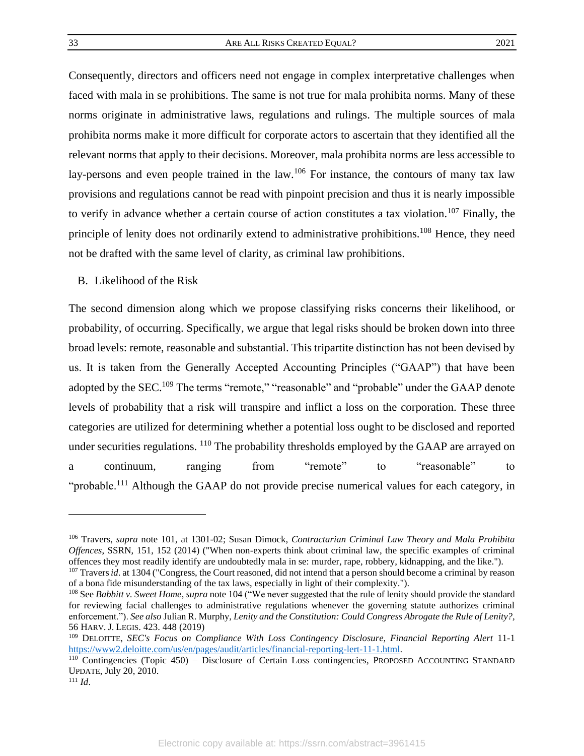Consequently, directors and officers need not engage in complex interpretative challenges when faced with mala in se prohibitions. The same is not true for mala prohibita norms. Many of these norms originate in administrative laws, regulations and rulings. The multiple sources of mala prohibita norms make it more difficult for corporate actors to ascertain that they identified all the relevant norms that apply to their decisions. Moreover, mala prohibita norms are less accessible to lay-persons and even people trained in the law.[106] For instance, the contours of many tax law provisions and regulations cannot be read with pinpoint precision and thus it is nearly impossible to verify in advance whether a certain course of action constitutes a tax violation.[107] Finally, the principle of lenity does not ordinarily extend to administrative prohibitions.[108] Hence, they need not be drafted with the same level of clarity, as criminal law prohibitions.

### B. Likelihood of the Risk

The second dimension along which we propose classifying risks concerns their likelihood, or probability, of occurring. Specifically, we argue that legal risks should be broken down into three broad levels: remote, reasonable and substantial. This tripartite distinction has not been devised by us. It is taken from the Generally Accepted Accounting Principles ("GAAP") that have been adopted by the SEC.[109] The terms "remote," "reasonable" and "probable" under the GAAP denote levels of probability that a risk will transpire and inflict a loss on the corporation. These three categories are utilized for determining whether a potential loss ought to be disclosed and reported under securities regulations. [110] The probability thresholds employed by the GAAP are arrayed on a continuum, ranging from "remote" to "reasonable" to "probable.[111] Although the GAAP do not provide precise numerical values for each category, in

---

[106] Travers, *supra* note 101, at 1301-02; Susan Dimock, *Contractarian Criminal Law Theory and Mala Prohibita Offences*, SSRN, 151, 152 (2014) ("When non-experts think about criminal law, the specific examples of criminal offences they most readily identify are undoubtedly mala in se: murder, rape, robbery, kidnapping, and the like.").

[107] Travers *id*. at 1304 ("Congress, the Court reasoned, did not intend that a person should become a criminal by reason of a bona fide misunderstanding of the tax laws, especially in light of their complexity.").

[108] See *Babbitt v. Sweet Home*, *supra* note 104 ("We never suggested that the rule of lenity should provide the standard for reviewing facial challenges to administrative regulations whenever the governing statute authorizes criminal enforcement."). *See also* Julian R. Murphy, *Lenity and the Constitution: Could Congress Abrogate the Rule of Lenity?*, 56 HARV. J. LEGIS. 423. 448 (2019)

[109] DELOITTE, *SEC's Focus on Compliance With Loss Contingency Disclosure, Financial Reporting Alert* 11-1 https://www2.deloitte.com/us/en/pages/audit/articles/financial-reporting-lert-11-1.html.

[110] Contingencies (Topic 450) – Disclosure of Certain Loss contingencies, PROPOSED ACCOUNTING STANDARD UPDATE, July 20, 2010.

[111] *Id*.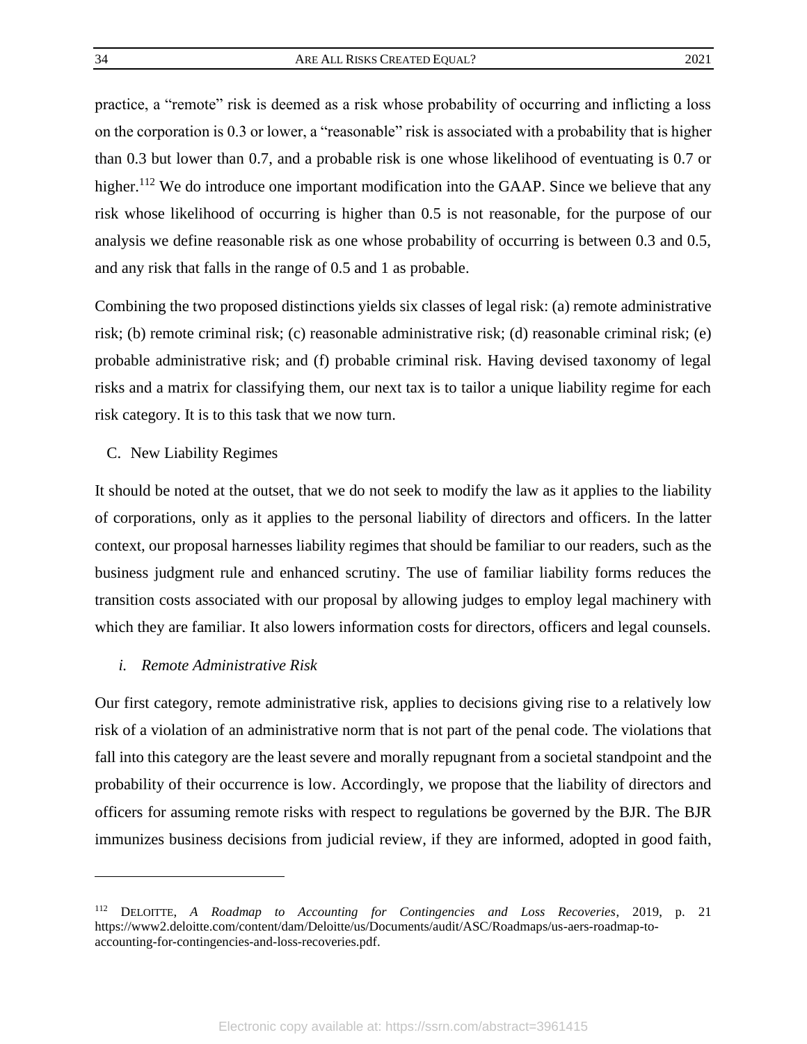practice, a "remote" risk is deemed as a risk whose probability of occurring and inflicting a loss on the corporation is 0.3 or lower, a "reasonable" risk is associated with a probability that is higher than 0.3 but lower than 0.7, and a probable risk is one whose likelihood of eventuating is 0.7 or higher.[112] We do introduce one important modification into the GAAP. Since we believe that any risk whose likelihood of occurring is higher than 0.5 is not reasonable, for the purpose of our analysis we define reasonable risk as one whose probability of occurring is between 0.3 and 0.5, and any risk that falls in the range of 0.5 and 1 as probable.

Combining the two proposed distinctions yields six classes of legal risk: (a) remote administrative risk; (b) remote criminal risk; (c) reasonable administrative risk; (d) reasonable criminal risk; (e) probable administrative risk; and (f) probable criminal risk. Having devised taxonomy of legal risks and a matrix for classifying them, our next tax is to tailor a unique liability regime for each risk category. It is to this task that we now turn.

### C. New Liability Regimes

It should be noted at the outset, that we do not seek to modify the law as it applies to the liability of corporations, only as it applies to the personal liability of directors and officers. In the latter context, our proposal harnesses liability regimes that should be familiar to our readers, such as the business judgment rule and enhanced scrutiny. The use of familiar liability forms reduces the transition costs associated with our proposal by allowing judges to employ legal machinery with which they are familiar. It also lowers information costs for directors, officers and legal counsels.

#### *i. Remote Administrative Risk*

Our first category, remote administrative risk, applies to decisions giving rise to a relatively low risk of a violation of an administrative norm that is not part of the penal code. The violations that fall into this category are the least severe and morally repugnant from a societal standpoint and the probability of their occurrence is low. Accordingly, we propose that the liability of directors and officers for assuming remote risks with respect to regulations be governed by the BJR. The BJR immunizes business decisions from judicial review, if they are informed, adopted in good faith,

---

[112] DELOITTE, *A Roadmap to Accounting for Contingencies and Loss Recoveries*, 2019, p. 21 https://www2.deloitte.com/content/dam/Deloitte/us/Documents/audit/ASC/Roadmaps/us-aers-roadmap-to-accounting-for-contingencies-and-loss-recoveries.pdf.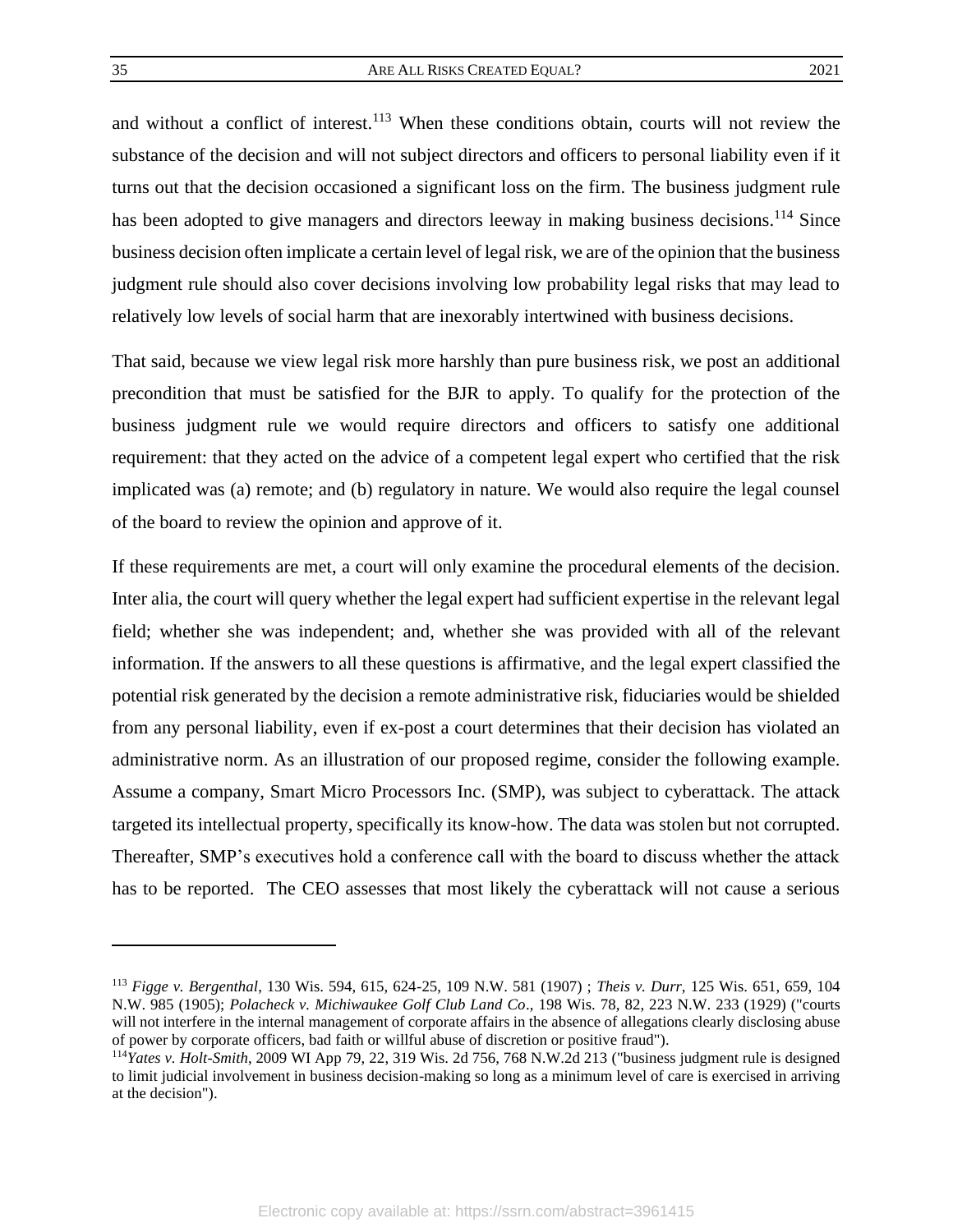and without a conflict of interest.[113] When these conditions obtain, courts will not review the substance of the decision and will not subject directors and officers to personal liability even if it turns out that the decision occasioned a significant loss on the firm. The business judgment rule has been adopted to give managers and directors leeway in making business decisions.[114] Since business decision often implicate a certain level of legal risk, we are of the opinion that the business judgment rule should also cover decisions involving low probability legal risks that may lead to relatively low levels of social harm that are inexorably intertwined with business decisions.

That said, because we view legal risk more harshly than pure business risk, we post an additional precondition that must be satisfied for the BJR to apply. To qualify for the protection of the business judgment rule we would require directors and officers to satisfy one additional requirement: that they acted on the advice of a competent legal expert who certified that the risk implicated was (a) remote; and (b) regulatory in nature. We would also require the legal counsel of the board to review the opinion and approve of it.

If these requirements are met, a court will only examine the procedural elements of the decision. Inter alia, the court will query whether the legal expert had sufficient expertise in the relevant legal field; whether she was independent; and, whether she was provided with all of the relevant information. If the answers to all these questions is affirmative, and the legal expert classified the potential risk generated by the decision a remote administrative risk, fiduciaries would be shielded from any personal liability, even if ex-post a court determines that their decision has violated an administrative norm. As an illustration of our proposed regime, consider the following example. Assume a company, Smart Micro Processors Inc. (SMP), was subject to cyberattack. The attack targeted its intellectual property, specifically its know-how. The data was stolen but not corrupted. Thereafter, SMP's executives hold a conference call with the board to discuss whether the attack has to be reported. The CEO assesses that most likely the cyberattack will not cause a serious

---

[113] *Figge v. Bergenthal*, 130 Wis. 594, 615, 624-25, 109 N.W. 581 (1907) ; *Theis v. Durr*, 125 Wis. 651, 659, 104 N.W. 985 (1905); *Polacheck v. Michiwaukee Golf Club Land Co*., 198 Wis. 78, 82, 223 N.W. 233 (1929) ("courts will not interfere in the internal management of corporate affairs in the absence of allegations clearly disclosing abuse of power by corporate officers, bad faith or willful abuse of discretion or positive fraud").

[114] *Yates v. Holt-Smith*, 2009 WI App 79, 22, 319 Wis. 2d 756, 768 N.W.2d 213 ("business judgment rule is designed to limit judicial involvement in business decision-making so long as a minimum level of care is exercised in arriving at the decision").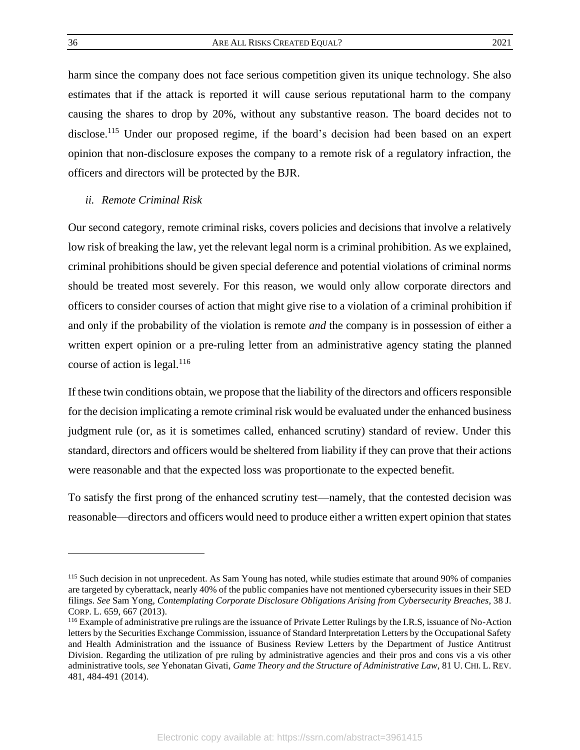harm since the company does not face serious competition given its unique technology. She also estimates that if the attack is reported it will cause serious reputational harm to the company causing the shares to drop by 20%, without any substantive reason. The board decides not to disclose.[115] Under our proposed regime, if the board's decision had been based on an expert opinion that non-disclosure exposes the company to a remote risk of a regulatory infraction, the officers and directors will be protected by the BJR.

*ii. Remote Criminal Risk*

Our second category, remote criminal risks, covers policies and decisions that involve a relatively low risk of breaking the law, yet the relevant legal norm is a criminal prohibition. As we explained, criminal prohibitions should be given special deference and potential violations of criminal norms should be treated most severely. For this reason, we would only allow corporate directors and officers to consider courses of action that might give rise to a violation of a criminal prohibition if and only if the probability of the violation is remote *and* the company is in possession of either a written expert opinion or a pre-ruling letter from an administrative agency stating the planned course of action is legal.[116]

If these twin conditions obtain, we propose that the liability of the directors and officers responsible for the decision implicating a remote criminal risk would be evaluated under the enhanced business judgment rule (or, as it is sometimes called, enhanced scrutiny) standard of review. Under this standard, directors and officers would be sheltered from liability if they can prove that their actions were reasonable and that the expected loss was proportionate to the expected benefit.

To satisfy the first prong of the enhanced scrutiny test—namely, that the contested decision was reasonable—directors and officers would need to produce either a written expert opinion that states

---

[115] Such decision in not unprecedent. As Sam Young has noted, while studies estimate that around 90% of companies are targeted by cyberattack, nearly 40% of the public companies have not mentioned cybersecurity issues in their SED filings. *See* Sam Yong, *Contemplating Corporate Disclosure Obligations Arising from Cybersecurity Breaches*, 38 J. CORP. L. 659, 667 (2013).

[116] Example of administrative pre rulings are the issuance of Private Letter Rulings by the I.R.S, issuance of No-Action letters by the Securities Exchange Commission, issuance of Standard Interpretation Letters by the Occupational Safety and Health Administration and the issuance of Business Review Letters by the Department of Justice Antitrust Division. Regarding the utilization of pre ruling by administrative agencies and their pros and cons vis a vis other administrative tools, *see* Yehonatan Givati, *Game Theory and the Structure of Administrative Law*, 81 U. CHI. L. REV. 481, 484-491 (2014).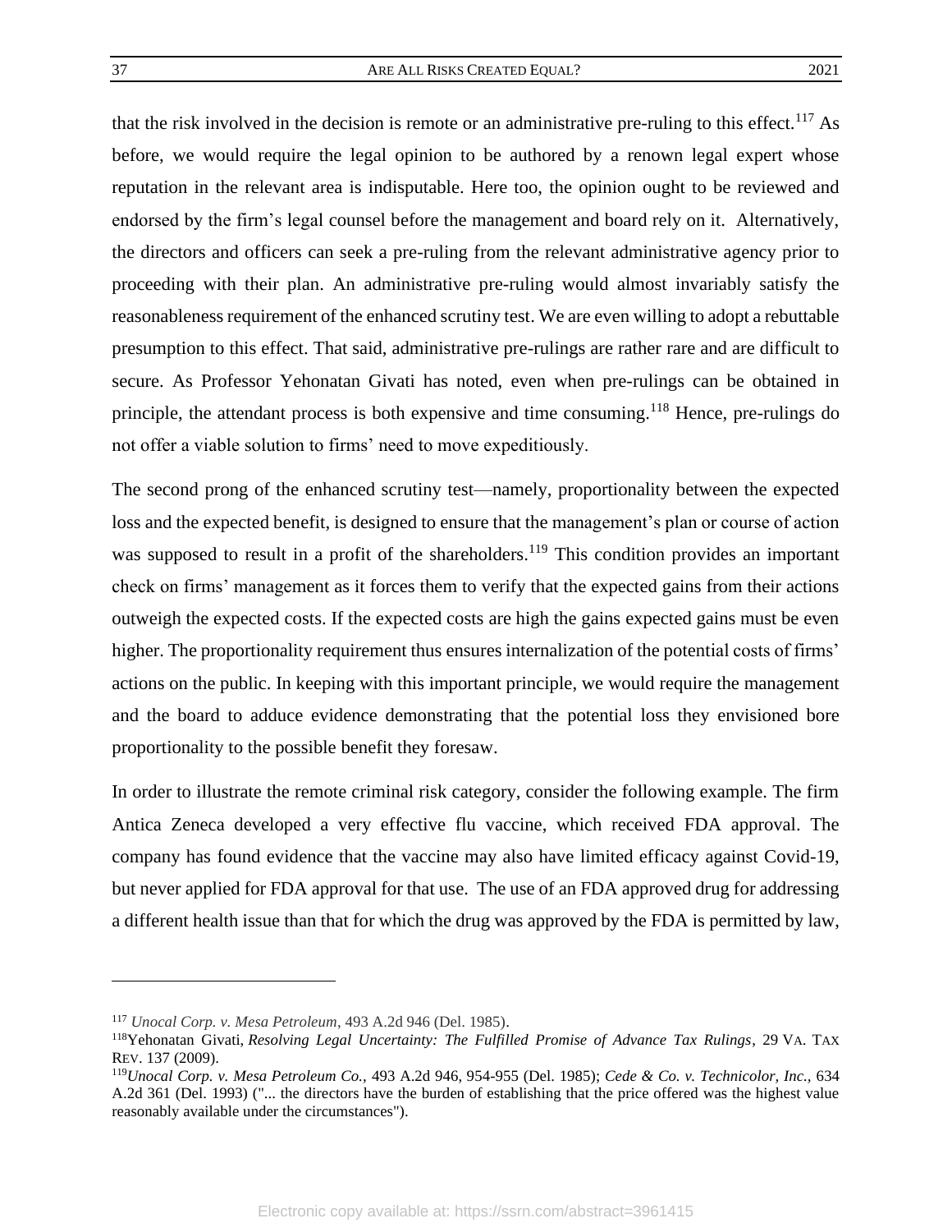that the risk involved in the decision is remote or an administrative pre-ruling to this effect.[117] As before, we would require the legal opinion to be authored by a renown legal expert whose reputation in the relevant area is indisputable. Here too, the opinion ought to be reviewed and endorsed by the firm's legal counsel before the management and board rely on it. Alternatively, the directors and officers can seek a pre-ruling from the relevant administrative agency prior to proceeding with their plan. An administrative pre-ruling would almost invariably satisfy the reasonableness requirement of the enhanced scrutiny test. We are even willing to adopt a rebuttable presumption to this effect. That said, administrative pre-rulings are rather rare and are difficult to secure. As Professor Yehonatan Givati has noted, even when pre-rulings can be obtained in principle, the attendant process is both expensive and time consuming.[118] Hence, pre-rulings do not offer a viable solution to firms' need to move expeditiously.

The second prong of the enhanced scrutiny test—namely, proportionality between the expected loss and the expected benefit, is designed to ensure that the management's plan or course of action was supposed to result in a profit of the shareholders.[119] This condition provides an important check on firms' management as it forces them to verify that the expected gains from their actions outweigh the expected costs. If the expected costs are high the gains expected gains must be even higher. The proportionality requirement thus ensures internalization of the potential costs of firms' actions on the public. In keeping with this important principle, we would require the management and the board to adduce evidence demonstrating that the potential loss they envisioned bore proportionality to the possible benefit they foresaw.

In order to illustrate the remote criminal risk category, consider the following example. The firm Antica Zeneca developed a very effective flu vaccine, which received FDA approval. The company has found evidence that the vaccine may also have limited efficacy against Covid-19, but never applied for FDA approval for that use. The use of an FDA approved drug for addressing a different health issue than that for which the drug was approved by the FDA is permitted by law,

---

[117] *Unocal Corp. v. Mesa Petroleum*, 493 A.2d 946 (Del. 1985).

[118] Yehonatan Givati, *Resolving Legal Uncertainty: The Fulfilled Promise of Advance Tax Rulings*, 29 VA. TAX REV. 137 (2009).

[119] *Unocal Corp. v. Mesa Petroleum Co.*, 493 A.2d 946, 954-955 (Del. 1985); *Cede & Co. v. Technicolor, Inc.*, 634 A.2d 361 (Del. 1993) ("... the directors have the burden of establishing that the price offered was the highest value reasonably available under the circumstances").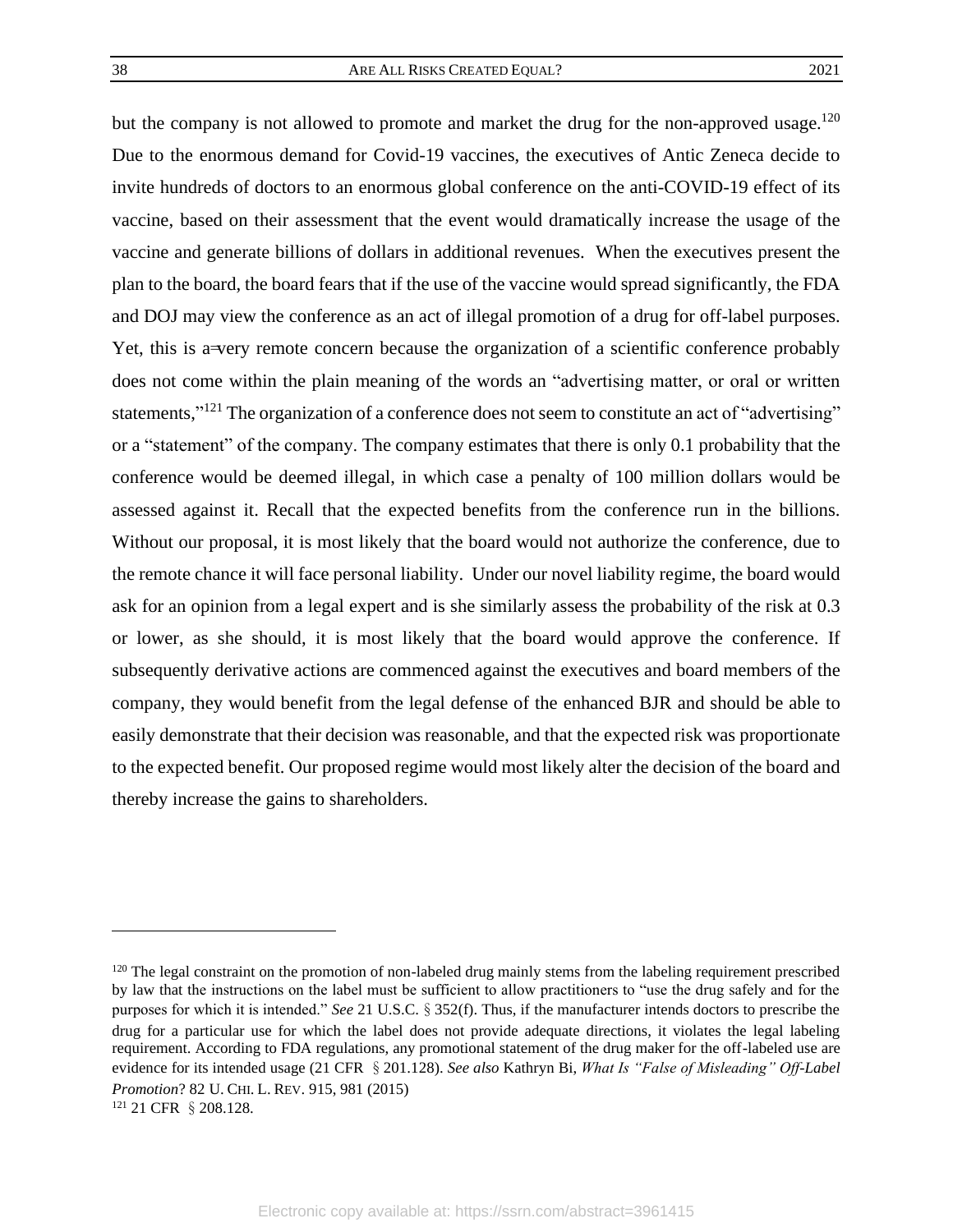but the company is not allowed to promote and market the drug for the non-approved usage.[120] Due to the enormous demand for Covid-19 vaccines, the executives of Antic Zeneca decide to invite hundreds of doctors to an enormous global conference on the anti-COVID-19 effect of its vaccine, based on their assessment that the event would dramatically increase the usage of the vaccine and generate billions of dollars in additional revenues. When the executives present the plan to the board, the board fears that if the use of the vaccine would spread significantly, the FDA and DOJ may view the conference as an act of illegal promotion of a drug for off-label purposes. Yet, this is a=very remote concern because the organization of a scientific conference probably does not come within the plain meaning of the words an "advertising matter, or oral or written statements,"[121] The organization of a conference does not seem to constitute an act of "advertising" or a "statement" of the company. The company estimates that there is only 0.1 probability that the conference would be deemed illegal, in which case a penalty of 100 million dollars would be assessed against it. Recall that the expected benefits from the conference run in the billions. Without our proposal, it is most likely that the board would not authorize the conference, due to the remote chance it will face personal liability. Under our novel liability regime, the board would ask for an opinion from a legal expert and is she similarly assess the probability of the risk at 0.3 or lower, as she should, it is most likely that the board would approve the conference. If subsequently derivative actions are commenced against the executives and board members of the company, they would benefit from the legal defense of the enhanced BJR and should be able to easily demonstrate that their decision was reasonable, and that the expected risk was proportionate to the expected benefit. Our proposed regime would most likely alter the decision of the board and thereby increase the gains to shareholders.

---

[120] The legal constraint on the promotion of non-labeled drug mainly stems from the labeling requirement prescribed by law that the instructions on the label must be sufficient to allow practitioners to "use the drug safely and for the purposes for which it is intended." *See* 21 U.S.C. § 352(f). Thus, if the manufacturer intends doctors to prescribe the drug for a particular use for which the label does not provide adequate directions, it violates the legal labeling requirement. According to FDA regulations, any promotional statement of the drug maker for the off-labeled use are evidence for its intended usage (21 CFR § 201.128). *See also* Kathryn Bi, *What Is "False of Misleading" Off-Label Promotion*? 82 U. CHI. L. REV. 915, 981 (2015)

[121] 21 CFR § 208.128.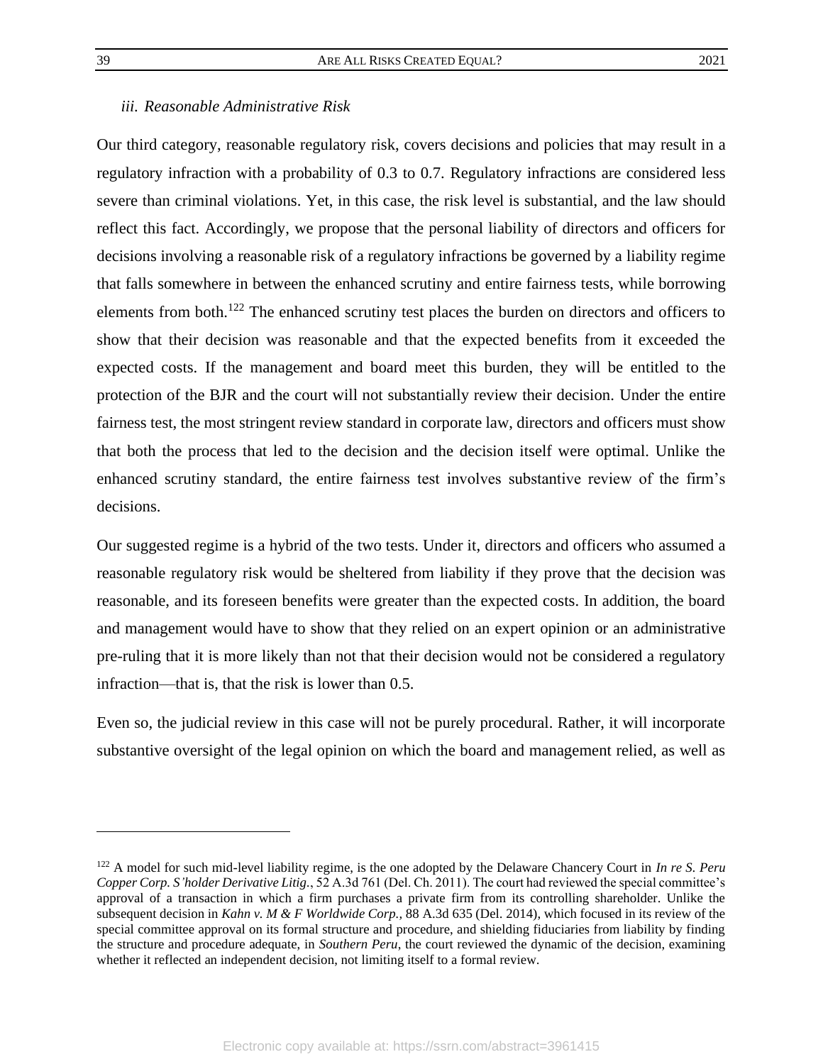### *iii. Reasonable Administrative Risk*

Our third category, reasonable regulatory risk, covers decisions and policies that may result in a regulatory infraction with a probability of 0.3 to 0.7. Regulatory infractions are considered less severe than criminal violations. Yet, in this case, the risk level is substantial, and the law should reflect this fact. Accordingly, we propose that the personal liability of directors and officers for decisions involving a reasonable risk of a regulatory infractions be governed by a liability regime that falls somewhere in between the enhanced scrutiny and entire fairness tests, while borrowing elements from both.[122] The enhanced scrutiny test places the burden on directors and officers to show that their decision was reasonable and that the expected benefits from it exceeded the expected costs. If the management and board meet this burden, they will be entitled to the protection of the BJR and the court will not substantially review their decision. Under the entire fairness test, the most stringent review standard in corporate law, directors and officers must show that both the process that led to the decision and the decision itself were optimal. Unlike the enhanced scrutiny standard, the entire fairness test involves substantive review of the firm's decisions.

Our suggested regime is a hybrid of the two tests. Under it, directors and officers who assumed a reasonable regulatory risk would be sheltered from liability if they prove that the decision was reasonable, and its foreseen benefits were greater than the expected costs. In addition, the board and management would have to show that they relied on an expert opinion or an administrative pre-ruling that it is more likely than not that their decision would not be considered a regulatory infraction—that is, that the risk is lower than 0.5.

Even so, the judicial review in this case will not be purely procedural. Rather, it will incorporate substantive oversight of the legal opinion on which the board and management relied, as well as

---

[122] A model for such mid-level liability regime, is the one adopted by the Delaware Chancery Court in *In re S. Peru Copper Corp. S'holder Derivative Litig.*, 52 A.3d 761 (Del. Ch. 2011). The court had reviewed the special committee's approval of a transaction in which a firm purchases a private firm from its controlling shareholder. Unlike the subsequent decision in *Kahn v. M & F Worldwide Corp.,* 88 A.3d 635 (Del. 2014), which focused in its review of the special committee approval on its formal structure and procedure, and shielding fiduciaries from liability by finding the structure and procedure adequate, in *Southern Peru*, the court reviewed the dynamic of the decision, examining whether it reflected an independent decision, not limiting itself to a formal review.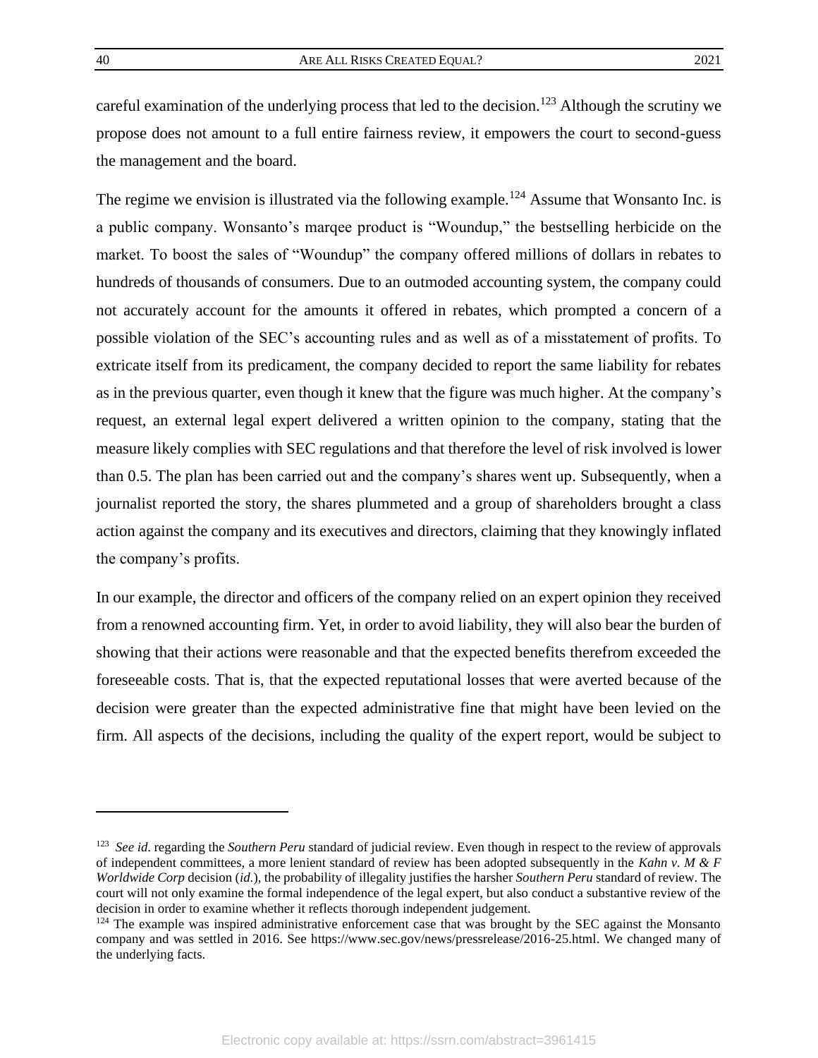careful examination of the underlying process that led to the decision.[123] Although the scrutiny we propose does not amount to a full entire fairness review, it empowers the court to second-guess the management and the board.

The regime we envision is illustrated via the following example.[124] Assume that Wonsanto Inc. is a public company. Wonsanto's marqee product is "Woundup," the bestselling herbicide on the market. To boost the sales of "Woundup" the company offered millions of dollars in rebates to hundreds of thousands of consumers. Due to an outmoded accounting system, the company could not accurately account for the amounts it offered in rebates, which prompted a concern of a possible violation of the SEC's accounting rules and as well as of a misstatement of profits. To extricate itself from its predicament, the company decided to report the same liability for rebates as in the previous quarter, even though it knew that the figure was much higher. At the company's request, an external legal expert delivered a written opinion to the company, stating that the measure likely complies with SEC regulations and that therefore the level of risk involved is lower than 0.5. The plan has been carried out and the company's shares went up. Subsequently, when a journalist reported the story, the shares plummeted and a group of shareholders brought a class action against the company and its executives and directors, claiming that they knowingly inflated the company's profits.

In our example, the director and officers of the company relied on an expert opinion they received from a renowned accounting firm. Yet, in order to avoid liability, they will also bear the burden of showing that their actions were reasonable and that the expected benefits therefrom exceeded the foreseeable costs. That is, that the expected reputational losses that were averted because of the decision were greater than the expected administrative fine that might have been levied on the firm. All aspects of the decisions, including the quality of the expert report, would be subject to

---

[123] *See id.* regarding the *Southern Peru* standard of judicial review. Even though in respect to the review of approvals of independent committees, a more lenient standard of review has been adopted subsequently in the *Kahn v. M & F Worldwide Corp* decision (*id.*), the probability of illegality justifies the harsher *Southern Peru* standard of review. The court will not only examine the formal independence of the legal expert, but also conduct a substantive review of the decision in order to examine whether it reflects thorough independent judgement.

[124] The example was inspired administrative enforcement case that was brought by the SEC against the Monsanto company and was settled in 2016. See https://www.sec.gov/news/pressrelease/2016-25.html. We changed many of the underlying facts.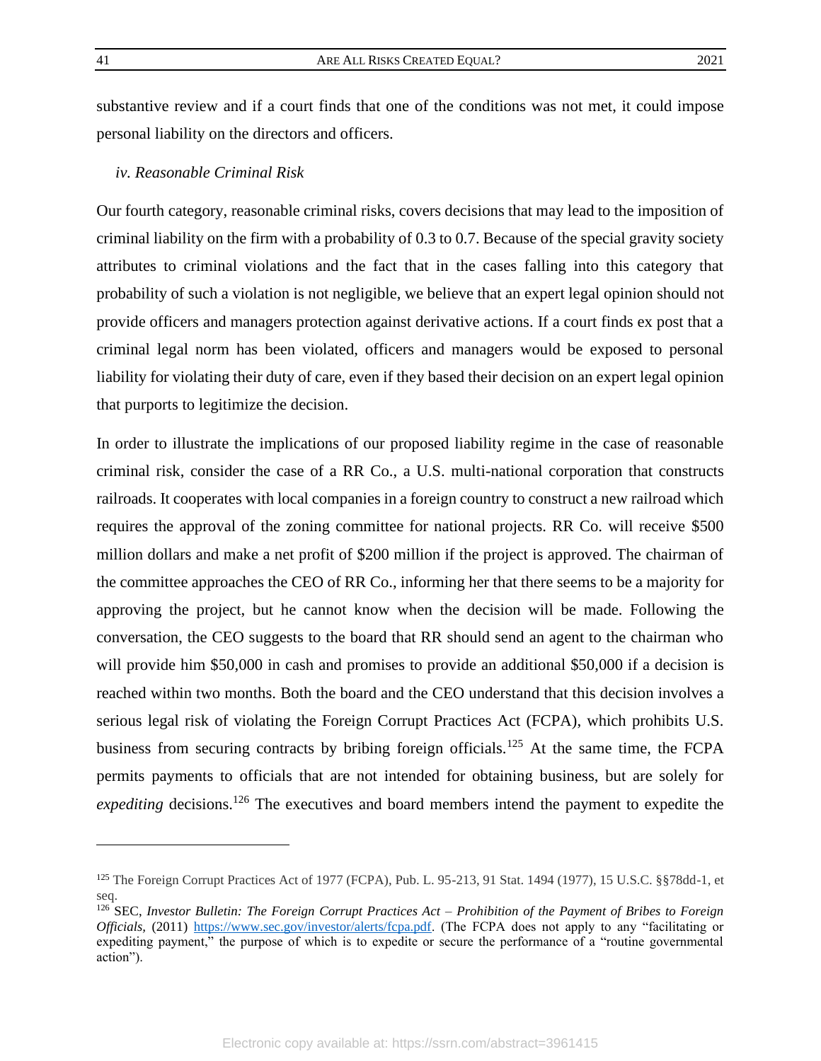substantive review and if a court finds that one of the conditions was not met, it could impose personal liability on the directors and officers.

*iv. Reasonable Criminal Risk*

Our fourth category, reasonable criminal risks, covers decisions that may lead to the imposition of criminal liability on the firm with a probability of 0.3 to 0.7. Because of the special gravity society attributes to criminal violations and the fact that in the cases falling into this category that probability of such a violation is not negligible, we believe that an expert legal opinion should not provide officers and managers protection against derivative actions. If a court finds ex post that a criminal legal norm has been violated, officers and managers would be exposed to personal liability for violating their duty of care, even if they based their decision on an expert legal opinion that purports to legitimize the decision.

In order to illustrate the implications of our proposed liability regime in the case of reasonable criminal risk, consider the case of a RR Co., a U.S. multi-national corporation that constructs railroads. It cooperates with local companies in a foreign country to construct a new railroad which requires the approval of the zoning committee for national projects. RR Co. will receive $500 million dollars and make a net profit of $200 million if the project is approved. The chairman of the committee approaches the CEO of RR Co., informing her that there seems to be a majority for approving the project, but he cannot know when the decision will be made. Following the conversation, the CEO suggests to the board that RR should send an agent to the chairman who will provide him $50,000 in cash and promises to provide an additional $50,000 if a decision is reached within two months. Both the board and the CEO understand that this decision involves a serious legal risk of violating the Foreign Corrupt Practices Act (FCPA), which prohibits U.S. business from securing contracts by bribing foreign officials.[125] At the same time, the FCPA permits payments to officials that are not intended for obtaining business, but are solely for *expediting* decisions.[126] The executives and board members intend the payment to expedite the

---

[125] The Foreign Corrupt Practices Act of 1977 (FCPA), Pub. L. 95-213, 91 Stat. 1494 (1977), 15 U.S.C. §§78dd-1, et seq.

[126] SEC, *Investor Bulletin: The Foreign Corrupt Practices Act – Prohibition of the Payment of Bribes to Foreign Officials*, (2011) https://www.sec.gov/investor/alerts/fcpa.pdf. (The FCPA does not apply to any "facilitating or expediting payment," the purpose of which is to expedite or secure the performance of a "routine governmental action").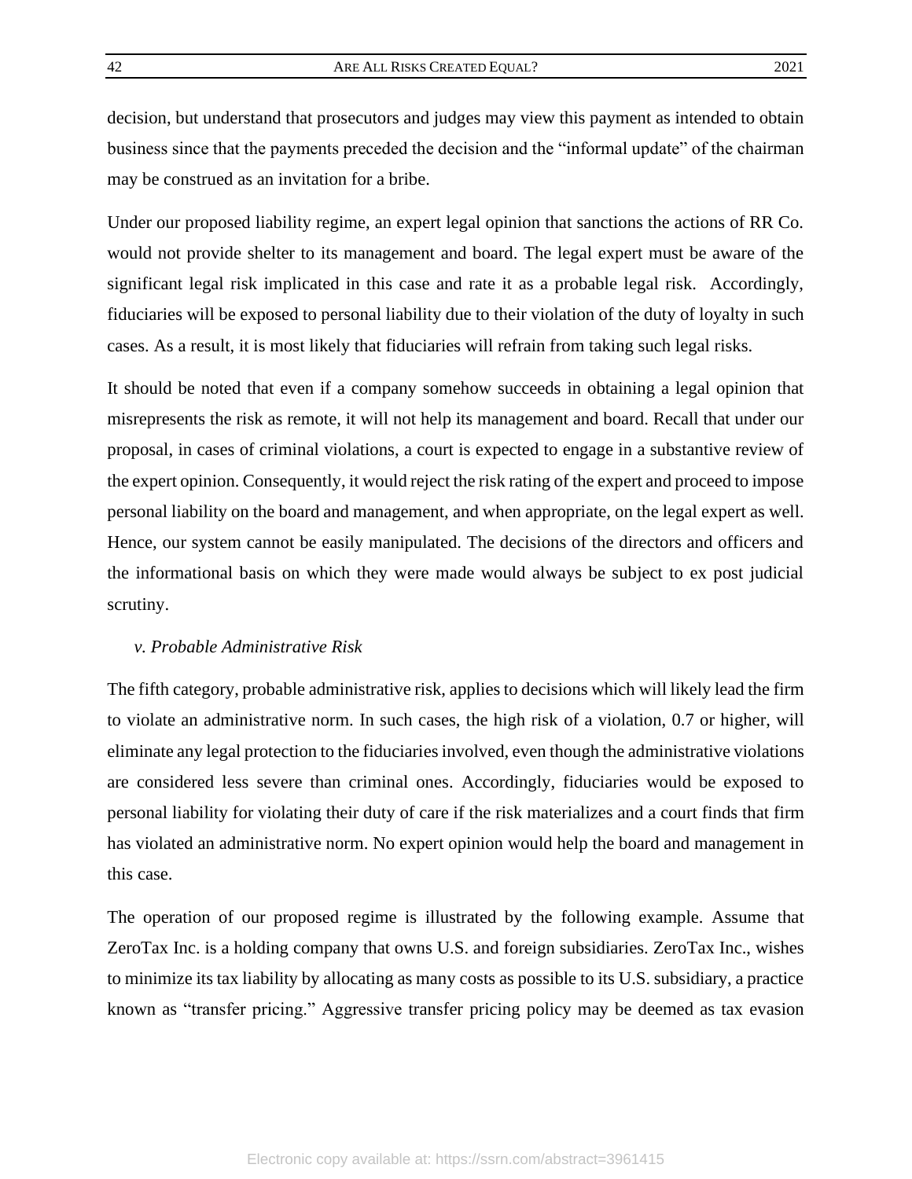decision, but understand that prosecutors and judges may view this payment as intended to obtain business since that the payments preceded the decision and the "informal update" of the chairman may be construed as an invitation for a bribe.

Under our proposed liability regime, an expert legal opinion that sanctions the actions of RR Co. would not provide shelter to its management and board. The legal expert must be aware of the significant legal risk implicated in this case and rate it as a probable legal risk. Accordingly, fiduciaries will be exposed to personal liability due to their violation of the duty of loyalty in such cases. As a result, it is most likely that fiduciaries will refrain from taking such legal risks.

It should be noted that even if a company somehow succeeds in obtaining a legal opinion that misrepresents the risk as remote, it will not help its management and board. Recall that under our proposal, in cases of criminal violations, a court is expected to engage in a substantive review of the expert opinion. Consequently, it would reject the risk rating of the expert and proceed to impose personal liability on the board and management, and when appropriate, on the legal expert as well. Hence, our system cannot be easily manipulated. The decisions of the directors and officers and the informational basis on which they were made would always be subject to ex post judicial scrutiny.

*v. Probable Administrative Risk*

The fifth category, probable administrative risk, applies to decisions which will likely lead the firm to violate an administrative norm. In such cases, the high risk of a violation, 0.7 or higher, will eliminate any legal protection to the fiduciaries involved, even though the administrative violations are considered less severe than criminal ones. Accordingly, fiduciaries would be exposed to personal liability for violating their duty of care if the risk materializes and a court finds that firm has violated an administrative norm. No expert opinion would help the board and management in this case.

The operation of our proposed regime is illustrated by the following example. Assume that ZeroTax Inc. is a holding company that owns U.S. and foreign subsidiaries. ZeroTax Inc., wishes to minimize its tax liability by allocating as many costs as possible to its U.S. subsidiary, a practice known as "transfer pricing." Aggressive transfer pricing policy may be deemed as tax evasion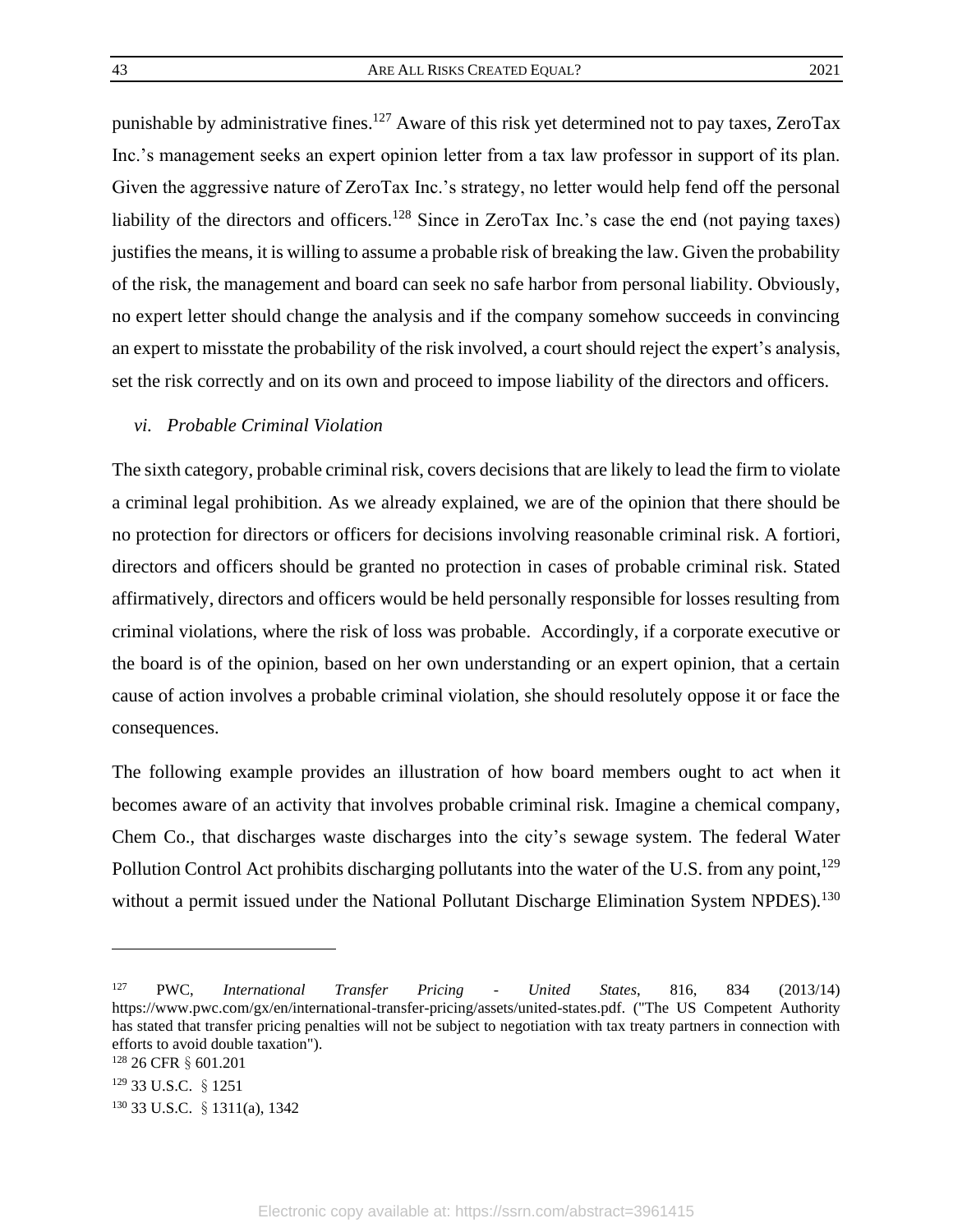punishable by administrative fines.[127] Aware of this risk yet determined not to pay taxes, ZeroTax Inc.'s management seeks an expert opinion letter from a tax law professor in support of its plan. Given the aggressive nature of ZeroTax Inc.'s strategy, no letter would help fend off the personal liability of the directors and officers.[128] Since in ZeroTax Inc.'s case the end (not paying taxes) justifies the means, it is willing to assume a probable risk of breaking the law. Given the probability of the risk, the management and board can seek no safe harbor from personal liability. Obviously, no expert letter should change the analysis and if the company somehow succeeds in convincing an expert to misstate the probability of the risk involved, a court should reject the expert's analysis, set the risk correctly and on its own and proceed to impose liability of the directors and officers.

*vi. Probable Criminal Violation*

The sixth category, probable criminal risk, covers decisions that are likely to lead the firm to violate a criminal legal prohibition. As we already explained, we are of the opinion that there should be no protection for directors or officers for decisions involving reasonable criminal risk. A fortiori, directors and officers should be granted no protection in cases of probable criminal risk. Stated affirmatively, directors and officers would be held personally responsible for losses resulting from criminal violations, where the risk of loss was probable. Accordingly, if a corporate executive or the board is of the opinion, based on her own understanding or an expert opinion, that a certain cause of action involves a probable criminal violation, she should resolutely oppose it or face the consequences.

The following example provides an illustration of how board members ought to act when it becomes aware of an activity that involves probable criminal risk. Imagine a chemical company, Chem Co., that discharges waste discharges into the city's sewage system. The federal Water Pollution Control Act prohibits discharging pollutants into the water of the U.S. from any point,[129] without a permit issued under the National Pollutant Discharge Elimination System NPDES).[130]

---

[127] PWC, *International Transfer Pricing - United States*, 816, 834 (2013/14) https://www.pwc.com/gx/en/international-transfer-pricing/assets/united-states.pdf. ("The US Competent Authority has stated that transfer pricing penalties will not be subject to negotiation with tax treaty partners in connection with efforts to avoid double taxation").

[128] 26 CFR § 601.201

[129] 33 U.S.C. § 1251

[130] 33 U.S.C. § 1311(a), 1342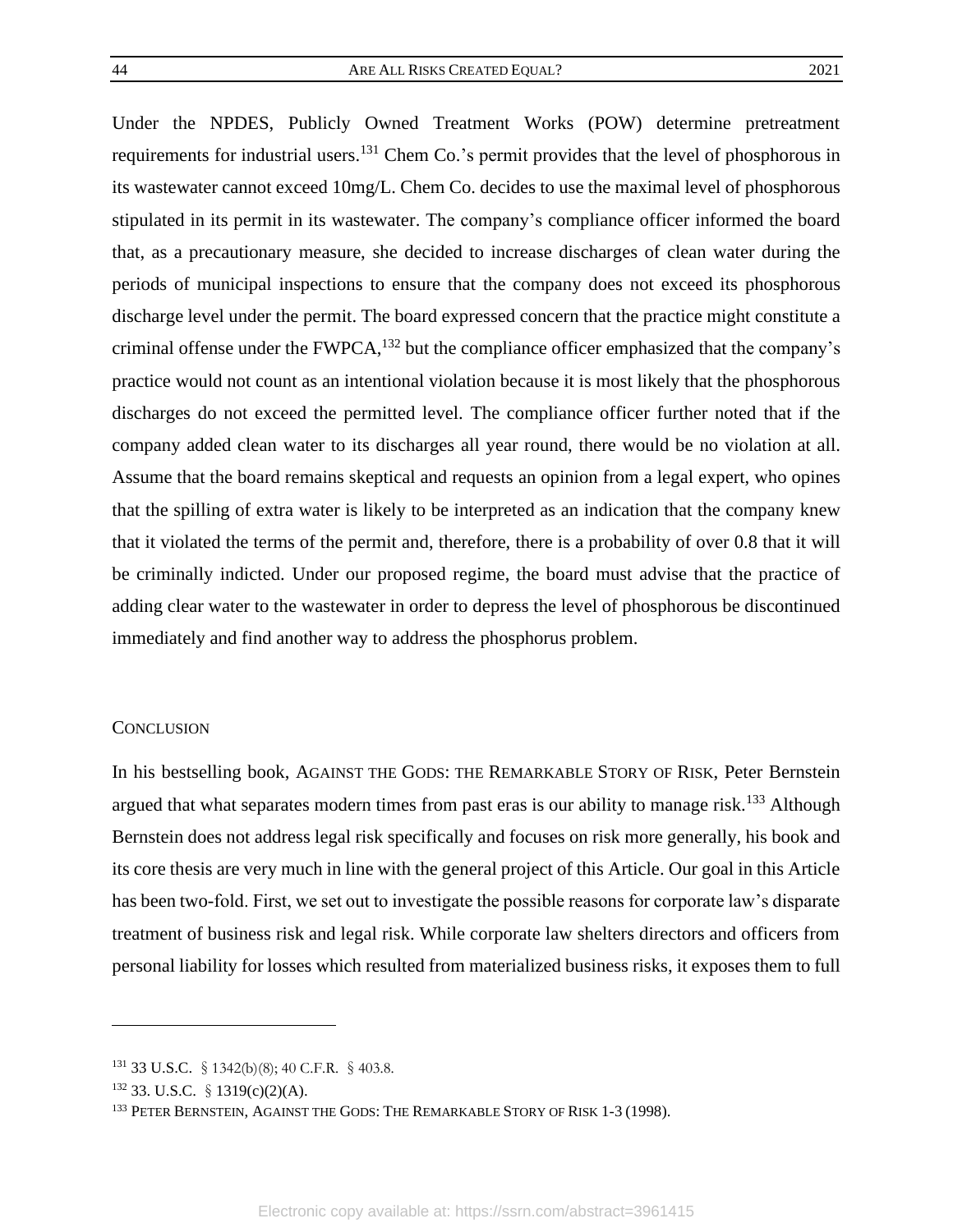Under the NPDES, Publicly Owned Treatment Works (POW) determine pretreatment requirements for industrial users.[131] Chem Co.'s permit provides that the level of phosphorous in its wastewater cannot exceed 10mg/L. Chem Co. decides to use the maximal level of phosphorous stipulated in its permit in its wastewater. The company's compliance officer informed the board that, as a precautionary measure, she decided to increase discharges of clean water during the periods of municipal inspections to ensure that the company does not exceed its phosphorous discharge level under the permit. The board expressed concern that the practice might constitute a criminal offense under the FWPCA,[132] but the compliance officer emphasized that the company's practice would not count as an intentional violation because it is most likely that the phosphorous discharges do not exceed the permitted level. The compliance officer further noted that if the company added clean water to its discharges all year round, there would be no violation at all. Assume that the board remains skeptical and requests an opinion from a legal expert, who opines that the spilling of extra water is likely to be interpreted as an indication that the company knew that it violated the terms of the permit and, therefore, there is a probability of over 0.8 that it will be criminally indicted. Under our proposed regime, the board must advise that the practice of adding clear water to the wastewater in order to depress the level of phosphorous be discontinued immediately and find another way to address the phosphorus problem.

## CONCLUSION

In his bestselling book, AGAINST THE GODS: THE REMARKABLE STORY OF RISK, Peter Bernstein argued that what separates modern times from past eras is our ability to manage risk.[133] Although Bernstein does not address legal risk specifically and focuses on risk more generally, his book and its core thesis are very much in line with the general project of this Article. Our goal in this Article has been two-fold. First, we set out to investigate the possible reasons for corporate law's disparate treatment of business risk and legal risk. While corporate law shelters directors and officers from personal liability for losses which resulted from materialized business risks, it exposes them to full

---

[131] 33 U.S.C. § 1342(b)(8); 40 C.F.R. § 403.8.

[132] 33. U.S.C. § 1319(c)(2)(A).

[133] PETER BERNSTEIN, AGAINST THE GODS: THE REMARKABLE STORY OF RISK 1-3 (1998).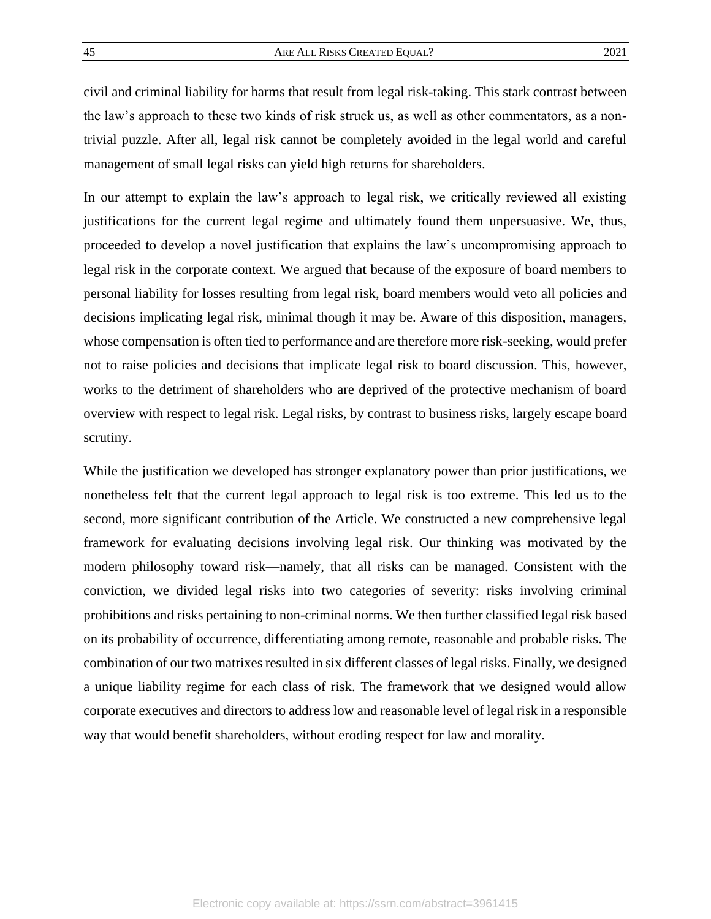civil and criminal liability for harms that result from legal risk-taking. This stark contrast between the law's approach to these two kinds of risk struck us, as well as other commentators, as a non-trivial puzzle. After all, legal risk cannot be completely avoided in the legal world and careful management of small legal risks can yield high returns for shareholders.

In our attempt to explain the law's approach to legal risk, we critically reviewed all existing justifications for the current legal regime and ultimately found them unpersuasive. We, thus, proceeded to develop a novel justification that explains the law's uncompromising approach to legal risk in the corporate context. We argued that because of the exposure of board members to personal liability for losses resulting from legal risk, board members would veto all policies and decisions implicating legal risk, minimal though it may be. Aware of this disposition, managers, whose compensation is often tied to performance and are therefore more risk-seeking, would prefer not to raise policies and decisions that implicate legal risk to board discussion. This, however, works to the detriment of shareholders who are deprived of the protective mechanism of board overview with respect to legal risk. Legal risks, by contrast to business risks, largely escape board scrutiny.

While the justification we developed has stronger explanatory power than prior justifications, we nonetheless felt that the current legal approach to legal risk is too extreme. This led us to the second, more significant contribution of the Article. We constructed a new comprehensive legal framework for evaluating decisions involving legal risk. Our thinking was motivated by the modern philosophy toward risk—namely, that all risks can be managed. Consistent with the conviction, we divided legal risks into two categories of severity: risks involving criminal prohibitions and risks pertaining to non-criminal norms. We then further classified legal risk based on its probability of occurrence, differentiating among remote, reasonable and probable risks. The combination of our two matrixes resulted in six different classes of legal risks. Finally, we designed a unique liability regime for each class of risk. The framework that we designed would allow corporate executives and directors to address low and reasonable level of legal risk in a responsible way that would benefit shareholders, without eroding respect for law and morality.